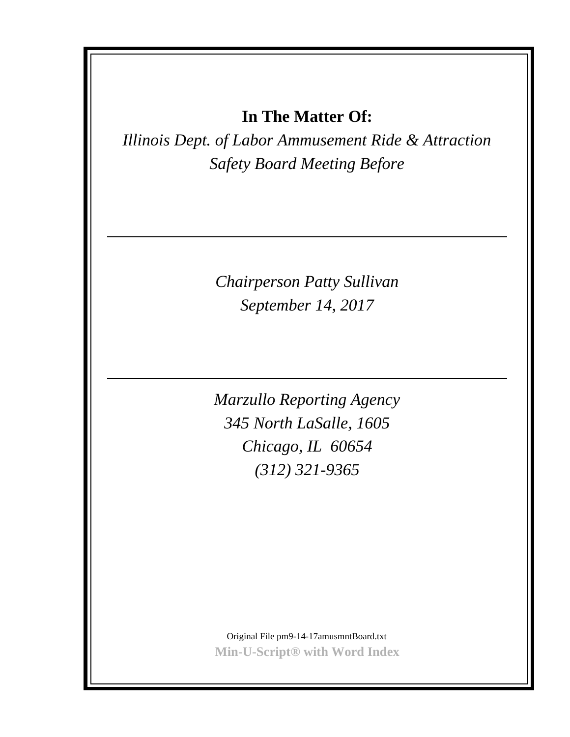**In The Matter Of:**

*Illinois Dept. of Labor Ammusement Ride & Attraction Safety Board Meeting Before*

---

*Chairperson Patty Sullivan*
*September 14, 2017*

---

*Marzullo Reporting Agency*
*345 North LaSalle, 1605*
*Chicago, IL 60654*
*(312) 321-9365*

Original File pm9-14-17amusmntBoard.txt

**Min-U-Script® with Word Index**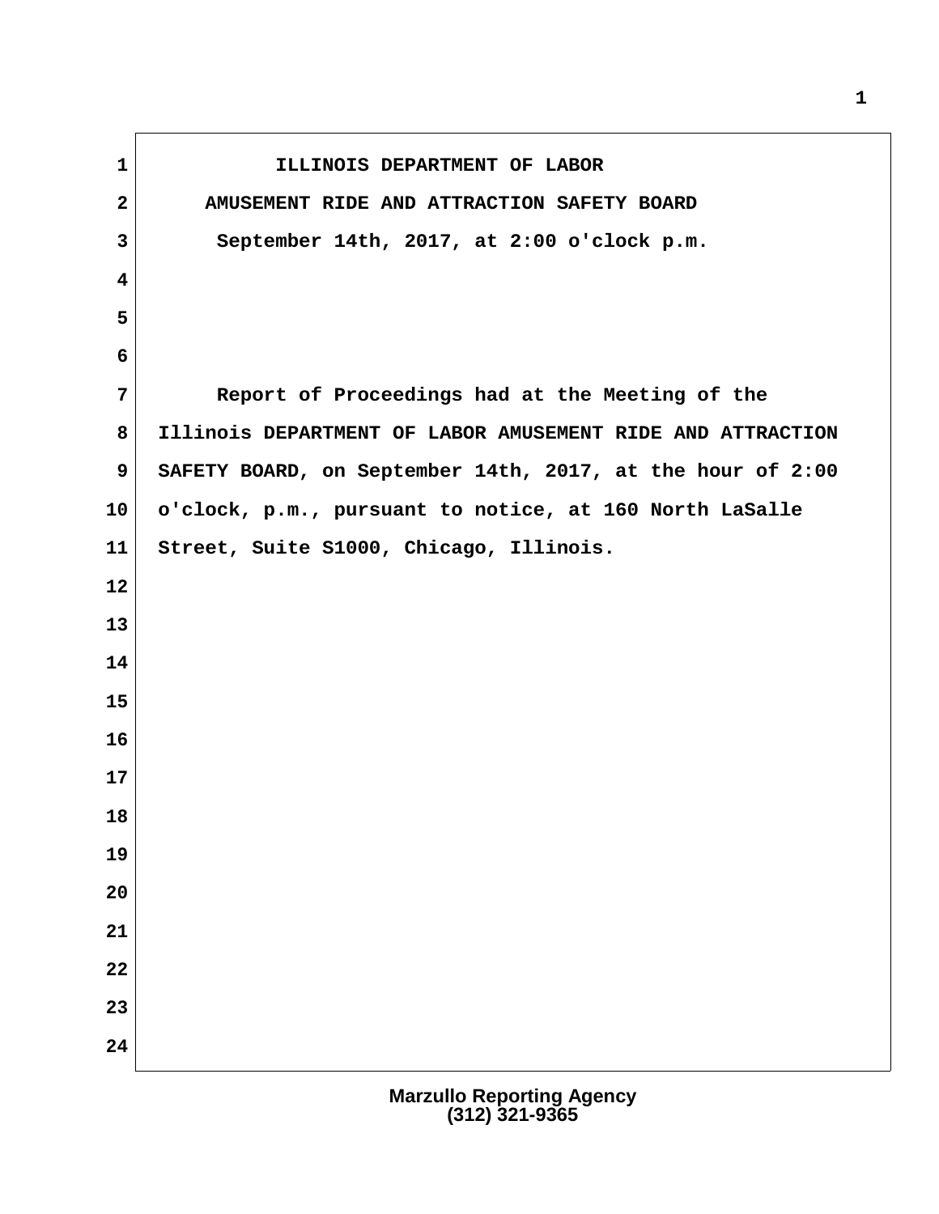ILLINOIS DEPARTMENT OF LABOR

AMUSEMENT RIDE AND ATTRACTION SAFETY BOARD

September 14th, 2017, at 2:00 o'clock p.m.

Report of Proceedings had at the Meeting of the Illinois DEPARTMENT OF LABOR AMUSEMENT RIDE AND ATTRACTION SAFETY BOARD, on September 14th, 2017, at the hour of 2:00 o'clock, p.m., pursuant to notice, at 160 North LaSalle Street, Suite S1000, Chicago, Illinois.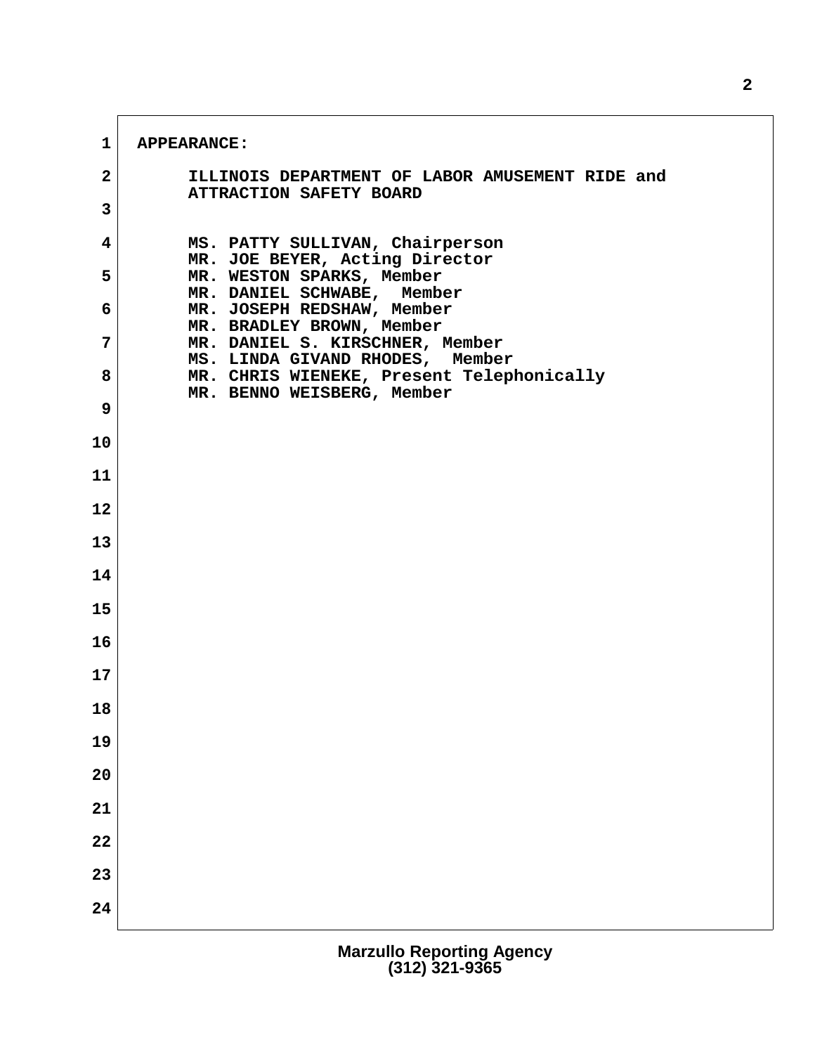APPEARANCE:

ILLINOIS DEPARTMENT OF LABOR AMUSEMENT RIDE and ATTRACTION SAFETY BOARD

MS. PATTY SULLIVAN, Chairperson
MR. JOE BEYER, Acting Director
MR. WESTON SPARKS, Member
MR. DANIEL SCHWABE, Member
MR. JOSEPH REDSHAW, Member
MR. BRADLEY BROWN, Member
MR. DANIEL S. KIRSCHNER, Member
MS. LINDA GIVAND RHODES, Member
MR. CHRIS WIENEKE, Present Telephonically
MR. BENNO WEISBERG, Member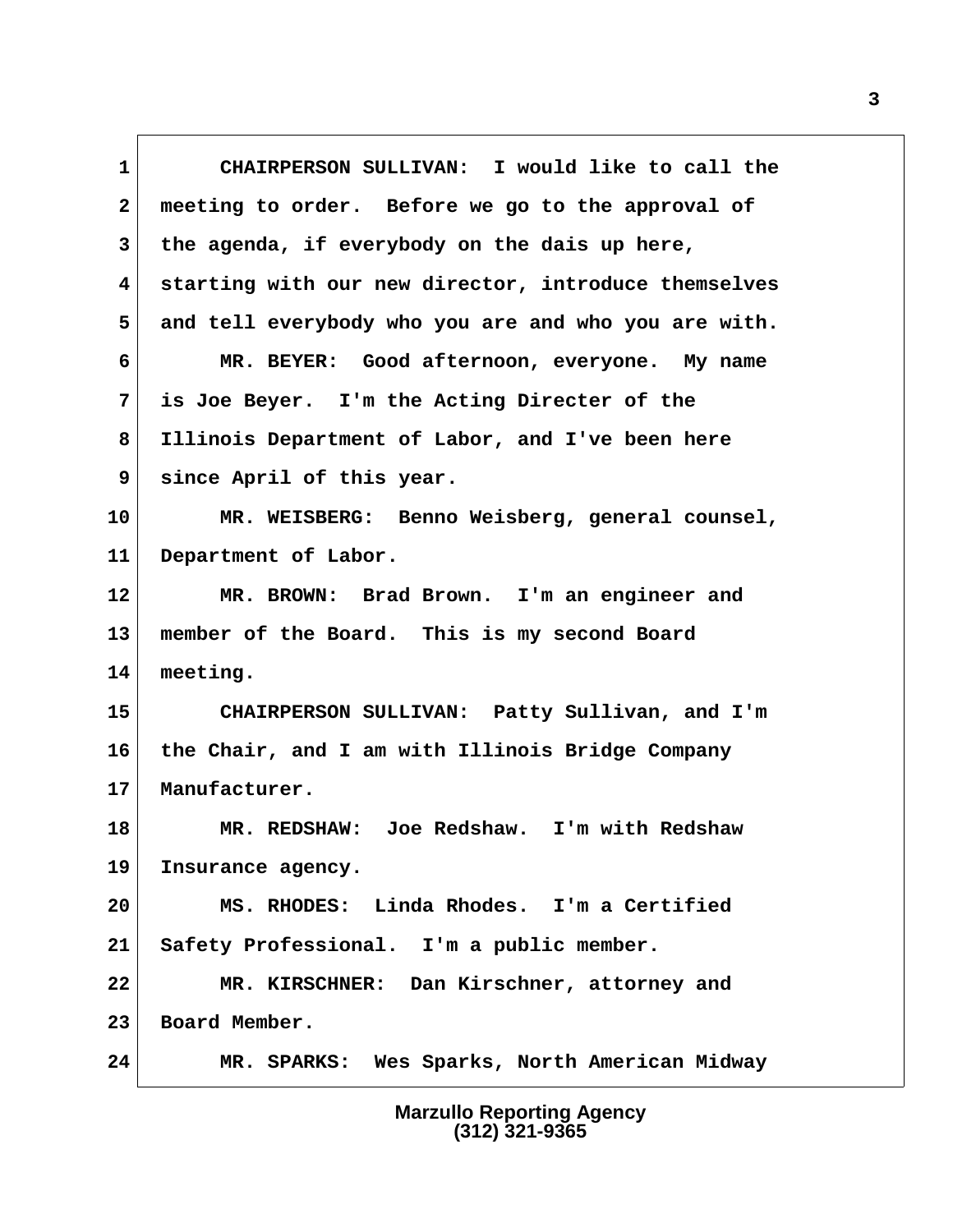CHAIRPERSON SULLIVAN: I would like to call the meeting to order. Before we go to the approval of the agenda, if everybody on the dais up here, starting with our new director, introduce themselves and tell everybody who you are and who you are with.

MR. BEYER: Good afternoon, everyone. My name is Joe Beyer. I'm the Acting Directer of the Illinois Department of Labor, and I've been here since April of this year.

MR. WEISBERG: Benno Weisberg, general counsel, Department of Labor.

MR. BROWN: Brad Brown. I'm an engineer and member of the Board. This is my second Board meeting.

CHAIRPERSON SULLIVAN: Patty Sullivan, and I'm the Chair, and I am with Illinois Bridge Company Manufacturer.

MR. REDSHAW: Joe Redshaw. I'm with Redshaw Insurance agency.

MS. RHODES: Linda Rhodes. I'm a Certified Safety Professional. I'm a public member.

MR. KIRSCHNER: Dan Kirschner, attorney and Board Member.

MR. SPARKS: Wes Sparks, North American Midway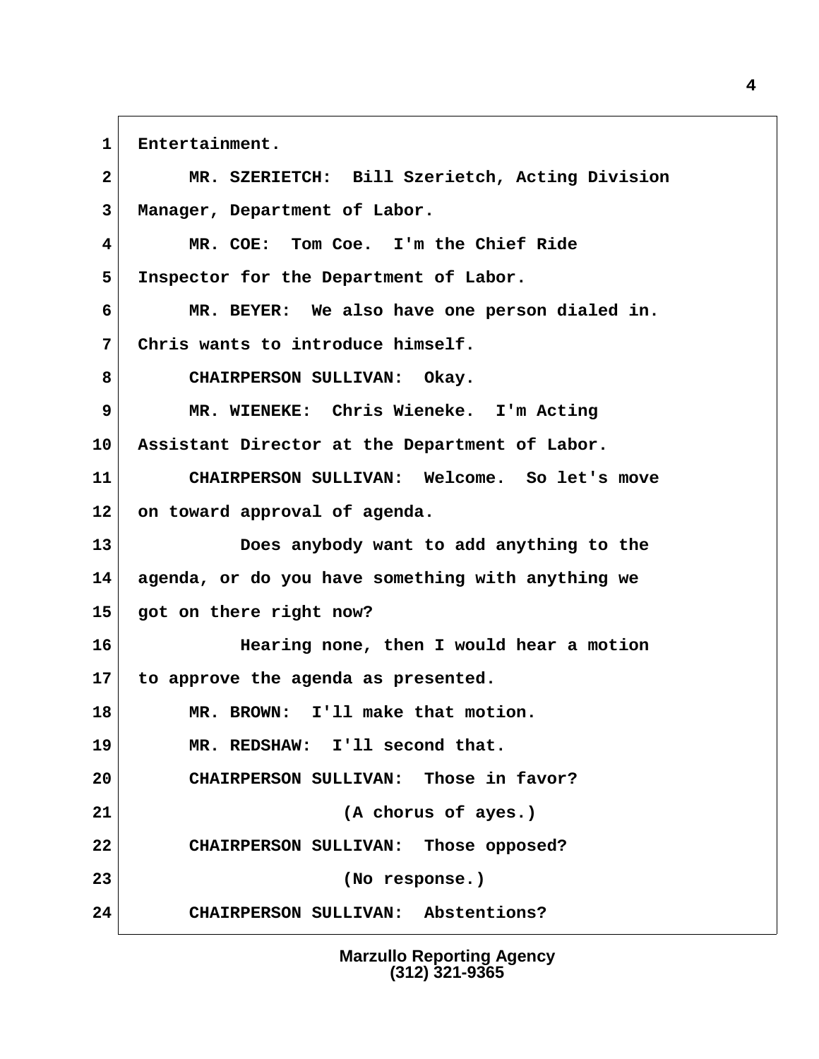1 Entertainment.

2 MR. SZERIETCH: Bill Szerietch, Acting Division

3 Manager, Department of Labor.

4 MR. COE: Tom Coe. I'm the Chief Ride

5 Inspector for the Department of Labor.

6 MR. BEYER: We also have one person dialed in.

7 Chris wants to introduce himself.

8 CHAIRPERSON SULLIVAN: Okay.

9 MR. WIENEKE: Chris Wieneke. I'm Acting

10 Assistant Director at the Department of Labor.

11 CHAIRPERSON SULLIVAN: Welcome. So let's move

12 on toward approval of agenda.

13 Does anybody want to add anything to the

14 agenda, or do you have something with anything we

15 got on there right now?

16 Hearing none, then I would hear a motion

17 to approve the agenda as presented.

18 MR. BROWN: I'll make that motion.

19 MR. REDSHAW: I'll second that.

20 CHAIRPERSON SULLIVAN: Those in favor?

21 (A chorus of ayes.)

22 CHAIRPERSON SULLIVAN: Those opposed?

23 (No response.)

24 CHAIRPERSON SULLIVAN: Abstentions?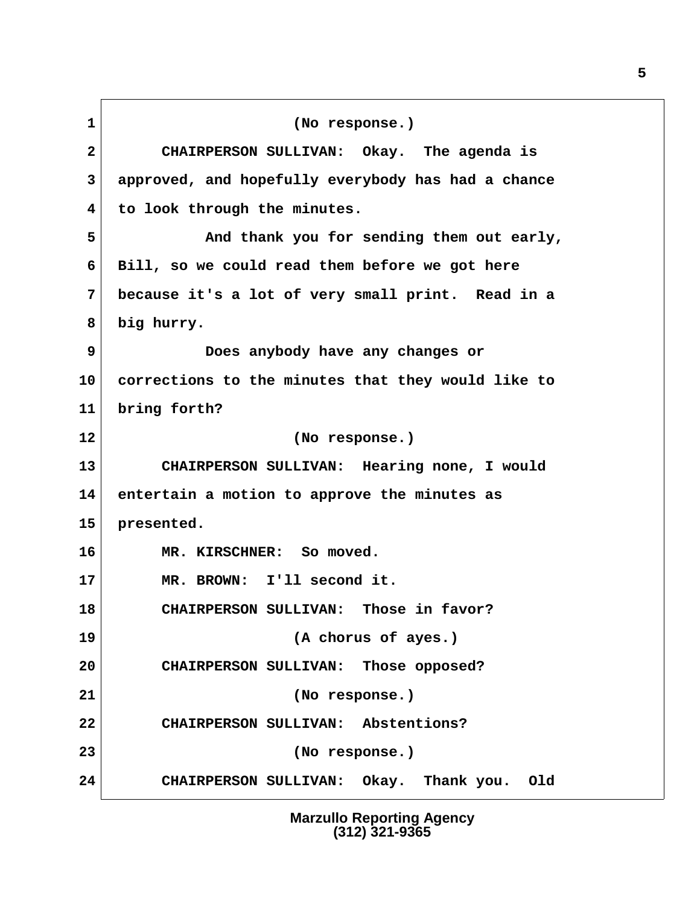(No response.)

CHAIRPERSON SULLIVAN: Okay. The agenda is approved, and hopefully everybody has had a chance to look through the minutes.

And thank you for sending them out early, Bill, so we could read them before we got here because it's a lot of very small print. Read in a big hurry.

Does anybody have any changes or corrections to the minutes that they would like to bring forth?

(No response.)

CHAIRPERSON SULLIVAN: Hearing none, I would entertain a motion to approve the minutes as presented.

MR. KIRSCHNER: So moved.

MR. BROWN: I'll second it.

CHAIRPERSON SULLIVAN: Those in favor?

(A chorus of ayes.)

CHAIRPERSON SULLIVAN: Those opposed?

(No response.)

CHAIRPERSON SULLIVAN: Abstentions?

(No response.)

CHAIRPERSON SULLIVAN: Okay. Thank you. Old

Marzullo Reporting Agency
(312) 321-9365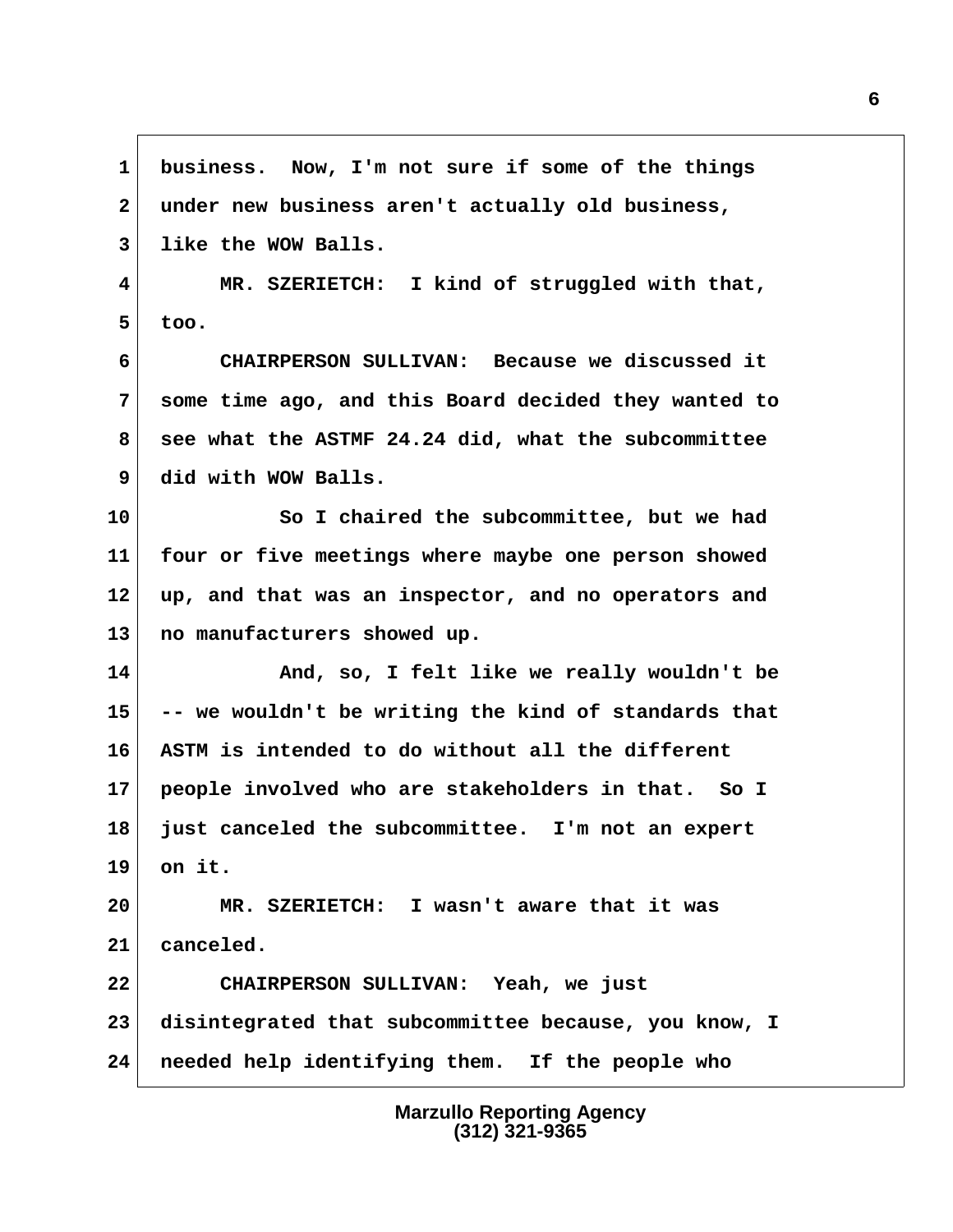business. Now, I'm not sure if some of the things under new business aren't actually old business, like the WOW Balls.

MR. SZERIETCH: I kind of struggled with that, too.

CHAIRPERSON SULLIVAN: Because we discussed it some time ago, and this Board decided they wanted to see what the ASTMF 24.24 did, what the subcommittee did with WOW Balls.

So I chaired the subcommittee, but we had four or five meetings where maybe one person showed up, and that was an inspector, and no operators and no manufacturers showed up.

And, so, I felt like we really wouldn't be -- we wouldn't be writing the kind of standards that ASTM is intended to do without all the different people involved who are stakeholders in that. So I just canceled the subcommittee. I'm not an expert on it.

MR. SZERIETCH: I wasn't aware that it was canceled.

CHAIRPERSON SULLIVAN: Yeah, we just disintegrated that subcommittee because, you know, I needed help identifying them. If the people who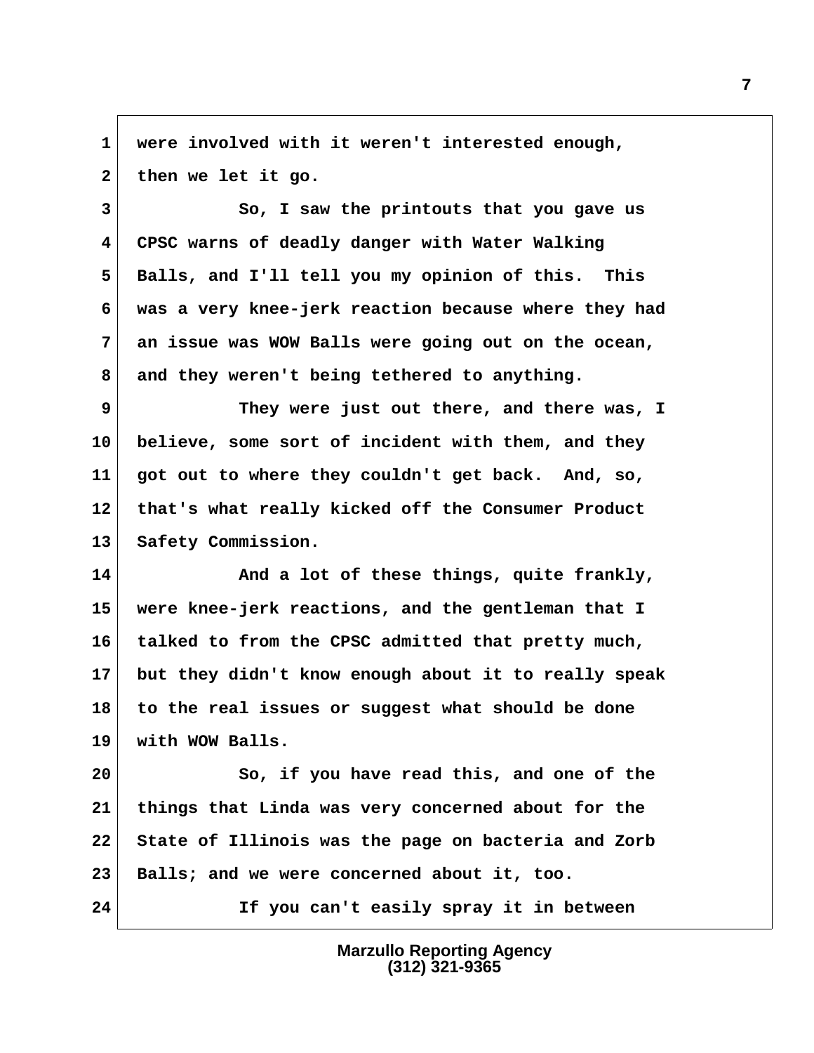were involved with it weren't interested enough, then we let it go.

So, I saw the printouts that you gave us CPSC warns of deadly danger with Water Walking Balls, and I'll tell you my opinion of this. This was a very knee-jerk reaction because where they had an issue was WOW Balls were going out on the ocean, and they weren't being tethered to anything.

They were just out there, and there was, I believe, some sort of incident with them, and they got out to where they couldn't get back. And, so, that's what really kicked off the Consumer Product Safety Commission.

And a lot of these things, quite frankly, were knee-jerk reactions, and the gentleman that I talked to from the CPSC admitted that pretty much, but they didn't know enough about it to really speak to the real issues or suggest what should be done with WOW Balls.

So, if you have read this, and one of the things that Linda was very concerned about for the State of Illinois was the page on bacteria and Zorb Balls; and we were concerned about it, too.

If you can't easily spray it in between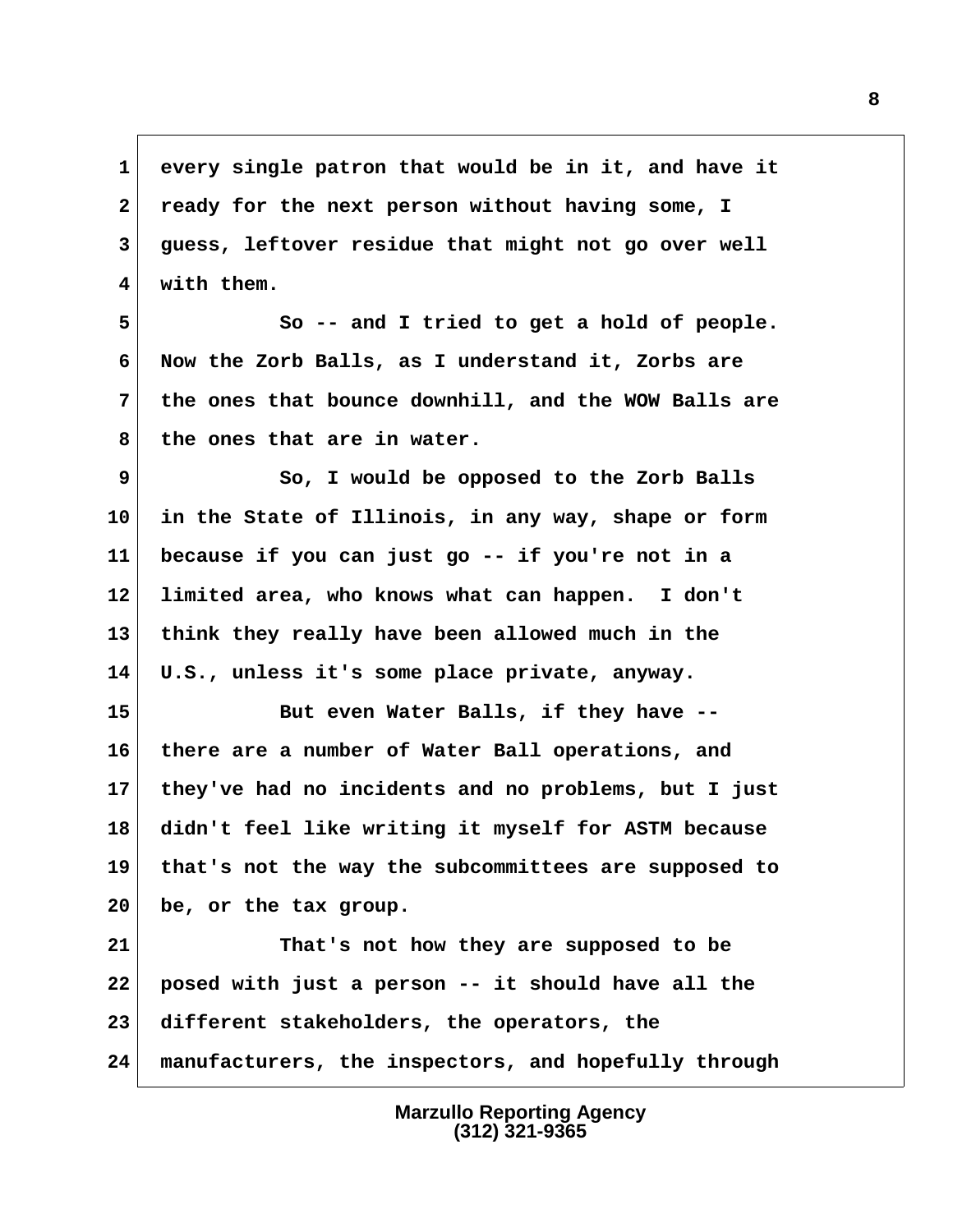1 every single patron that would be in it, and have it
2 ready for the next person without having some, I
3 guess, leftover residue that might not go over well
4 with them.

5 So -- and I tried to get a hold of people.
6 Now the Zorb Balls, as I understand it, Zorbs are
7 the ones that bounce downhill, and the WOW Balls are
8 the ones that are in water.

9 So, I would be opposed to the Zorb Balls
10 in the State of Illinois, in any way, shape or form
11 because if you can just go -- if you're not in a
12 limited area, who knows what can happen. I don't
13 think they really have been allowed much in the
14 U.S., unless it's some place private, anyway.

15 But even Water Balls, if they have --
16 there are a number of Water Ball operations, and
17 they've had no incidents and no problems, but I just
18 didn't feel like writing it myself for ASTM because
19 that's not the way the subcommittees are supposed to
20 be, or the tax group.

21 That's not how they are supposed to be
22 posed with just a person -- it should have all the
23 different stakeholders, the operators, the
24 manufacturers, the inspectors, and hopefully through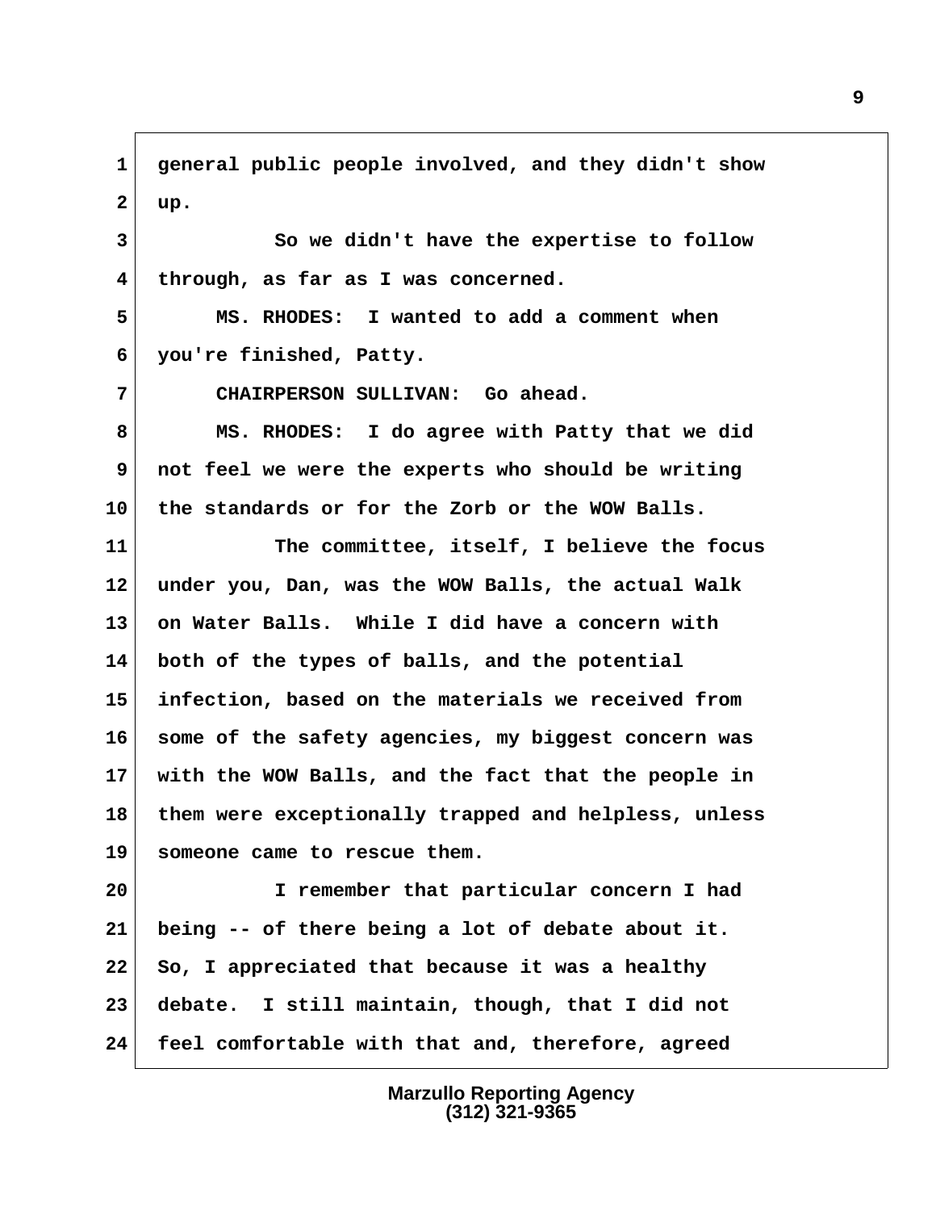general public people involved, and they didn't show up.

So we didn't have the expertise to follow through, as far as I was concerned.

MS. RHODES: I wanted to add a comment when you're finished, Patty.

CHAIRPERSON SULLIVAN: Go ahead.

MS. RHODES: I do agree with Patty that we did not feel we were the experts who should be writing the standards or for the Zorb or the WOW Balls.

The committee, itself, I believe the focus under you, Dan, was the WOW Balls, the actual Walk on Water Balls. While I did have a concern with both of the types of balls, and the potential infection, based on the materials we received from some of the safety agencies, my biggest concern was with the WOW Balls, and the fact that the people in them were exceptionally trapped and helpless, unless someone came to rescue them.

I remember that particular concern I had being -- of there being a lot of debate about it. So, I appreciated that because it was a healthy debate. I still maintain, though, that I did not feel comfortable with that and, therefore, agreed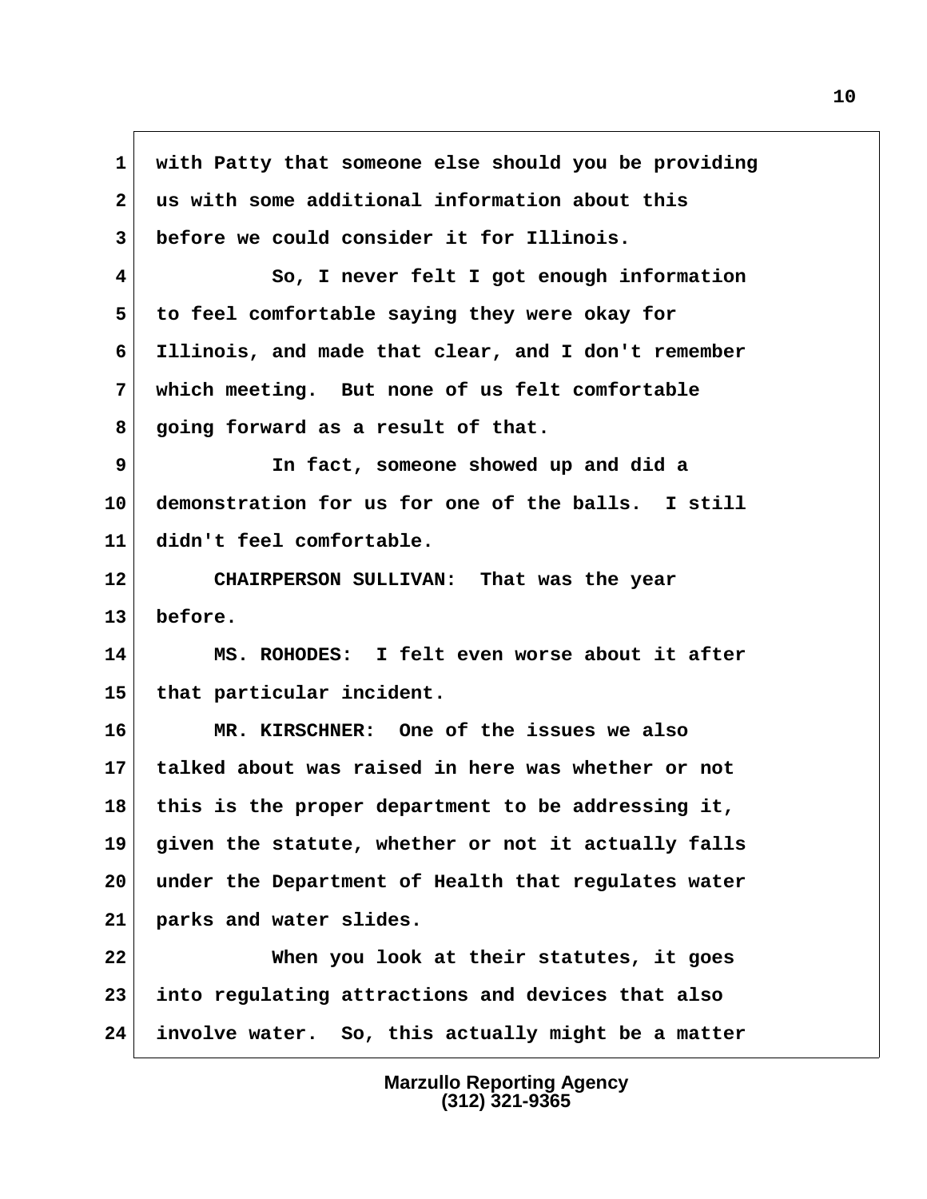with Patty that someone else should you be providing us with some additional information about this before we could consider it for Illinois.

So, I never felt I got enough information to feel comfortable saying they were okay for Illinois, and made that clear, and I don't remember which meeting. But none of us felt comfortable going forward as a result of that.

In fact, someone showed up and did a demonstration for us for one of the balls. I still didn't feel comfortable.

CHAIRPERSON SULLIVAN: That was the year before.

MS. ROHODES: I felt even worse about it after that particular incident.

MR. KIRSCHNER: One of the issues we also talked about was raised in here was whether or not this is the proper department to be addressing it, given the statute, whether or not it actually falls under the Department of Health that regulates water parks and water slides.

When you look at their statutes, it goes into regulating attractions and devices that also involve water. So, this actually might be a matter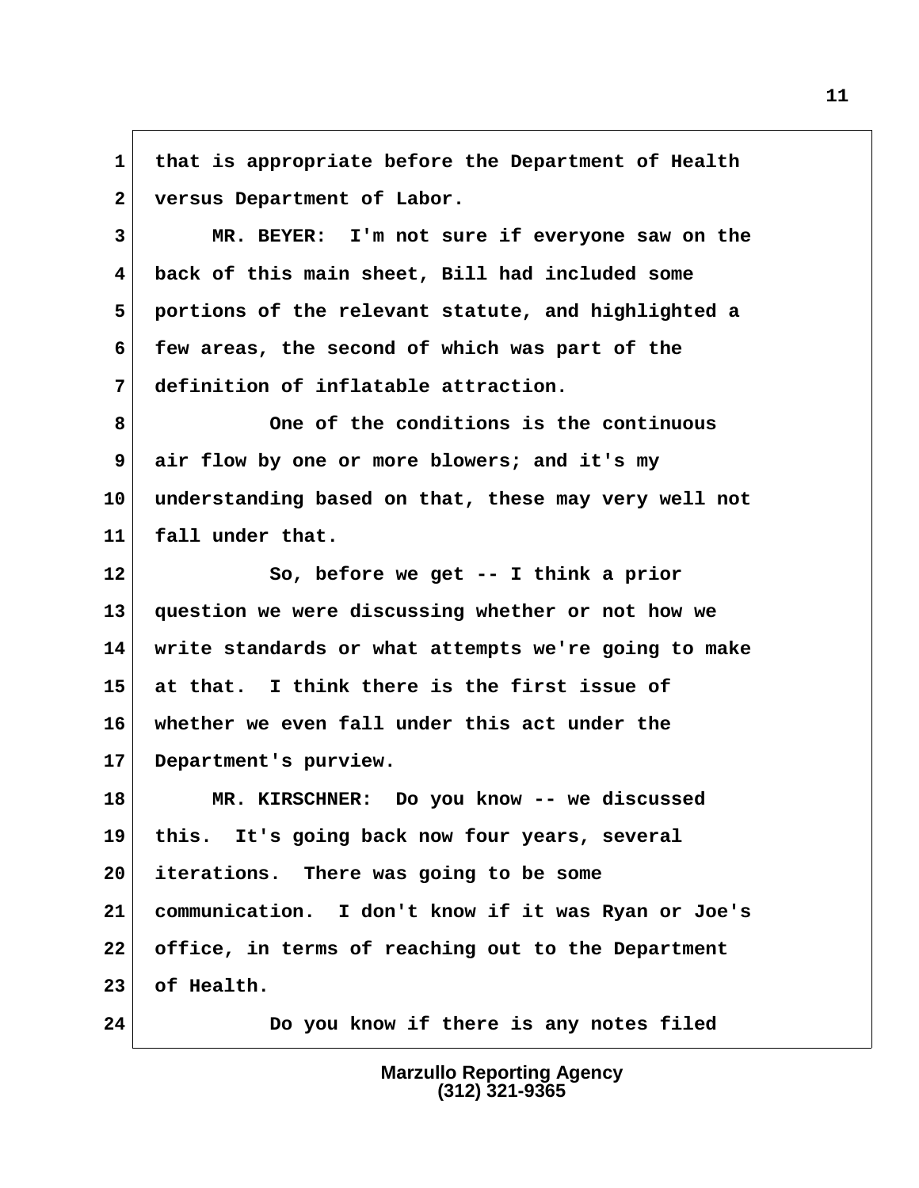1 that is appropriate before the Department of Health
2 versus Department of Labor.
3 MR. BEYER: I'm not sure if everyone saw on the
4 back of this main sheet, Bill had included some
5 portions of the relevant statute, and highlighted a
6 few areas, the second of which was part of the
7 definition of inflatable attraction.
8 One of the conditions is the continuous
9 air flow by one or more blowers; and it's my
10 understanding based on that, these may very well not
11 fall under that.
12 So, before we get -- I think a prior
13 question we were discussing whether or not how we
14 write standards or what attempts we're going to make
15 at that. I think there is the first issue of
16 whether we even fall under this act under the
17 Department's purview.
18 MR. KIRSCHNER: Do you know -- we discussed
19 this. It's going back now four years, several
20 iterations. There was going to be some
21 communication. I don't know if it was Ryan or Joe's
22 office, in terms of reaching out to the Department
23 of Health.
24 Do you know if there is any notes filed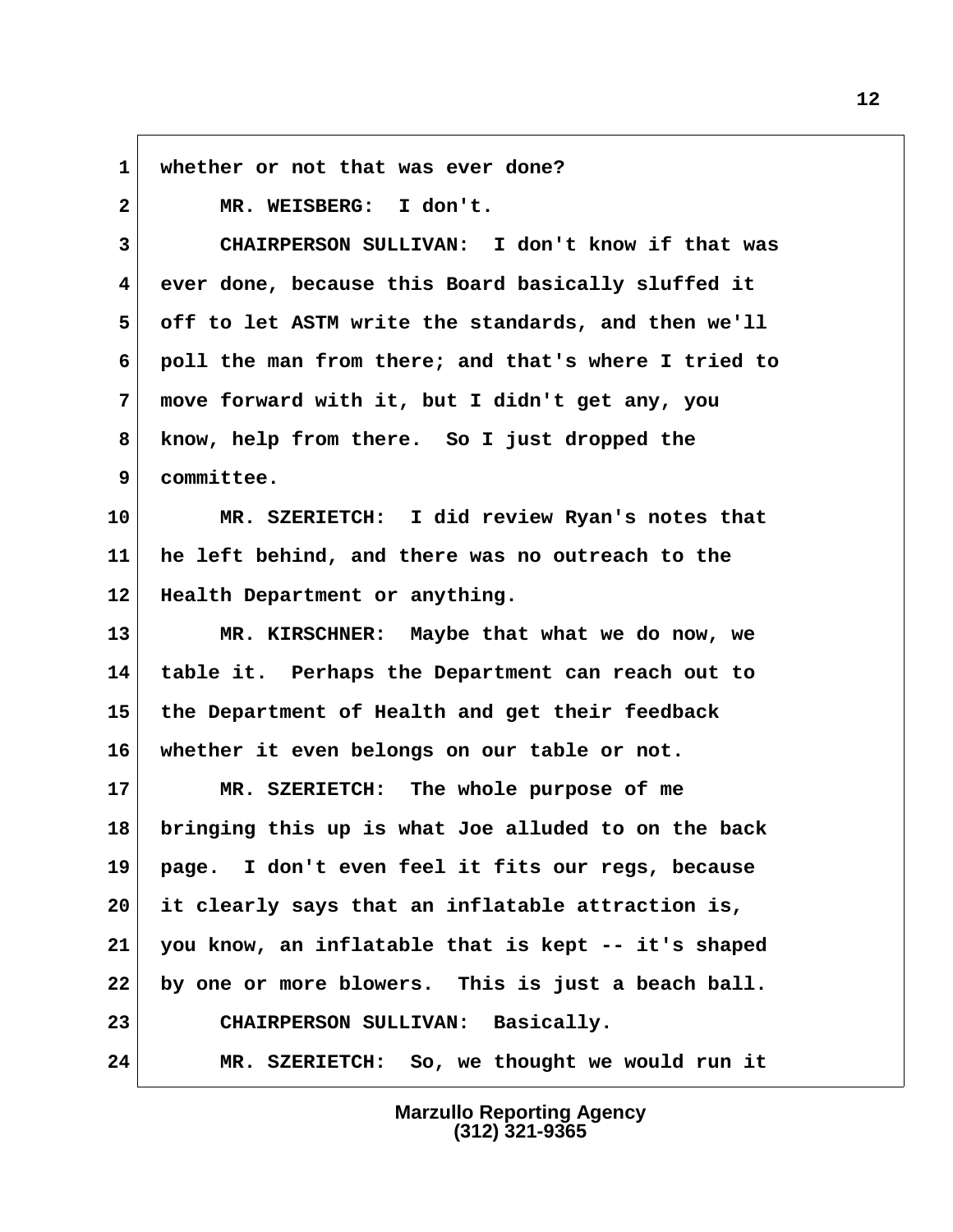1 whether or not that was ever done?

2 MR. WEISBERG: I don't.

3 CHAIRPERSON SULLIVAN: I don't know if that was
4 ever done, because this Board basically sluffed it
5 off to let ASTM write the standards, and then we'll
6 poll the man from there; and that's where I tried to
7 move forward with it, but I didn't get any, you
8 know, help from there. So I just dropped the
9 committee.

10 MR. SZERIETCH: I did review Ryan's notes that
11 he left behind, and there was no outreach to the
12 Health Department or anything.

13 MR. KIRSCHNER: Maybe that what we do now, we
14 table it. Perhaps the Department can reach out to
15 the Department of Health and get their feedback
16 whether it even belongs on our table or not.

17 MR. SZERIETCH: The whole purpose of me
18 bringing this up is what Joe alluded to on the back
19 page. I don't even feel it fits our regs, because
20 it clearly says that an inflatable attraction is,
21 you know, an inflatable that is kept -- it's shaped
22 by one or more blowers. This is just a beach ball.

23 CHAIRPERSON SULLIVAN: Basically.

24 MR. SZERIETCH: So, we thought we would run it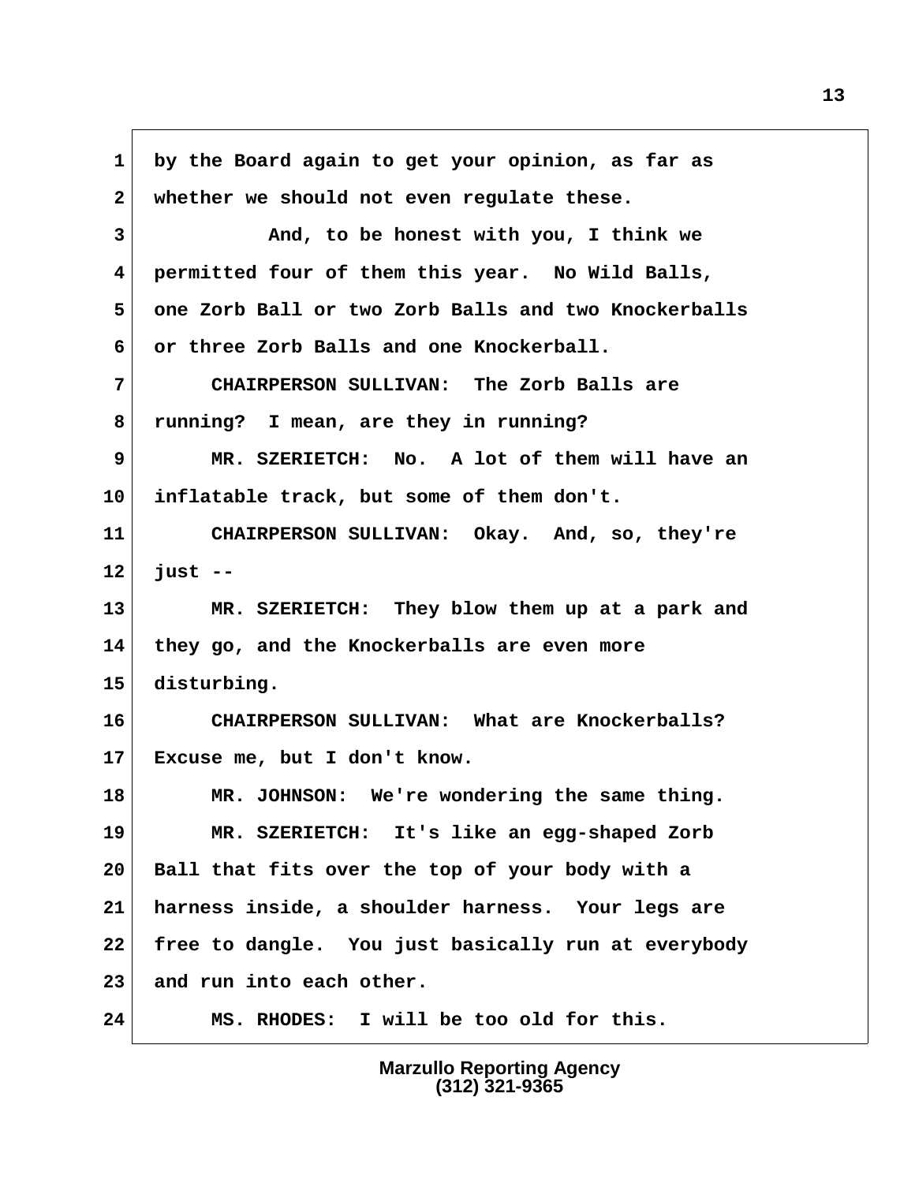by the Board again to get your opinion, as far as whether we should not even regulate these.

And, to be honest with you, I think we permitted four of them this year. No Wild Balls, one Zorb Ball or two Zorb Balls and two Knockerballs or three Zorb Balls and one Knockerball.

CHAIRPERSON SULLIVAN: The Zorb Balls are running? I mean, are they in running?

MR. SZERIETCH: No. A lot of them will have an inflatable track, but some of them don't.

CHAIRPERSON SULLIVAN: Okay. And, so, they're just --

MR. SZERIETCH: They blow them up at a park and they go, and the Knockerballs are even more disturbing.

CHAIRPERSON SULLIVAN: What are Knockerballs? Excuse me, but I don't know.

MR. JOHNSON: We're wondering the same thing.

MR. SZERIETCH: It's like an egg-shaped Zorb Ball that fits over the top of your body with a harness inside, a shoulder harness. Your legs are free to dangle. You just basically run at everybody and run into each other.

MS. RHODES: I will be too old for this.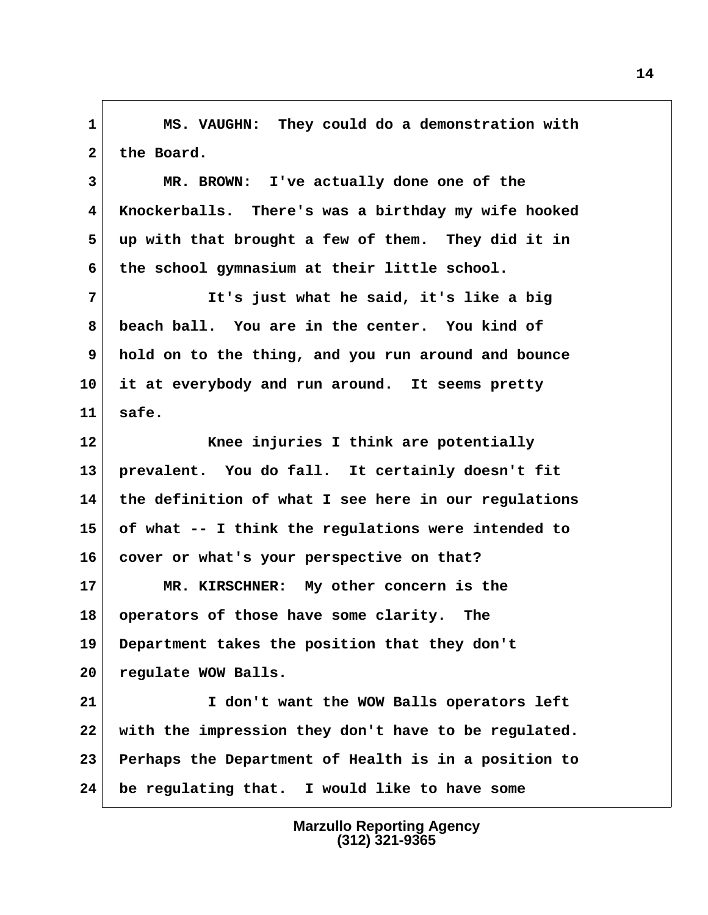1 MS. VAUGHN: They could do a demonstration with
2 the Board.
3 MR. BROWN: I've actually done one of the
4 Knockerballs. There's was a birthday my wife hooked
5 up with that brought a few of them. They did it in
6 the school gymnasium at their little school.
7 It's just what he said, it's like a big
8 beach ball. You are in the center. You kind of
9 hold on to the thing, and you run around and bounce
10 it at everybody and run around. It seems pretty
11 safe.
12 Knee injuries I think are potentially
13 prevalent. You do fall. It certainly doesn't fit
14 the definition of what I see here in our regulations
15 of what -- I think the regulations were intended to
16 cover or what's your perspective on that?
17 MR. KIRSCHNER: My other concern is the
18 operators of those have some clarity. The
19 Department takes the position that they don't
20 regulate WOW Balls.
21 I don't want the WOW Balls operators left
22 with the impression they don't have to be regulated.
23 Perhaps the Department of Health is in a position to
24 be regulating that. I would like to have some

Marzullo Reporting Agency
(312) 321-9365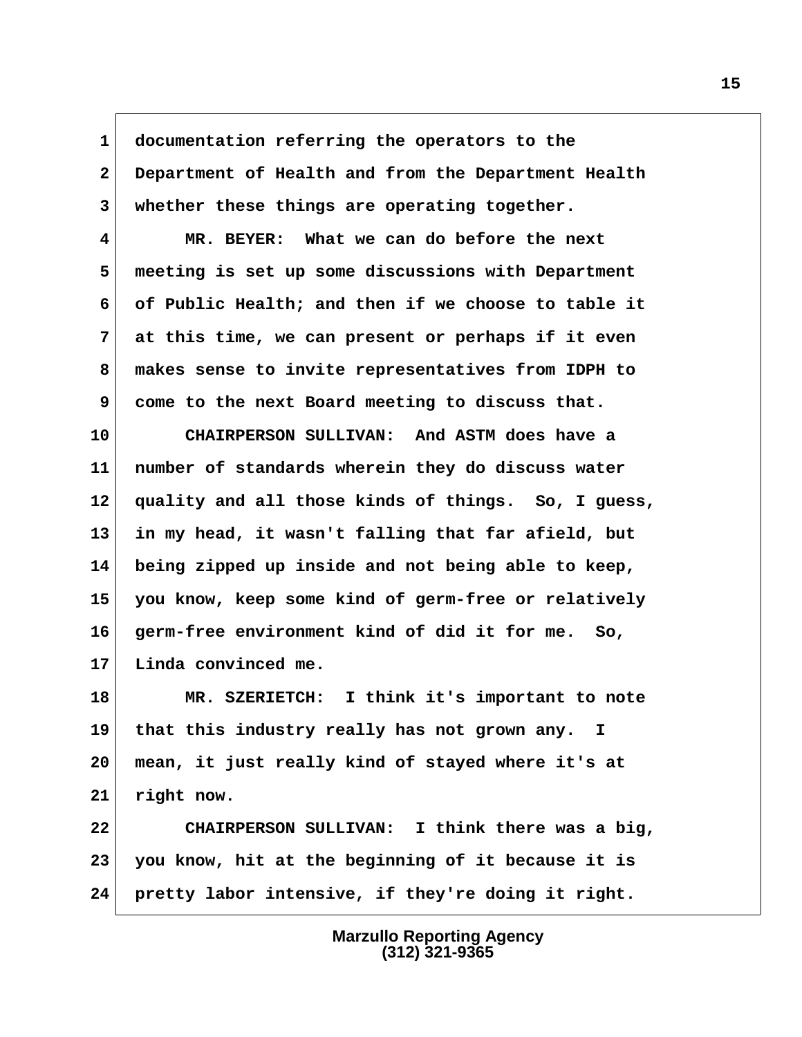documentation referring the operators to the Department of Health and from the Department Health whether these things are operating together.

MR. BEYER: What we can do before the next meeting is set up some discussions with Department of Public Health; and then if we choose to table it at this time, we can present or perhaps if it even makes sense to invite representatives from IDPH to come to the next Board meeting to discuss that.

CHAIRPERSON SULLIVAN: And ASTM does have a number of standards wherein they do discuss water quality and all those kinds of things. So, I guess, in my head, it wasn't falling that far afield, but being zipped up inside and not being able to keep, you know, keep some kind of germ-free or relatively germ-free environment kind of did it for me. So, Linda convinced me.

MR. SZERIETCH: I think it's important to note that this industry really has not grown any. I mean, it just really kind of stayed where it's at right now.

CHAIRPERSON SULLIVAN: I think there was a big, you know, hit at the beginning of it because it is pretty labor intensive, if they're doing it right.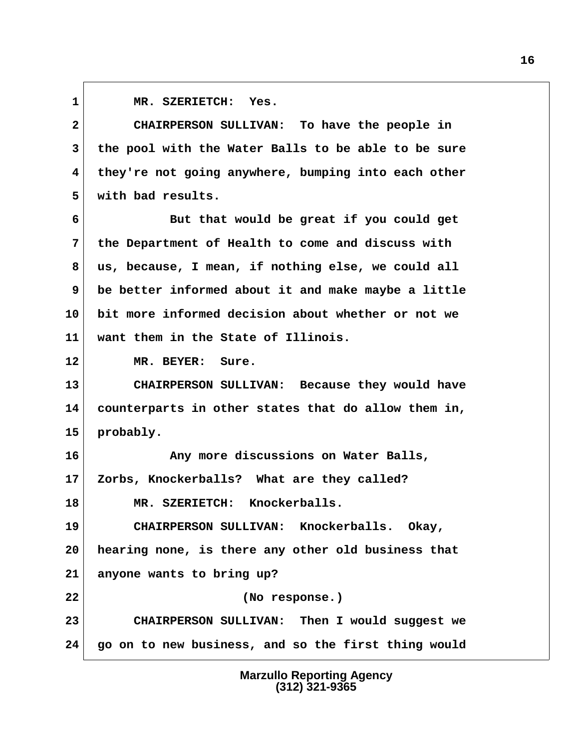MR. SZERIETCH: Yes.

CHAIRPERSON SULLIVAN: To have the people in the pool with the Water Balls to be able to be sure they're not going anywhere, bumping into each other with bad results.

But that would be great if you could get the Department of Health to come and discuss with us, because, I mean, if nothing else, we could all be better informed about it and make maybe a little bit more informed decision about whether or not we want them in the State of Illinois.

MR. BEYER: Sure.

CHAIRPERSON SULLIVAN: Because they would have counterparts in other states that do allow them in, probably.

Any more discussions on Water Balls, Zorbs, Knockerballs? What are they called?

MR. SZERIETCH: Knockerballs.

CHAIRPERSON SULLIVAN: Knockerballs. Okay, hearing none, is there any other old business that anyone wants to bring up?

(No response.)

CHAIRPERSON SULLIVAN: Then I would suggest we go on to new business, and so the first thing would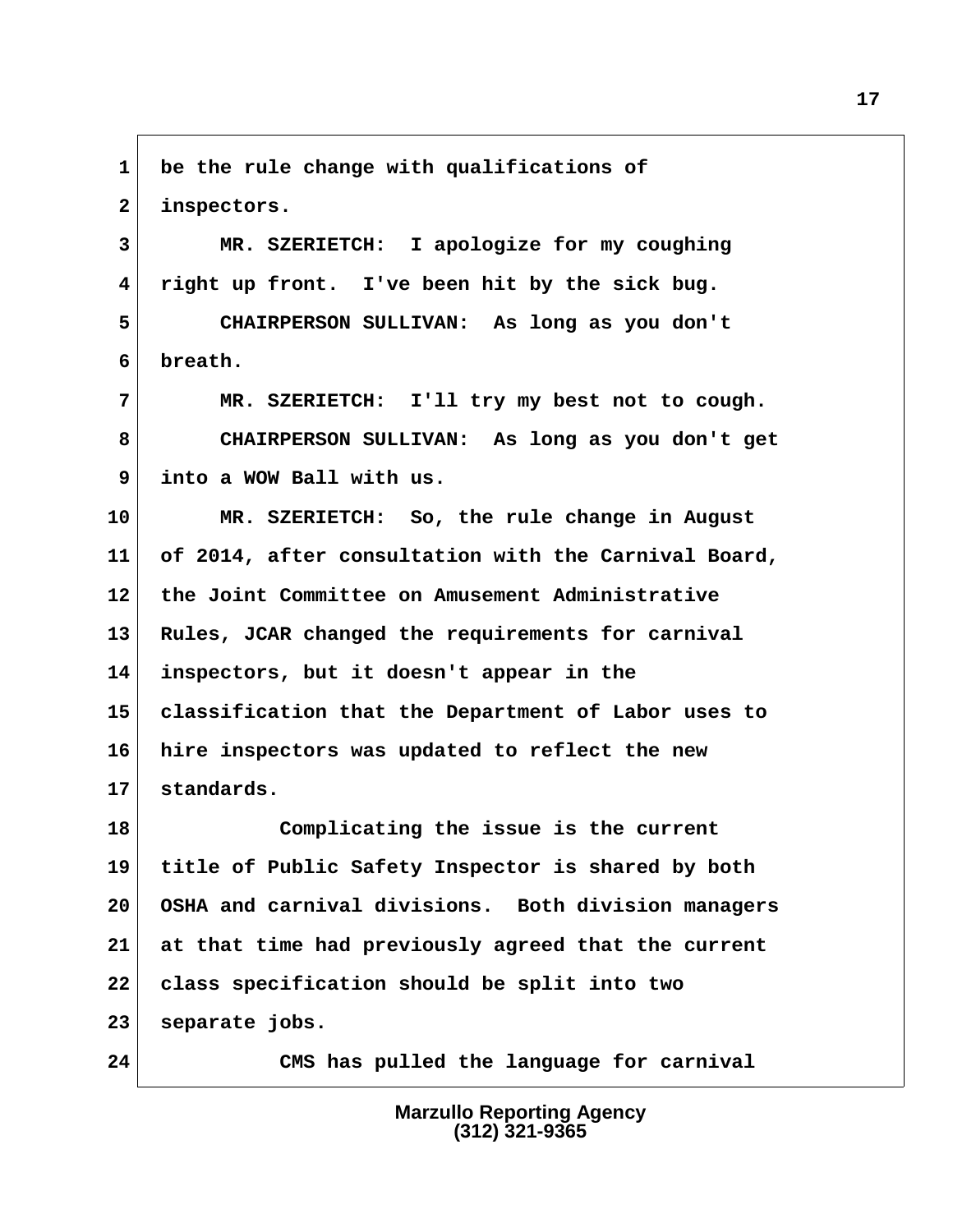1 be the rule change with qualifications of
2 inspectors.
3 MR. SZERIETCH: I apologize for my coughing
4 right up front. I've been hit by the sick bug.
5 CHAIRPERSON SULLIVAN: As long as you don't
6 breath.
7 MR. SZERIETCH: I'll try my best not to cough.
8 CHAIRPERSON SULLIVAN: As long as you don't get
9 into a WOW Ball with us.
10 MR. SZERIETCH: So, the rule change in August
11 of 2014, after consultation with the Carnival Board,
12 the Joint Committee on Amusement Administrative
13 Rules, JCAR changed the requirements for carnival
14 inspectors, but it doesn't appear in the
15 classification that the Department of Labor uses to
16 hire inspectors was updated to reflect the new
17 standards.
18 Complicating the issue is the current
19 title of Public Safety Inspector is shared by both
20 OSHA and carnival divisions. Both division managers
21 at that time had previously agreed that the current
22 class specification should be split into two
23 separate jobs.
24 CMS has pulled the language for carnival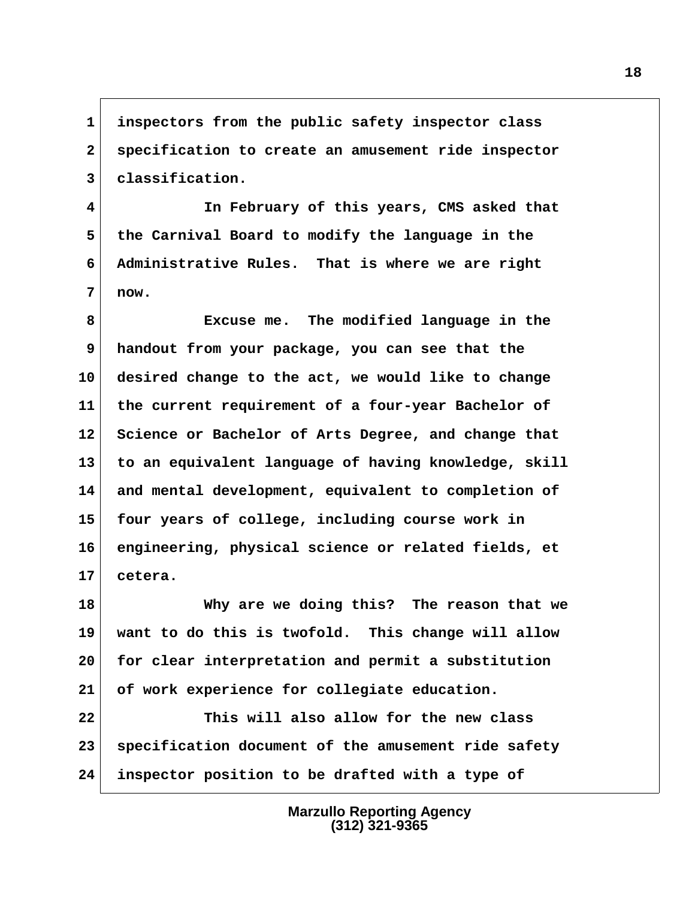inspectors from the public safety inspector class specification to create an amusement ride inspector classification.

In February of this years, CMS asked that the Carnival Board to modify the language in the Administrative Rules. That is where we are right now.

Excuse me. The modified language in the handout from your package, you can see that the desired change to the act, we would like to change the current requirement of a four-year Bachelor of Science or Bachelor of Arts Degree, and change that to an equivalent language of having knowledge, skill and mental development, equivalent to completion of four years of college, including course work in engineering, physical science or related fields, et cetera.

Why are we doing this? The reason that we want to do this is twofold. This change will allow for clear interpretation and permit a substitution of work experience for collegiate education.

This will also allow for the new class specification document of the amusement ride safety inspector position to be drafted with a type of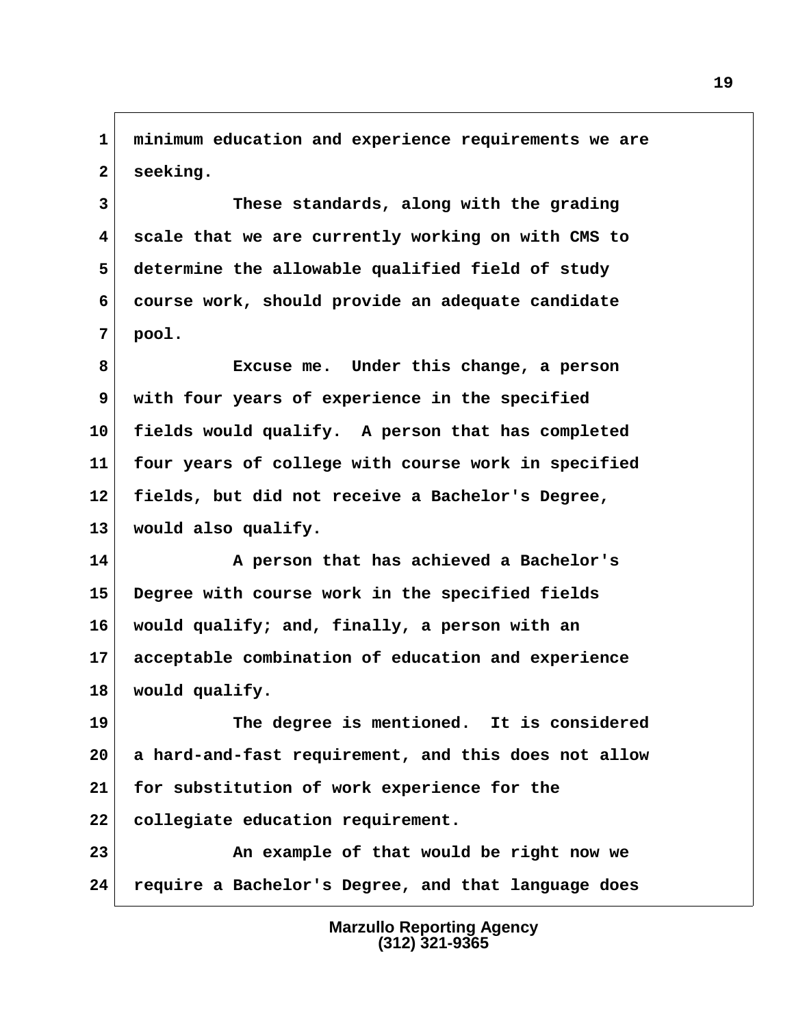minimum education and experience requirements we are seeking.

These standards, along with the grading scale that we are currently working on with CMS to determine the allowable qualified field of study course work, should provide an adequate candidate pool.

Excuse me. Under this change, a person with four years of experience in the specified fields would qualify. A person that has completed four years of college with course work in specified fields, but did not receive a Bachelor's Degree, would also qualify.

A person that has achieved a Bachelor's Degree with course work in the specified fields would qualify; and, finally, a person with an acceptable combination of education and experience would qualify.

The degree is mentioned. It is considered a hard-and-fast requirement, and this does not allow for substitution of work experience for the collegiate education requirement.

An example of that would be right now we require a Bachelor's Degree, and that language does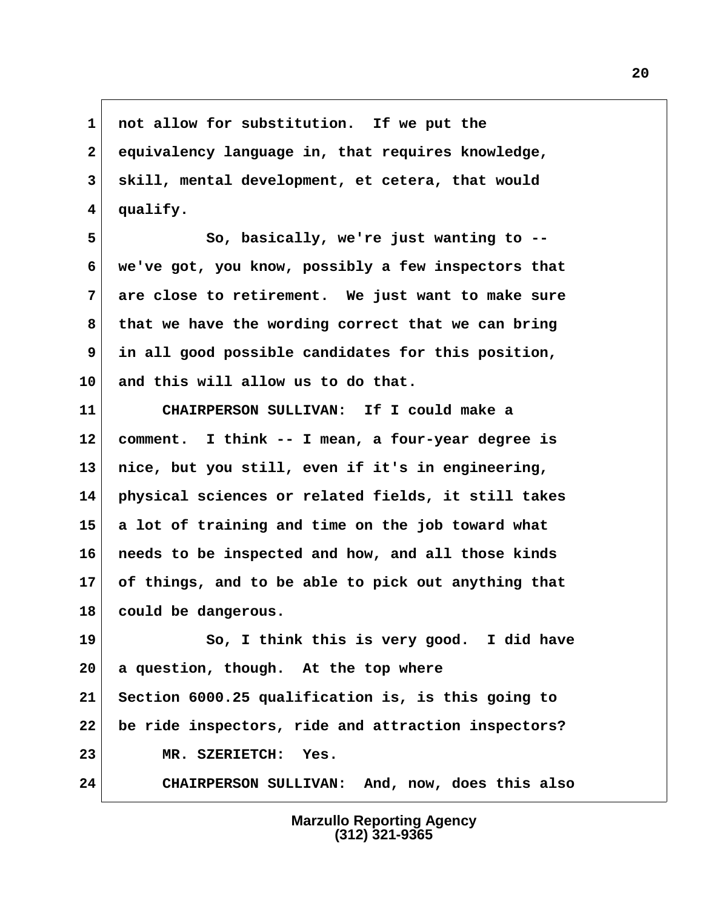not allow for substitution. If we put the equivalency language in, that requires knowledge, skill, mental development, et cetera, that would qualify.

So, basically, we're just wanting to -- we've got, you know, possibly a few inspectors that are close to retirement. We just want to make sure that we have the wording correct that we can bring in all good possible candidates for this position, and this will allow us to do that.

CHAIRPERSON SULLIVAN: If I could make a comment. I think -- I mean, a four-year degree is nice, but you still, even if it's in engineering, physical sciences or related fields, it still takes a lot of training and time on the job toward what needs to be inspected and how, and all those kinds of things, and to be able to pick out anything that could be dangerous.

So, I think this is very good. I did have a question, though. At the top where Section 6000.25 qualification is, is this going to be ride inspectors, ride and attraction inspectors?

MR. SZERIETCH: Yes.

CHAIRPERSON SULLIVAN: And, now, does this also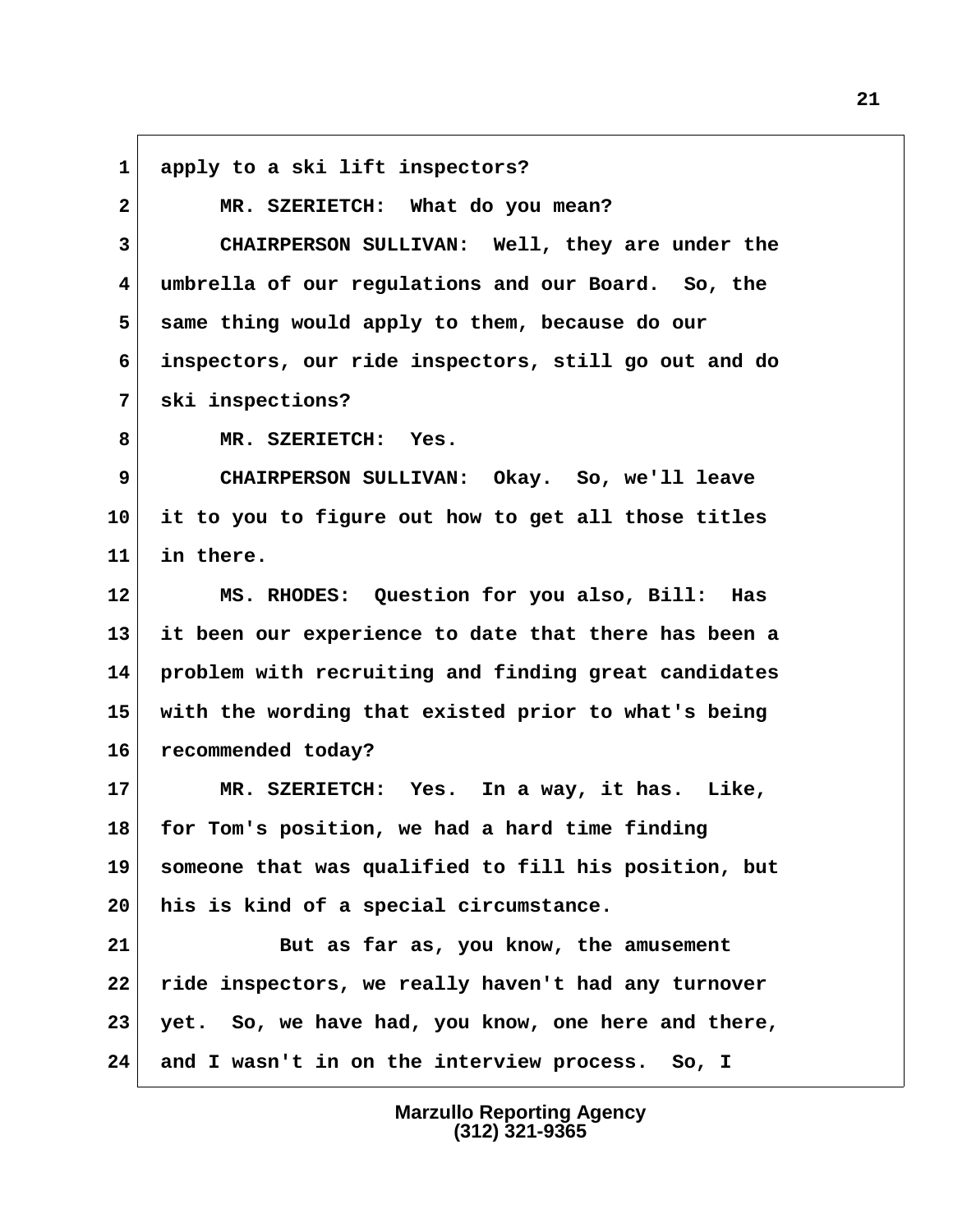1 apply to a ski lift inspectors?

2 MR. SZERIETCH: What do you mean?

3 CHAIRPERSON SULLIVAN: Well, they are under the
4 umbrella of our regulations and our Board. So, the
5 same thing would apply to them, because do our
6 inspectors, our ride inspectors, still go out and do
7 ski inspections?

8 MR. SZERIETCH: Yes.

9 CHAIRPERSON SULLIVAN: Okay. So, we'll leave
10 it to you to figure out how to get all those titles
11 in there.

12 MS. RHODES: Question for you also, Bill: Has
13 it been our experience to date that there has been a
14 problem with recruiting and finding great candidates
15 with the wording that existed prior to what's being
16 recommended today?

17 MR. SZERIETCH: Yes. In a way, it has. Like,
18 for Tom's position, we had a hard time finding
19 someone that was qualified to fill his position, but
20 his is kind of a special circumstance.

21 But as far as, you know, the amusement
22 ride inspectors, we really haven't had any turnover
23 yet. So, we have had, you know, one here and there,
24 and I wasn't in on the interview process. So, I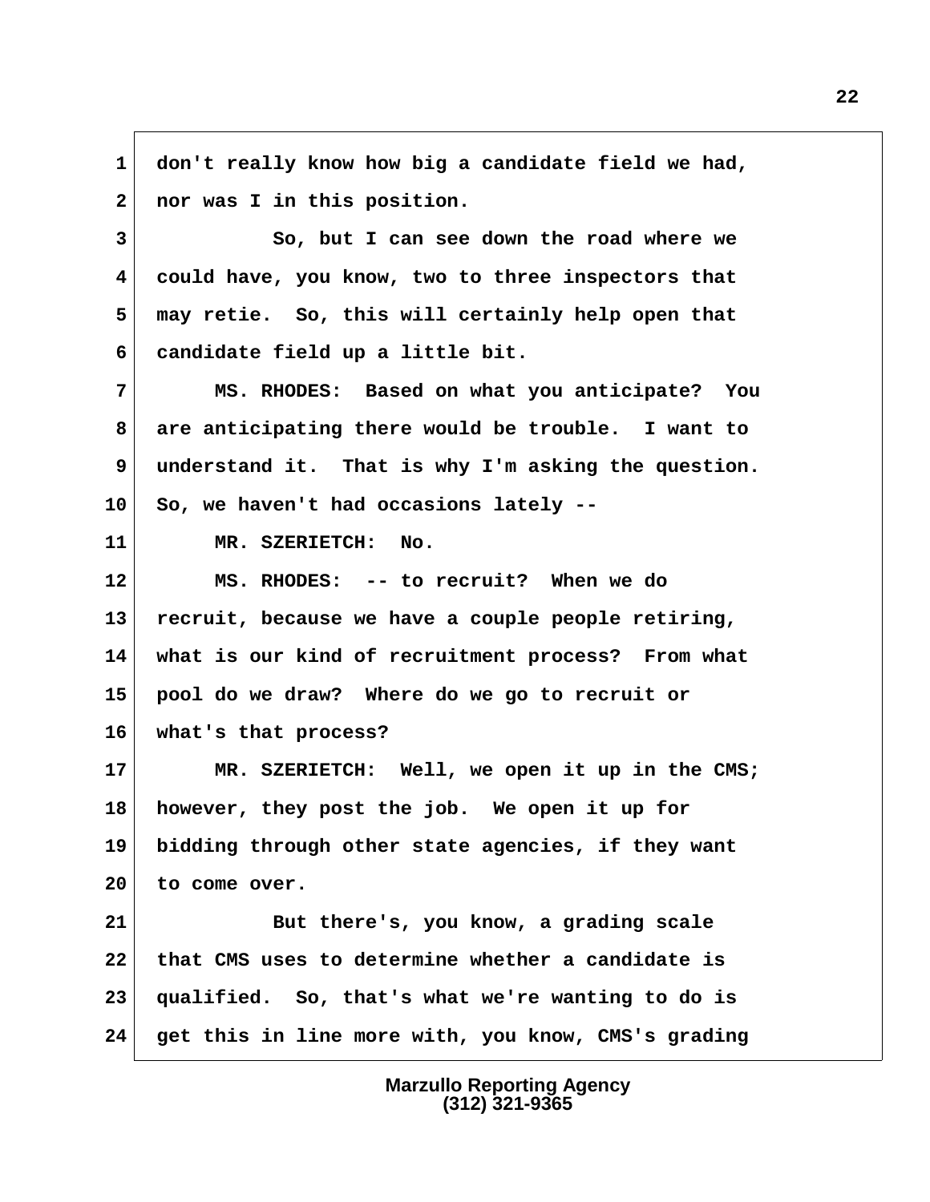1 don't really know how big a candidate field we had,
2 nor was I in this position.
3 So, but I can see down the road where we
4 could have, you know, two to three inspectors that
5 may retie. So, this will certainly help open that
6 candidate field up a little bit.
7 MS. RHODES: Based on what you anticipate? You
8 are anticipating there would be trouble. I want to
9 understand it. That is why I'm asking the question.
10 So, we haven't had occasions lately --
11 MR. SZERIETCH: No.
12 MS. RHODES: -- to recruit? When we do
13 recruit, because we have a couple people retiring,
14 what is our kind of recruitment process? From what
15 pool do we draw? Where do we go to recruit or
16 what's that process?
17 MR. SZERIETCH: Well, we open it up in the CMS;
18 however, they post the job. We open it up for
19 bidding through other state agencies, if they want
20 to come over.
21 But there's, you know, a grading scale
22 that CMS uses to determine whether a candidate is
23 qualified. So, that's what we're wanting to do is
24 get this in line more with, you know, CMS's grading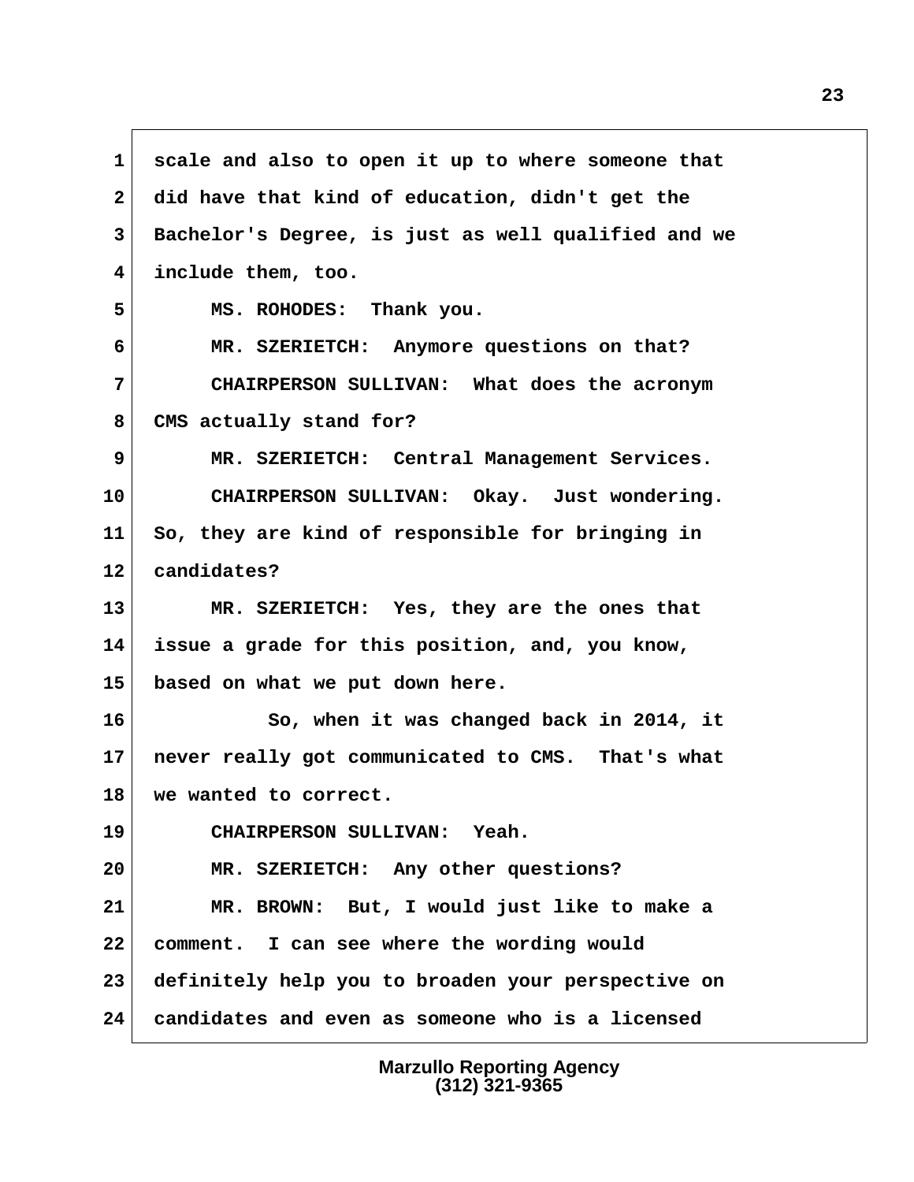1 scale and also to open it up to where someone that
2 did have that kind of education, didn't get the
3 Bachelor's Degree, is just as well qualified and we
4 include them, too.

5 MS. ROHODES: Thank you.

6 MR. SZERIETCH: Anymore questions on that?

7 CHAIRPERSON SULLIVAN: What does the acronym
8 CMS actually stand for?

9 MR. SZERIETCH: Central Management Services.

10 CHAIRPERSON SULLIVAN: Okay. Just wondering.
11 So, they are kind of responsible for bringing in
12 candidates?

13 MR. SZERIETCH: Yes, they are the ones that
14 issue a grade for this position, and, you know,
15 based on what we put down here.

16 So, when it was changed back in 2014, it
17 never really got communicated to CMS. That's what
18 we wanted to correct.

19 CHAIRPERSON SULLIVAN: Yeah.

20 MR. SZERIETCH: Any other questions?

21 MR. BROWN: But, I would just like to make a
22 comment. I can see where the wording would
23 definitely help you to broaden your perspective on
24 candidates and even as someone who is a licensed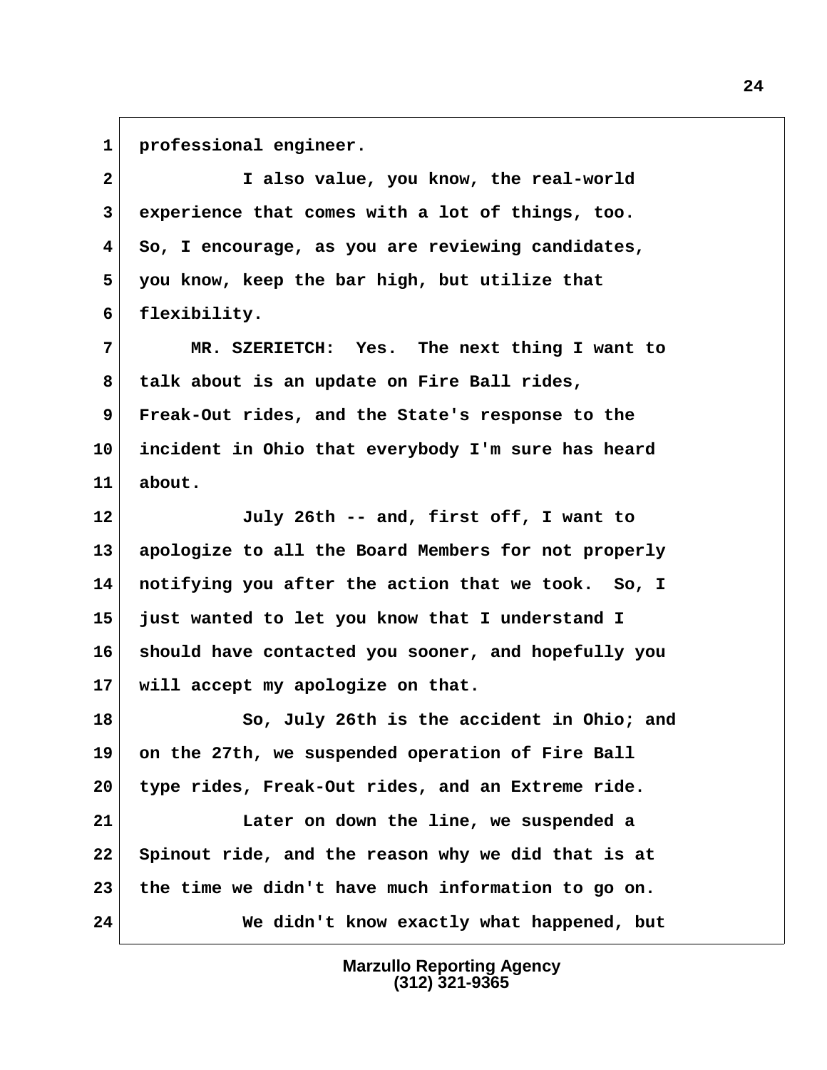1 professional engineer.

2 I also value, you know, the real-world

3 experience that comes with a lot of things, too.

4 So, I encourage, as you are reviewing candidates,

5 you know, keep the bar high, but utilize that

6 flexibility.

7 MR. SZERIETCH: Yes. The next thing I want to

8 talk about is an update on Fire Ball rides,

9 Freak-Out rides, and the State's response to the

10 incident in Ohio that everybody I'm sure has heard

11 about.

12 July 26th -- and, first off, I want to

13 apologize to all the Board Members for not properly

14 notifying you after the action that we took. So, I

15 just wanted to let you know that I understand I

16 should have contacted you sooner, and hopefully you

17 will accept my apologize on that.

18 So, July 26th is the accident in Ohio; and

19 on the 27th, we suspended operation of Fire Ball

20 type rides, Freak-Out rides, and an Extreme ride.

21 Later on down the line, we suspended a

22 Spinout ride, and the reason why we did that is at

23 the time we didn't have much information to go on.

24 We didn't know exactly what happened, but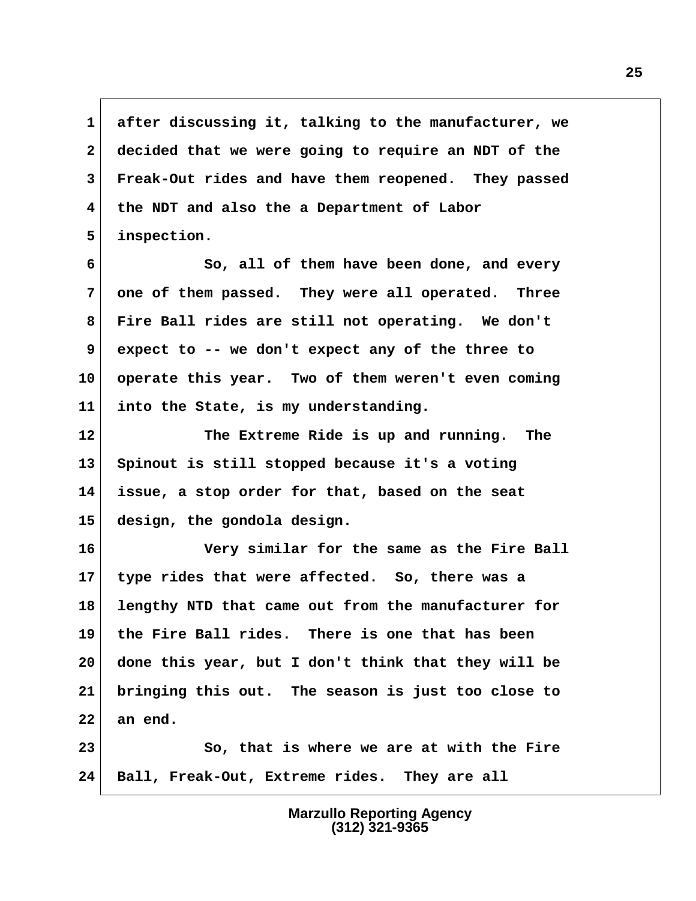after discussing it, talking to the manufacturer, we decided that we were going to require an NDT of the Freak-Out rides and have them reopened. They passed the NDT and also the a Department of Labor inspection.

So, all of them have been done, and every one of them passed. They were all operated. Three Fire Ball rides are still not operating. We don't expect to -- we don't expect any of the three to operate this year. Two of them weren't even coming into the State, is my understanding.

The Extreme Ride is up and running. The Spinout is still stopped because it's a voting issue, a stop order for that, based on the seat design, the gondola design.

Very similar for the same as the Fire Ball type rides that were affected. So, there was a lengthy NTD that came out from the manufacturer for the Fire Ball rides. There is one that has been done this year, but I don't think that they will be bringing this out. The season is just too close to an end.

So, that is where we are at with the Fire Ball, Freak-Out, Extreme rides. They are all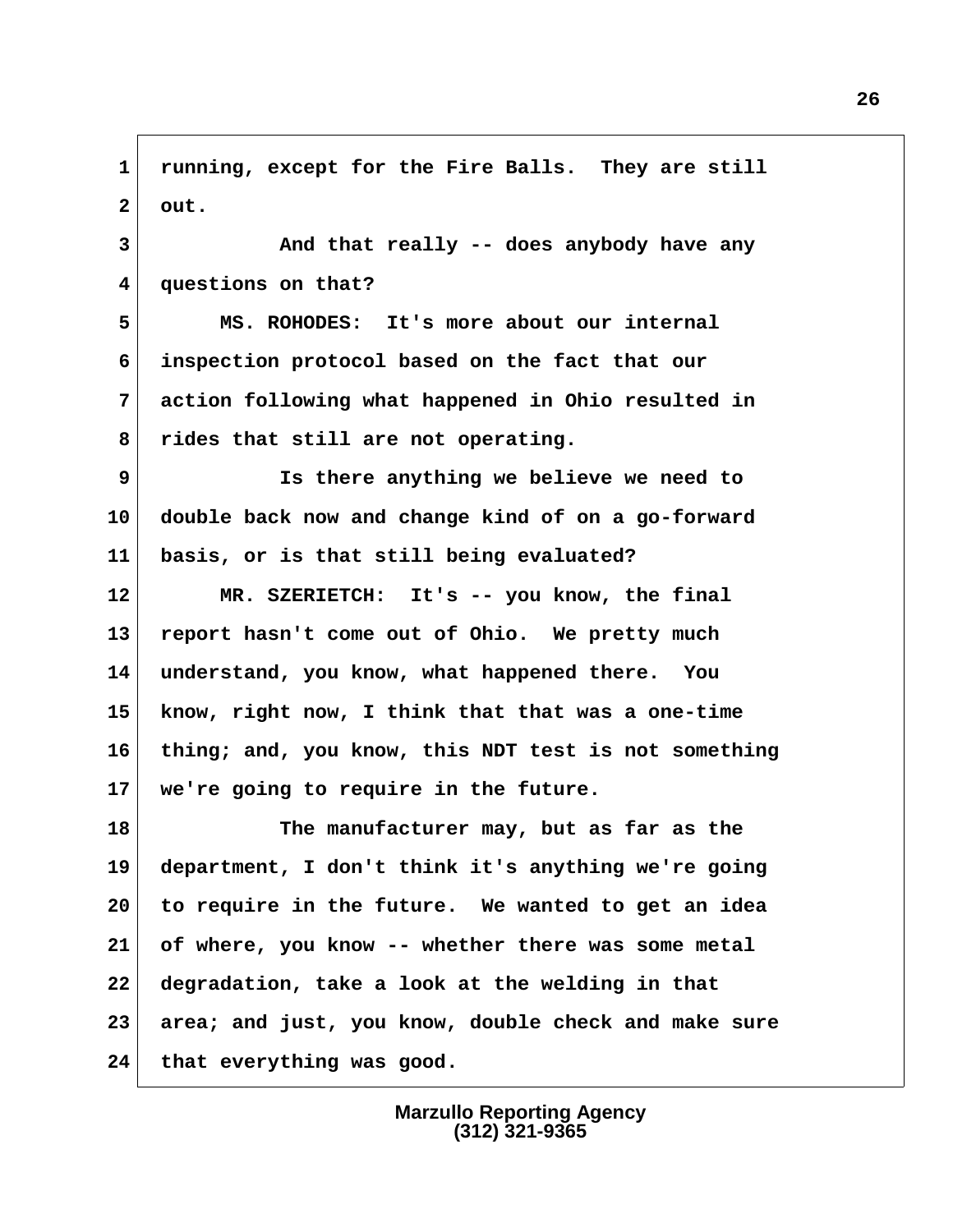1 running, except for the Fire Balls. They are still
2 out.
3 And that really -- does anybody have any
4 questions on that?
5 MS. ROHODES: It's more about our internal
6 inspection protocol based on the fact that our
7 action following what happened in Ohio resulted in
8 rides that still are not operating.
9 Is there anything we believe we need to
10 double back now and change kind of on a go-forward
11 basis, or is that still being evaluated?
12 MR. SZERIETCH: It's -- you know, the final
13 report hasn't come out of Ohio. We pretty much
14 understand, you know, what happened there. You
15 know, right now, I think that that was a one-time
16 thing; and, you know, this NDT test is not something
17 we're going to require in the future.
18 The manufacturer may, but as far as the
19 department, I don't think it's anything we're going
20 to require in the future. We wanted to get an idea
21 of where, you know -- whether there was some metal
22 degradation, take a look at the welding in that
23 area; and just, you know, double check and make sure
24 that everything was good.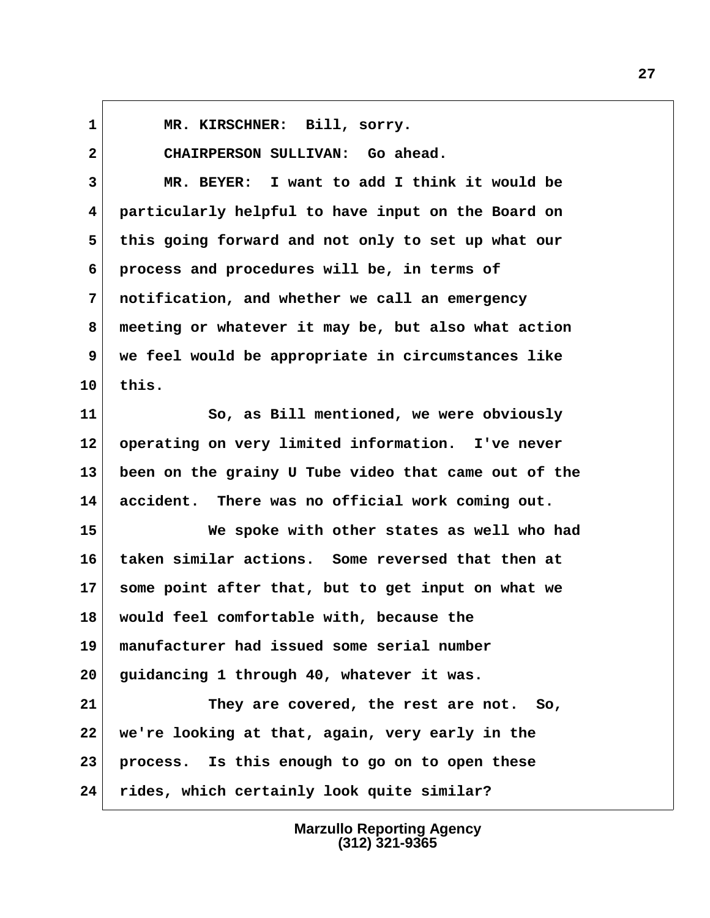1 MR. KIRSCHNER: Bill, sorry.

2 CHAIRPERSON SULLIVAN: Go ahead.

3 MR. BEYER: I want to add I think it would be
4 particularly helpful to have input on the Board on
5 this going forward and not only to set up what our
6 process and procedures will be, in terms of
7 notification, and whether we call an emergency
8 meeting or whatever it may be, but also what action
9 we feel would be appropriate in circumstances like
10 this.

11 So, as Bill mentioned, we were obviously
12 operating on very limited information. I've never
13 been on the grainy U Tube video that came out of the
14 accident. There was no official work coming out.

15 We spoke with other states as well who had
16 taken similar actions. Some reversed that then at
17 some point after that, but to get input on what we
18 would feel comfortable with, because the
19 manufacturer had issued some serial number
20 guidancing 1 through 40, whatever it was.

21 They are covered, the rest are not. So,
22 we're looking at that, again, very early in the
23 process. Is this enough to go on to open these
24 rides, which certainly look quite similar?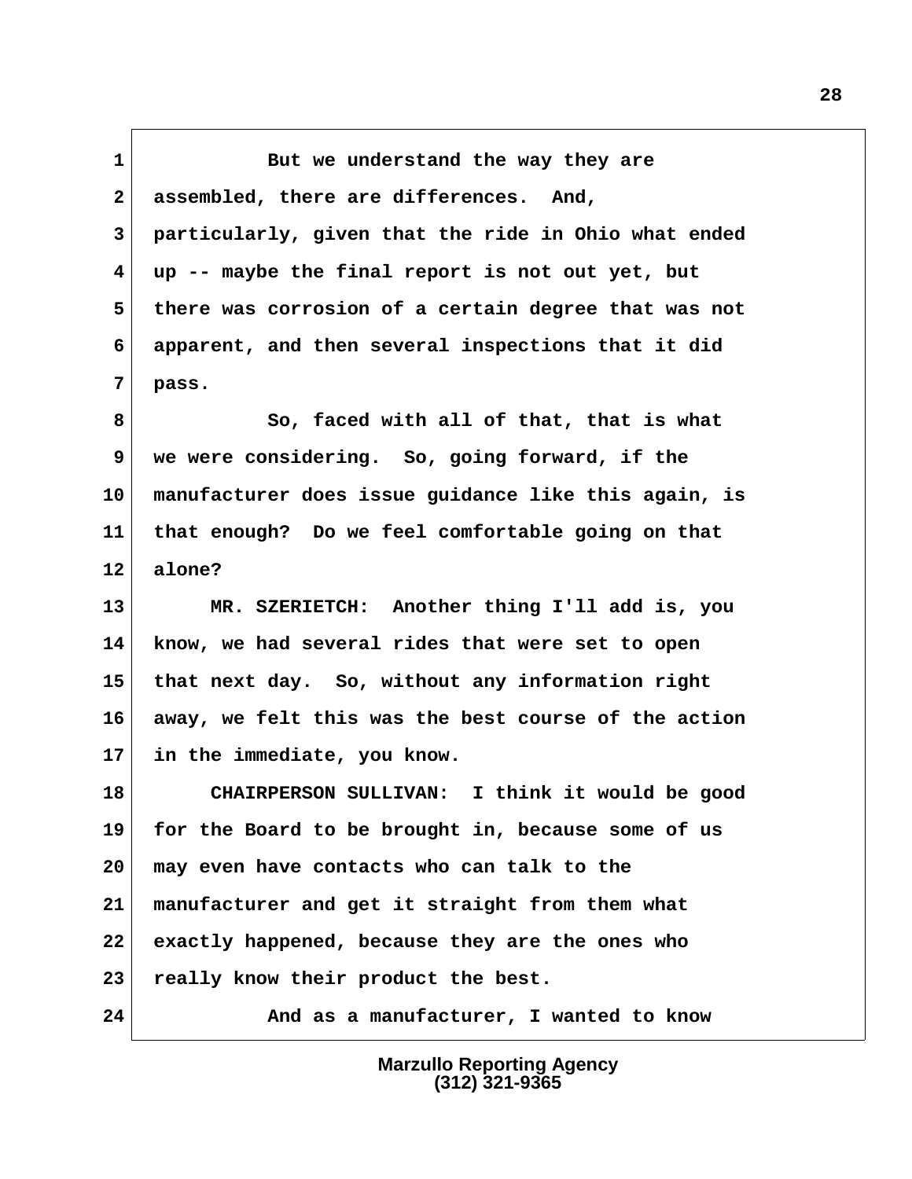But we understand the way they are assembled, there are differences. And, particularly, given that the ride in Ohio what ended up -- maybe the final report is not out yet, but there was corrosion of a certain degree that was not apparent, and then several inspections that it did pass.

So, faced with all of that, that is what we were considering. So, going forward, if the manufacturer does issue guidance like this again, is that enough? Do we feel comfortable going on that alone?

MR. SZERIETCH: Another thing I'll add is, you know, we had several rides that were set to open that next day. So, without any information right away, we felt this was the best course of the action in the immediate, you know.

CHAIRPERSON SULLIVAN: I think it would be good for the Board to be brought in, because some of us may even have contacts who can talk to the manufacturer and get it straight from them what exactly happened, because they are the ones who really know their product the best.

And as a manufacturer, I wanted to know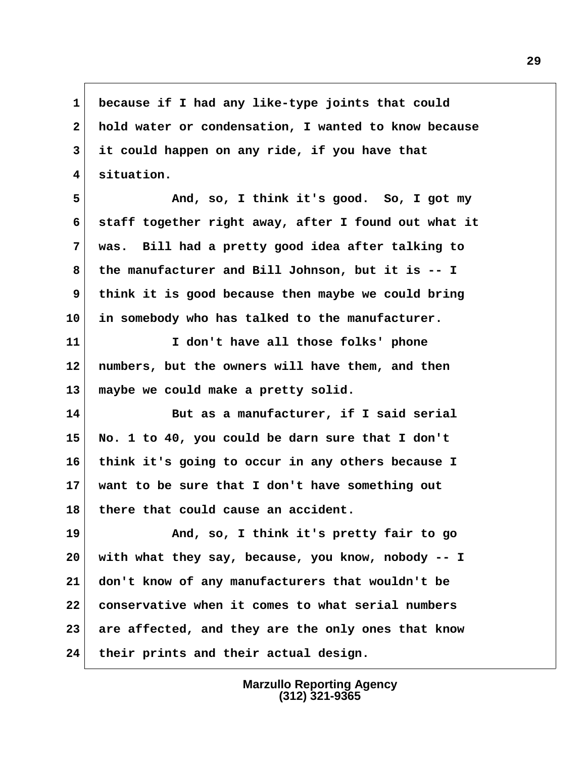1 because if I had any like-type joints that could
2 hold water or condensation, I wanted to know because
3 it could happen on any ride, if you have that
4 situation.

5 And, so, I think it's good. So, I got my
6 staff together right away, after I found out what it
7 was. Bill had a pretty good idea after talking to
8 the manufacturer and Bill Johnson, but it is -- I
9 think it is good because then maybe we could bring
10 in somebody who has talked to the manufacturer.

11 I don't have all those folks' phone
12 numbers, but the owners will have them, and then
13 maybe we could make a pretty solid.

14 But as a manufacturer, if I said serial
15 No. 1 to 40, you could be darn sure that I don't
16 think it's going to occur in any others because I
17 want to be sure that I don't have something out
18 there that could cause an accident.

19 And, so, I think it's pretty fair to go
20 with what they say, because, you know, nobody -- I
21 don't know of any manufacturers that wouldn't be
22 conservative when it comes to what serial numbers
23 are affected, and they are the only ones that know
24 their prints and their actual design.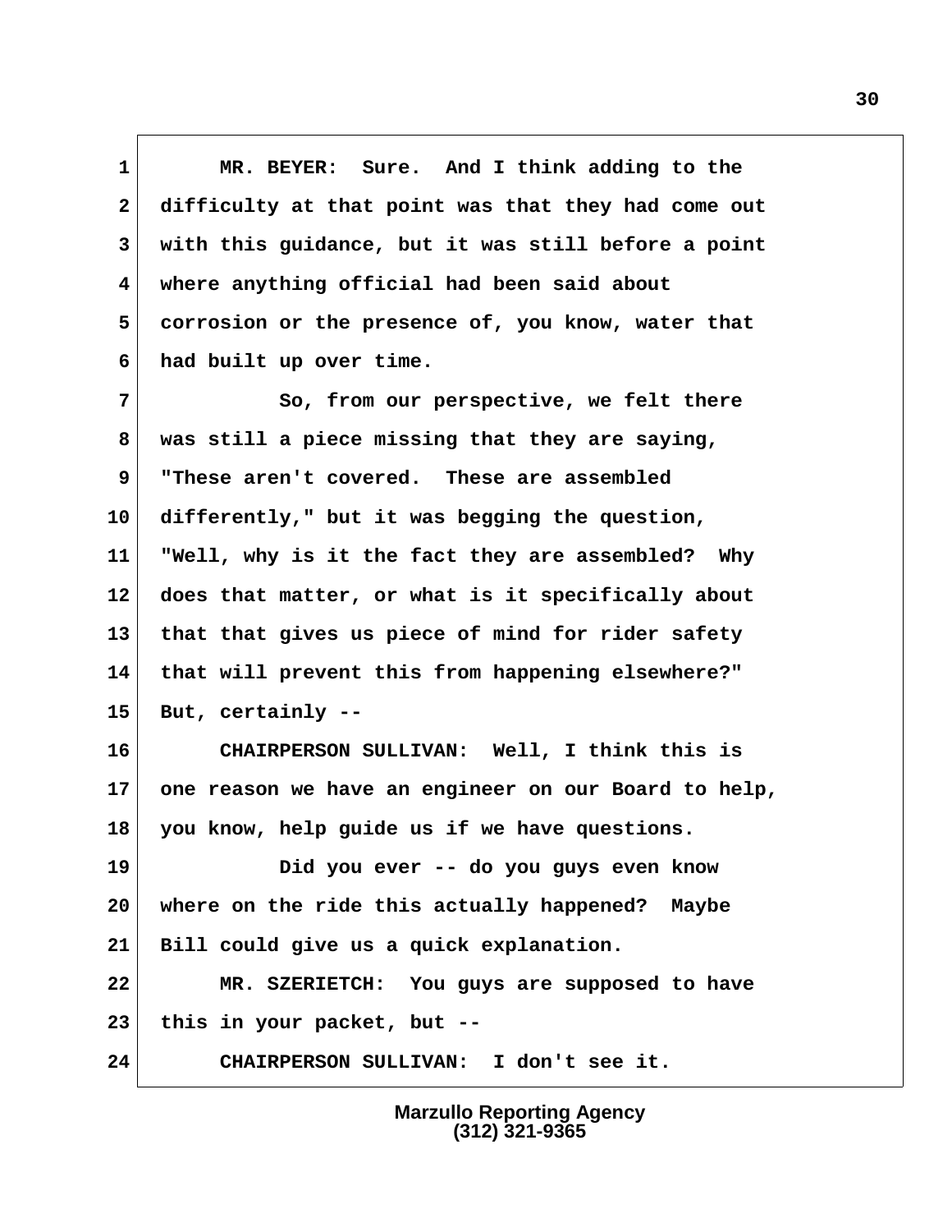MR. BEYER: Sure. And I think adding to the difficulty at that point was that they had come out with this guidance, but it was still before a point where anything official had been said about corrosion or the presence of, you know, water that had built up over time.

So, from our perspective, we felt there was still a piece missing that they are saying, "These aren't covered. These are assembled differently," but it was begging the question, "Well, why is it the fact they are assembled? Why does that matter, or what is it specifically about that that gives us piece of mind for rider safety that will prevent this from happening elsewhere?" But, certainly --

CHAIRPERSON SULLIVAN: Well, I think this is one reason we have an engineer on our Board to help, you know, help guide us if we have questions.

Did you ever -- do you guys even know where on the ride this actually happened? Maybe Bill could give us a quick explanation.

MR. SZERIETCH: You guys are supposed to have this in your packet, but --

CHAIRPERSON SULLIVAN: I don't see it.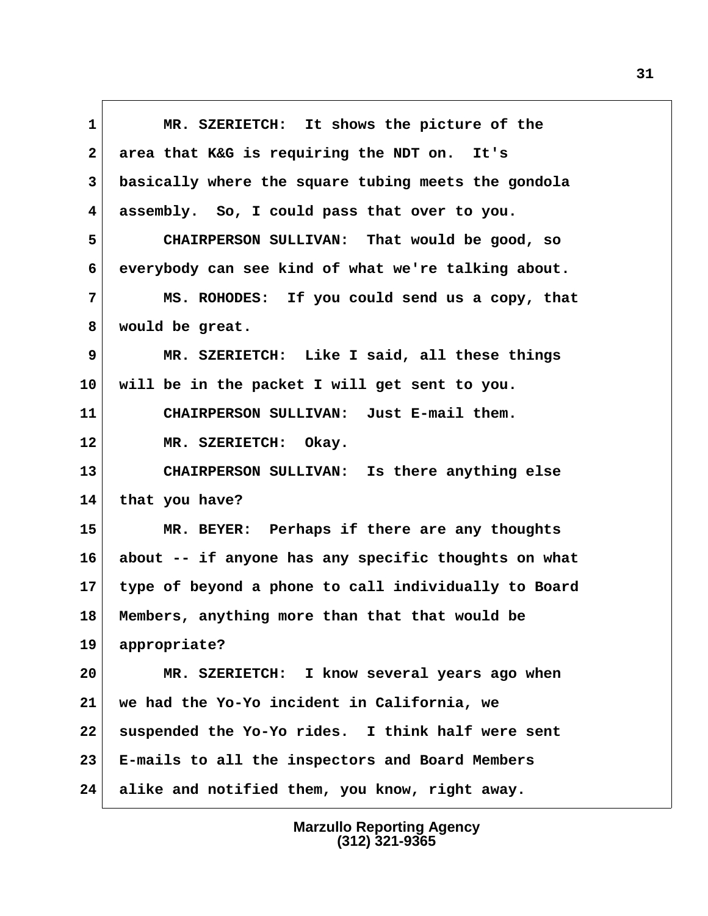MR. SZERIETCH: It shows the picture of the area that K&G is requiring the NDT on. It's basically where the square tubing meets the gondola assembly. So, I could pass that over to you.

CHAIRPERSON SULLIVAN: That would be good, so everybody can see kind of what we're talking about.

MS. ROHODES: If you could send us a copy, that would be great.

MR. SZERIETCH: Like I said, all these things will be in the packet I will get sent to you.

CHAIRPERSON SULLIVAN: Just E-mail them.

MR. SZERIETCH: Okay.

CHAIRPERSON SULLIVAN: Is there anything else that you have?

MR. BEYER: Perhaps if there are any thoughts about -- if anyone has any specific thoughts on what type of beyond a phone to call individually to Board Members, anything more than that that would be appropriate?

MR. SZERIETCH: I know several years ago when we had the Yo-Yo incident in California, we suspended the Yo-Yo rides. I think half were sent E-mails to all the inspectors and Board Members alike and notified them, you know, right away.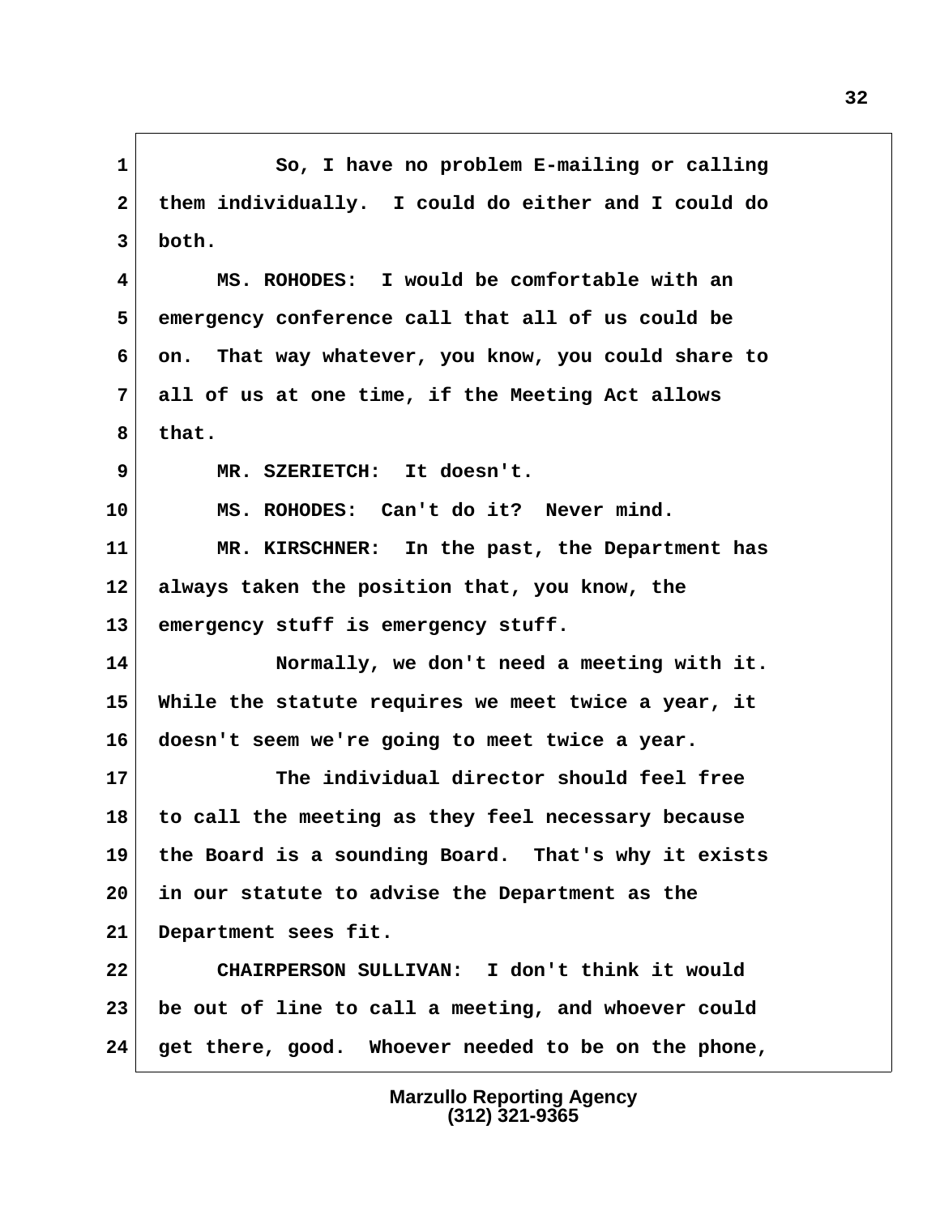So, I have no problem E-mailing or calling them individually. I could do either and I could do both.

MS. ROHODES: I would be comfortable with an emergency conference call that all of us could be on. That way whatever, you know, you could share to all of us at one time, if the Meeting Act allows that.

MR. SZERIETCH: It doesn't.

MS. ROHODES: Can't do it? Never mind.

MR. KIRSCHNER: In the past, the Department has always taken the position that, you know, the emergency stuff is emergency stuff.

Normally, we don't need a meeting with it. While the statute requires we meet twice a year, it doesn't seem we're going to meet twice a year.

The individual director should feel free to call the meeting as they feel necessary because the Board is a sounding Board. That's why it exists in our statute to advise the Department as the Department sees fit.

CHAIRPERSON SULLIVAN: I don't think it would be out of line to call a meeting, and whoever could get there, good. Whoever needed to be on the phone,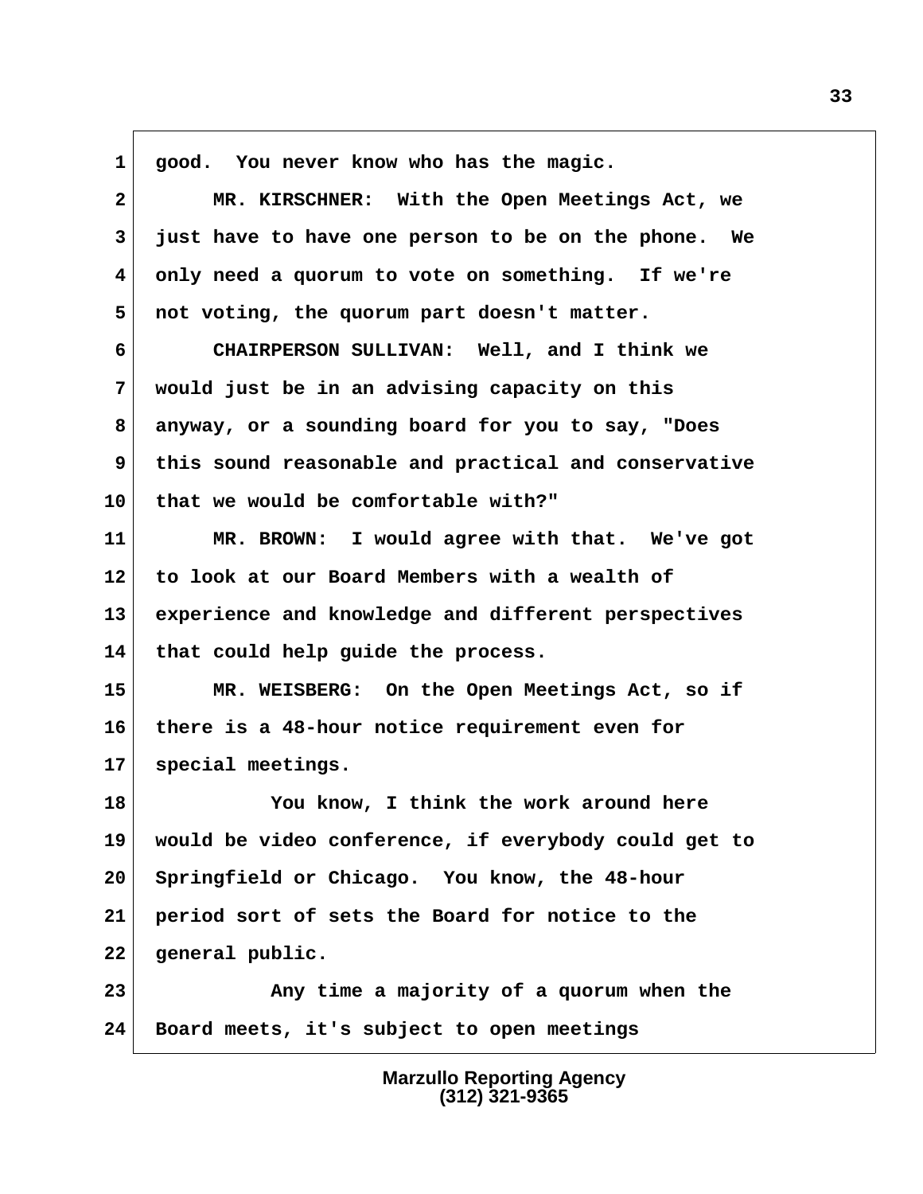good. You never know who has the magic.

MR. KIRSCHNER: With the Open Meetings Act, we just have to have one person to be on the phone. We only need a quorum to vote on something. If we're not voting, the quorum part doesn't matter.

CHAIRPERSON SULLIVAN: Well, and I think we would just be in an advising capacity on this anyway, or a sounding board for you to say, "Does this sound reasonable and practical and conservative that we would be comfortable with?"

MR. BROWN: I would agree with that. We've got to look at our Board Members with a wealth of experience and knowledge and different perspectives that could help guide the process.

MR. WEISBERG: On the Open Meetings Act, so if there is a 48-hour notice requirement even for special meetings.

You know, I think the work around here would be video conference, if everybody could get to Springfield or Chicago. You know, the 48-hour period sort of sets the Board for notice to the general public.

Any time a majority of a quorum when the Board meets, it's subject to open meetings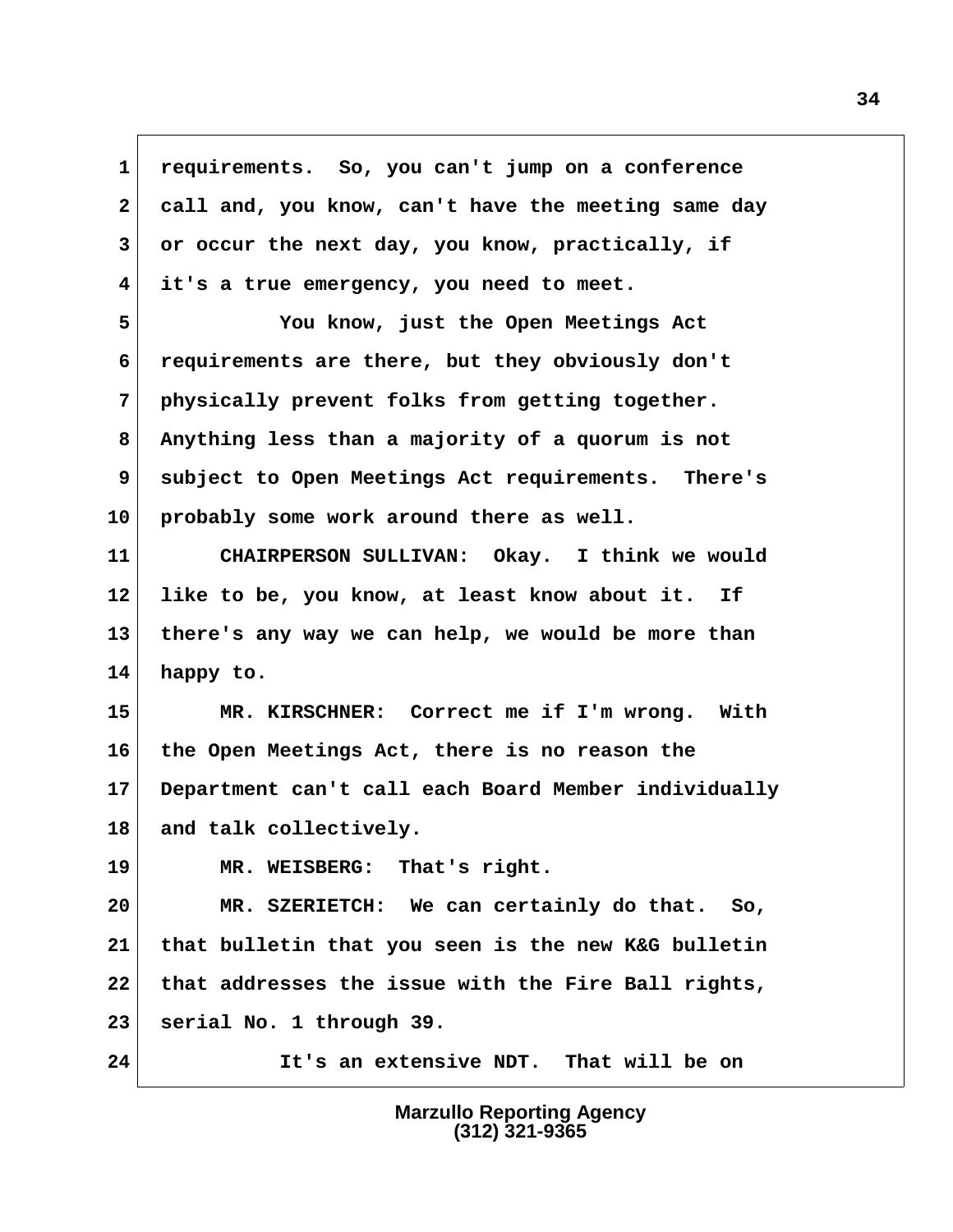requirements. So, you can't jump on a conference call and, you know, can't have the meeting same day or occur the next day, you know, practically, if it's a true emergency, you need to meet.

You know, just the Open Meetings Act requirements are there, but they obviously don't physically prevent folks from getting together. Anything less than a majority of a quorum is not subject to Open Meetings Act requirements. There's probably some work around there as well.

CHAIRPERSON SULLIVAN: Okay. I think we would like to be, you know, at least know about it. If there's any way we can help, we would be more than happy to.

MR. KIRSCHNER: Correct me if I'm wrong. With the Open Meetings Act, there is no reason the Department can't call each Board Member individually and talk collectively.

MR. WEISBERG: That's right.

MR. SZERIETCH: We can certainly do that. So, that bulletin that you seen is the new K&G bulletin that addresses the issue with the Fire Ball rights, serial No. 1 through 39.

It's an extensive NDT. That will be on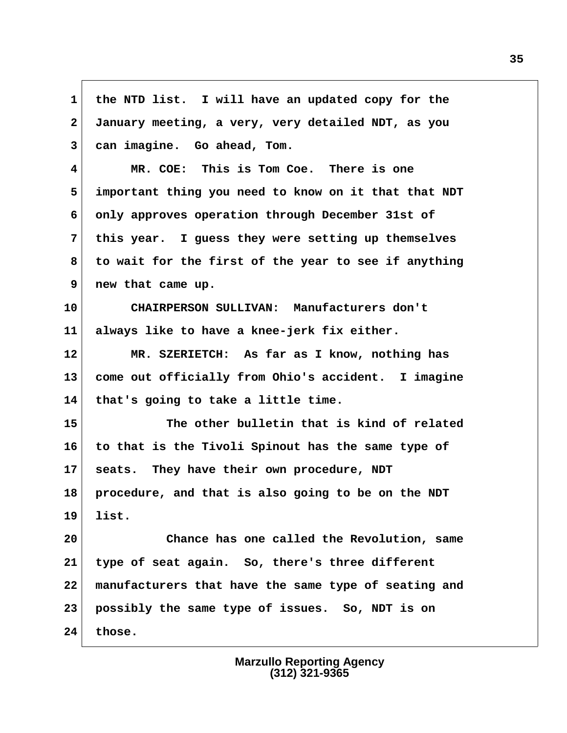1 the NTD list. I will have an updated copy for the
2 January meeting, a very, very detailed NDT, as you
3 can imagine. Go ahead, Tom.

4 MR. COE: This is Tom Coe. There is one
5 important thing you need to know on it that that NDT
6 only approves operation through December 31st of
7 this year. I guess they were setting up themselves
8 to wait for the first of the year to see if anything
9 new that came up.

10 CHAIRPERSON SULLIVAN: Manufacturers don't
11 always like to have a knee-jerk fix either.

12 MR. SZERIETCH: As far as I know, nothing has
13 come out officially from Ohio's accident. I imagine
14 that's going to take a little time.

15 The other bulletin that is kind of related
16 to that is the Tivoli Spinout has the same type of
17 seats. They have their own procedure, NDT
18 procedure, and that is also going to be on the NDT
19 list.

20 Chance has one called the Revolution, same
21 type of seat again. So, there's three different
22 manufacturers that have the same type of seating and
23 possibly the same type of issues. So, NDT is on
24 those.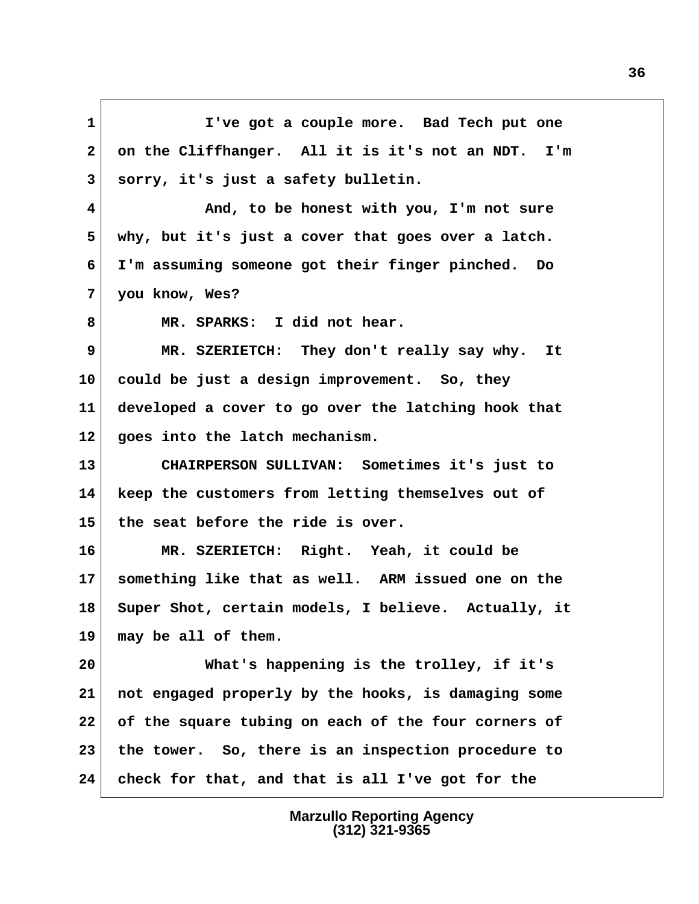I've got a couple more. Bad Tech put one on the Cliffhanger. All it is it's not an NDT. I'm sorry, it's just a safety bulletin.

And, to be honest with you, I'm not sure why, but it's just a cover that goes over a latch. I'm assuming someone got their finger pinched. Do you know, Wes?

MR. SPARKS: I did not hear.

MR. SZERIETCH: They don't really say why. It could be just a design improvement. So, they developed a cover to go over the latching hook that goes into the latch mechanism.

CHAIRPERSON SULLIVAN: Sometimes it's just to keep the customers from letting themselves out of the seat before the ride is over.

MR. SZERIETCH: Right. Yeah, it could be something like that as well. ARM issued one on the Super Shot, certain models, I believe. Actually, it may be all of them.

What's happening is the trolley, if it's not engaged properly by the hooks, is damaging some of the square tubing on each of the four corners of the tower. So, there is an inspection procedure to check for that, and that is all I've got for the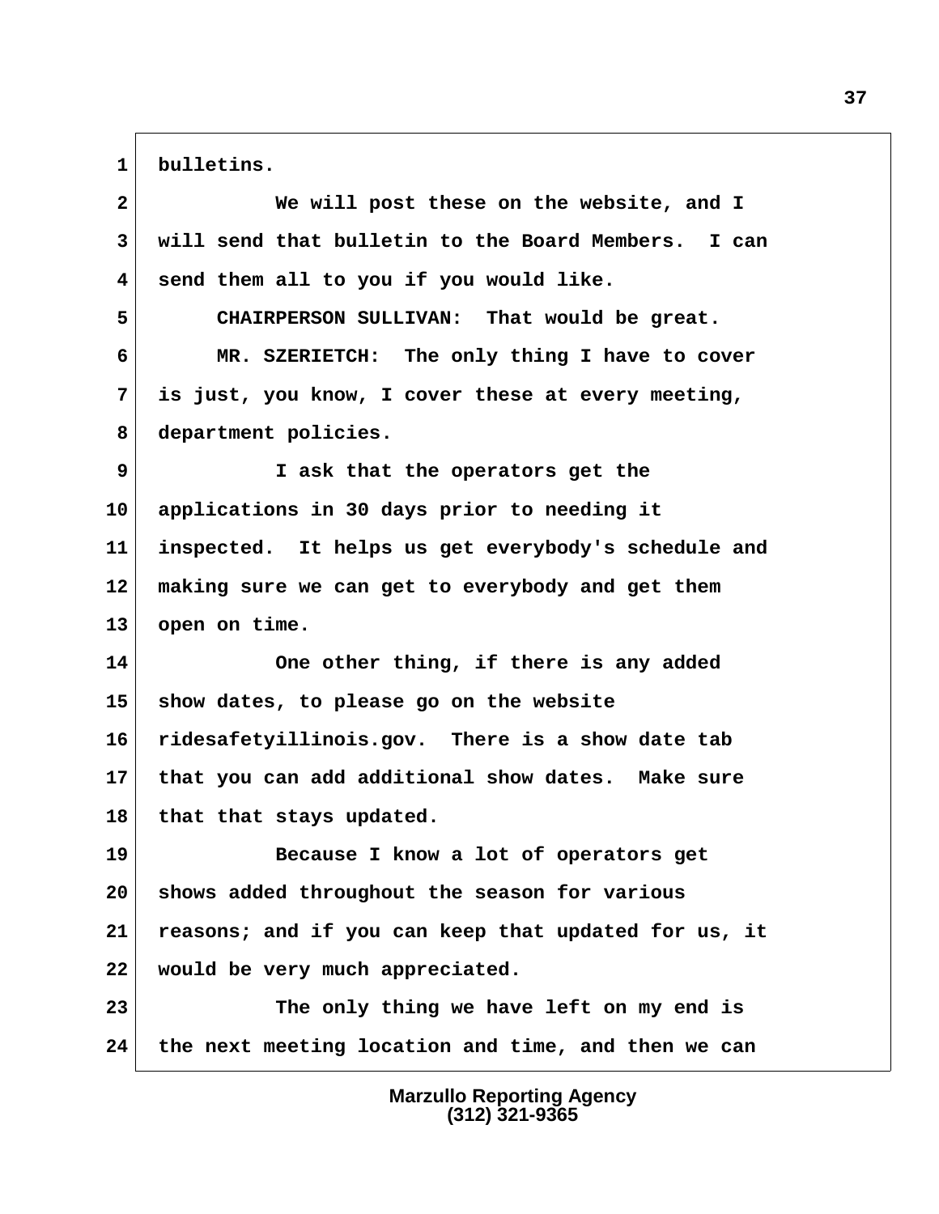bulletins.

We will post these on the website, and I will send that bulletin to the Board Members. I can send them all to you if you would like.

CHAIRPERSON SULLIVAN: That would be great.

MR. SZERIETCH: The only thing I have to cover is just, you know, I cover these at every meeting, department policies.

I ask that the operators get the applications in 30 days prior to needing it inspected. It helps us get everybody's schedule and making sure we can get to everybody and get them open on time.

One other thing, if there is any added show dates, to please go on the website ridesafetyillinois.gov. There is a show date tab that you can add additional show dates. Make sure that that stays updated.

Because I know a lot of operators get shows added throughout the season for various reasons; and if you can keep that updated for us, it would be very much appreciated.

The only thing we have left on my end is the next meeting location and time, and then we can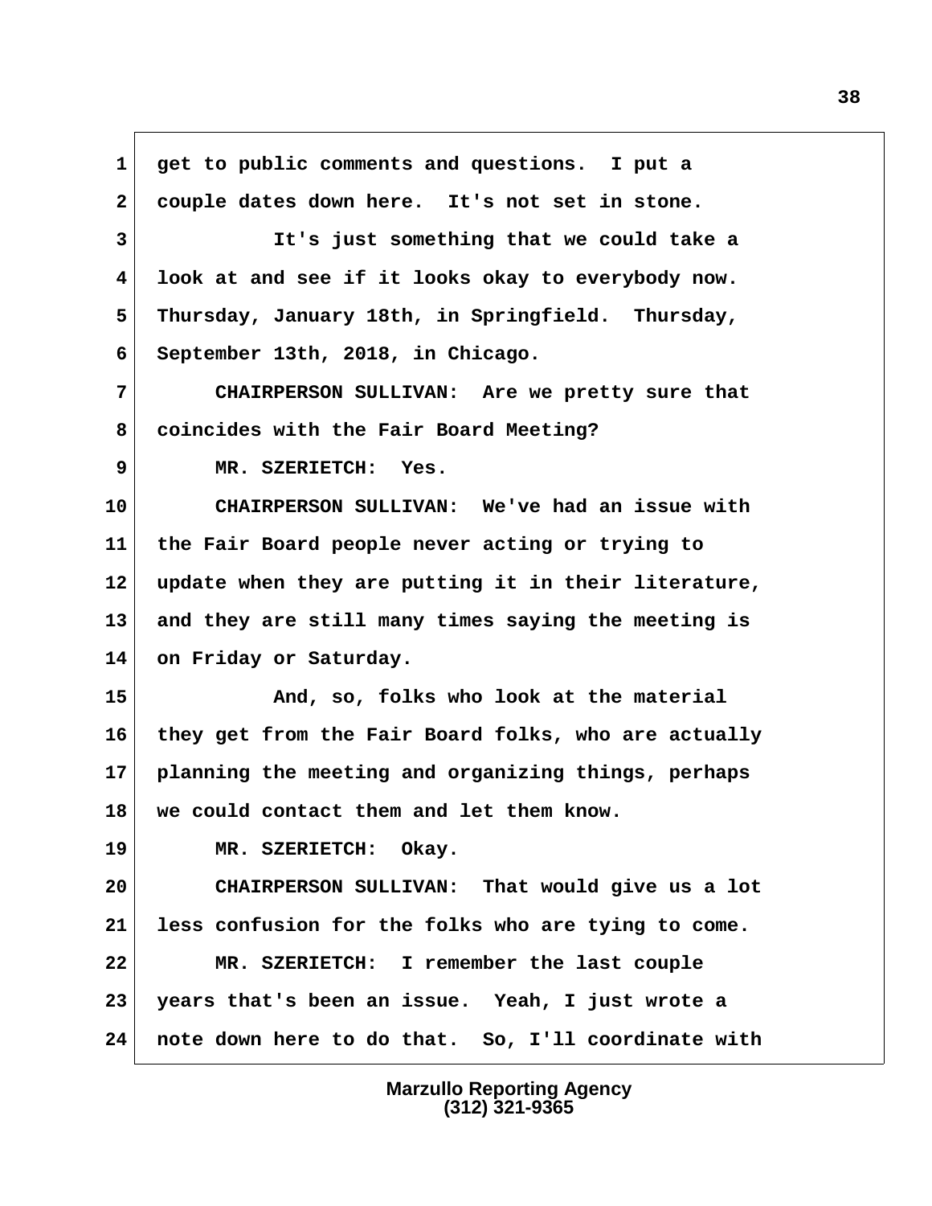1 get to public comments and questions. I put a
2 couple dates down here. It's not set in stone.
3 It's just something that we could take a
4 look at and see if it looks okay to everybody now.
5 Thursday, January 18th, in Springfield. Thursday,
6 September 13th, 2018, in Chicago.
7 CHAIRPERSON SULLIVAN: Are we pretty sure that
8 coincides with the Fair Board Meeting?
9 MR. SZERIETCH: Yes.
10 CHAIRPERSON SULLIVAN: We've had an issue with
11 the Fair Board people never acting or trying to
12 update when they are putting it in their literature,
13 and they are still many times saying the meeting is
14 on Friday or Saturday.
15 And, so, folks who look at the material
16 they get from the Fair Board folks, who are actually
17 planning the meeting and organizing things, perhaps
18 we could contact them and let them know.
19 MR. SZERIETCH: Okay.
20 CHAIRPERSON SULLIVAN: That would give us a lot
21 less confusion for the folks who are tying to come.
22 MR. SZERIETCH: I remember the last couple
23 years that's been an issue. Yeah, I just wrote a
24 note down here to do that. So, I'll coordinate with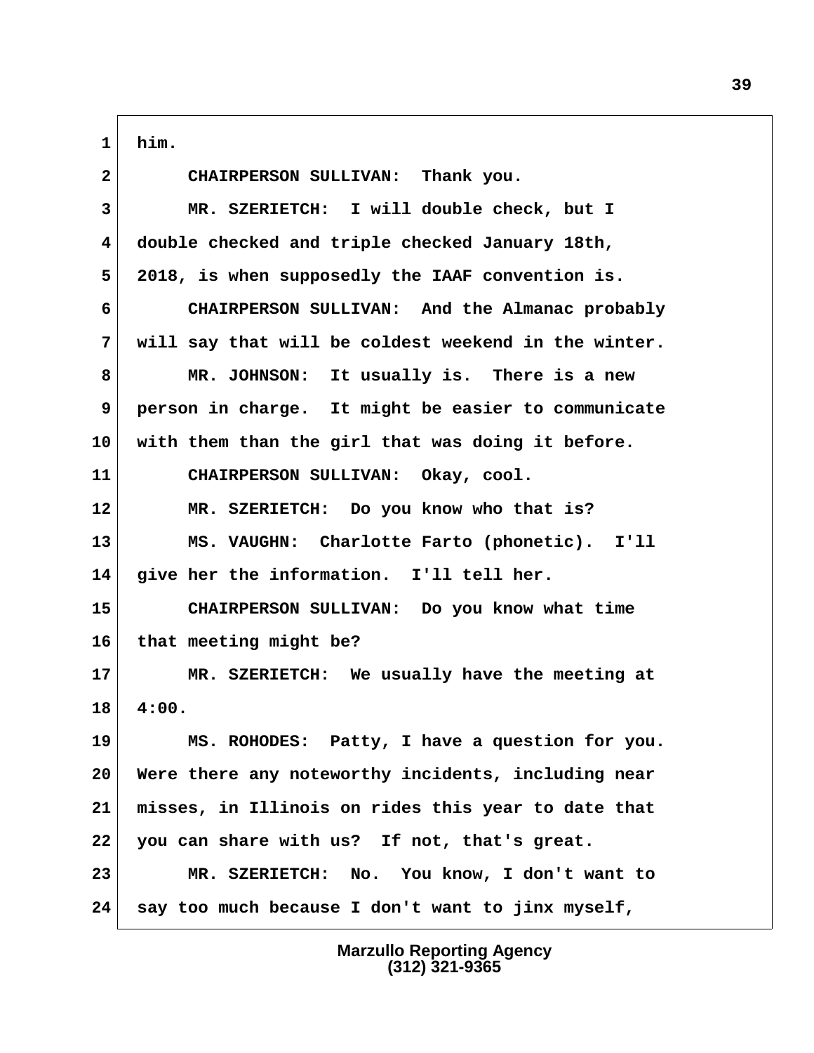1 him.

2 CHAIRPERSON SULLIVAN: Thank you.

3 MR. SZERIETCH: I will double check, but I

4 double checked and triple checked January 18th,

5 2018, is when supposedly the IAAF convention is.

6 CHAIRPERSON SULLIVAN: And the Almanac probably

7 will say that will be coldest weekend in the winter.

8 MR. JOHNSON: It usually is. There is a new

9 person in charge. It might be easier to communicate

10 with them than the girl that was doing it before.

11 CHAIRPERSON SULLIVAN: Okay, cool.

12 MR. SZERIETCH: Do you know who that is?

13 MS. VAUGHN: Charlotte Farto (phonetic). I'll

14 give her the information. I'll tell her.

15 CHAIRPERSON SULLIVAN: Do you know what time

16 that meeting might be?

17 MR. SZERIETCH: We usually have the meeting at

18 4:00.

19 MS. ROHODES: Patty, I have a question for you.

20 Were there any noteworthy incidents, including near

21 misses, in Illinois on rides this year to date that

22 you can share with us? If not, that's great.

23 MR. SZERIETCH: No. You know, I don't want to

24 say too much because I don't want to jinx myself,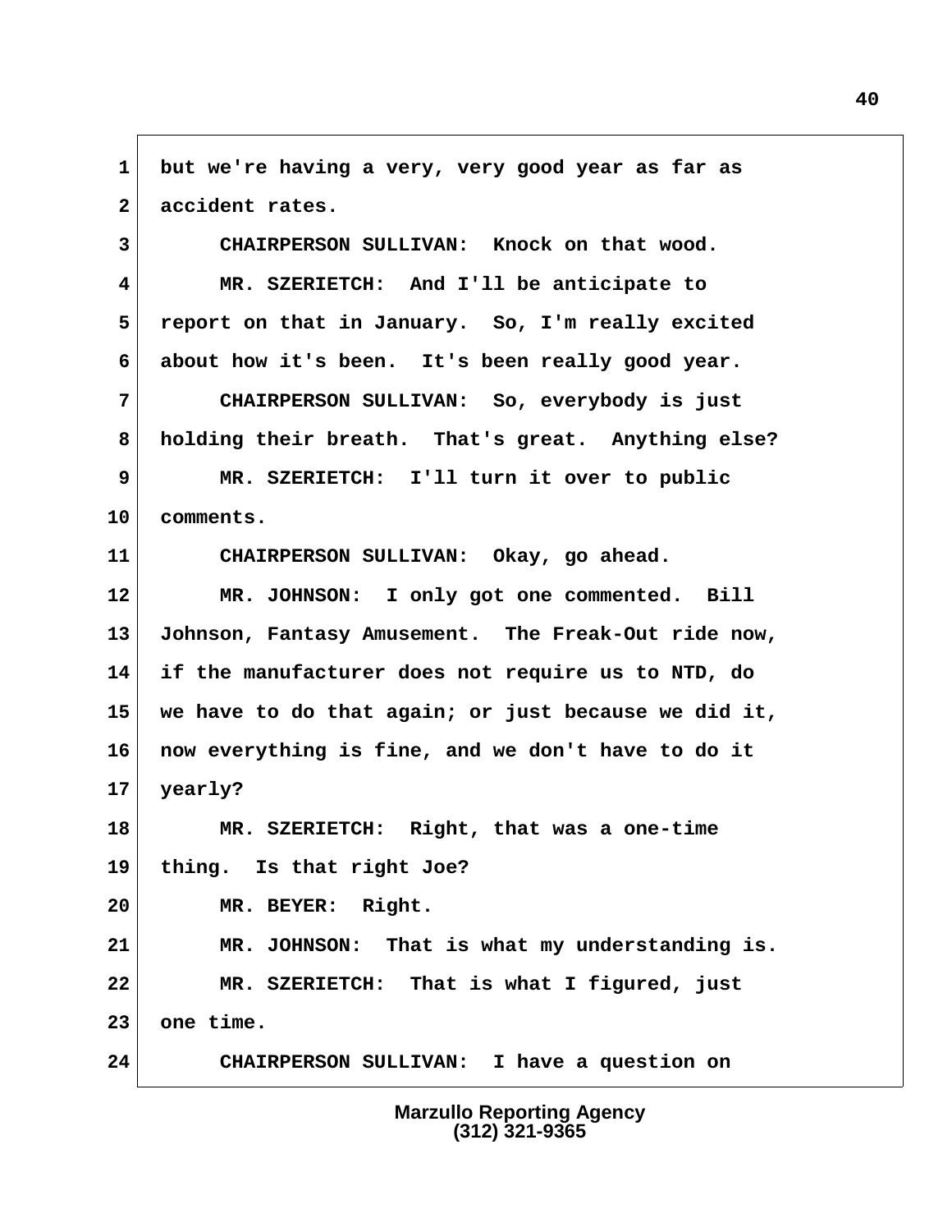1 but we're having a very, very good year as far as
2 accident rates.
3 CHAIRPERSON SULLIVAN: Knock on that wood.
4 MR. SZERIETCH: And I'll be anticipate to
5 report on that in January. So, I'm really excited
6 about how it's been. It's been really good year.
7 CHAIRPERSON SULLIVAN: So, everybody is just
8 holding their breath. That's great. Anything else?
9 MR. SZERIETCH: I'll turn it over to public
10 comments.
11 CHAIRPERSON SULLIVAN: Okay, go ahead.
12 MR. JOHNSON: I only got one commented. Bill
13 Johnson, Fantasy Amusement. The Freak-Out ride now,
14 if the manufacturer does not require us to NTD, do
15 we have to do that again; or just because we did it,
16 now everything is fine, and we don't have to do it
17 yearly?
18 MR. SZERIETCH: Right, that was a one-time
19 thing. Is that right Joe?
20 MR. BEYER: Right.
21 MR. JOHNSON: That is what my understanding is.
22 MR. SZERIETCH: That is what I figured, just
23 one time.
24 CHAIRPERSON SULLIVAN: I have a question on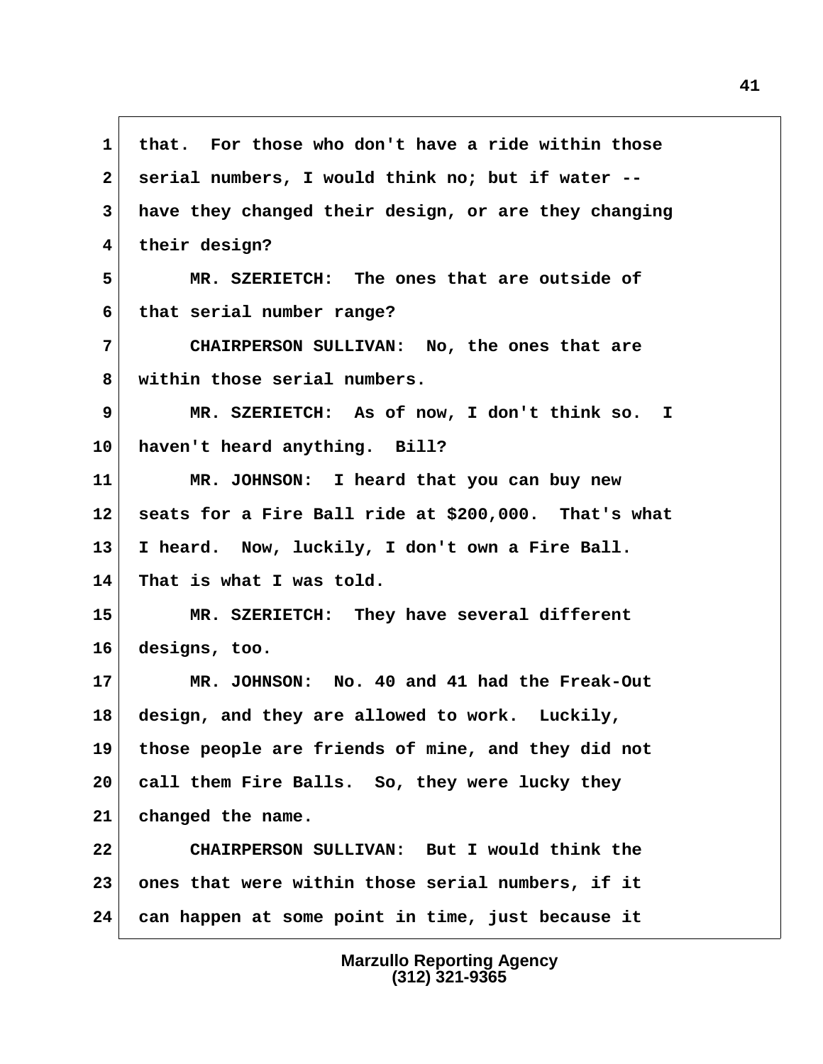1 that. For those who don't have a ride within those
2 serial numbers, I would think no; but if water --
3 have they changed their design, or are they changing
4 their design?

5 MR. SZERIETCH: The ones that are outside of
6 that serial number range?

7 CHAIRPERSON SULLIVAN: No, the ones that are
8 within those serial numbers.

9 MR. SZERIETCH: As of now, I don't think so. I
10 haven't heard anything. Bill?

11 MR. JOHNSON: I heard that you can buy new
12 seats for a Fire Ball ride at $200,000. That's what
13 I heard. Now, luckily, I don't own a Fire Ball.
14 That is what I was told.

15 MR. SZERIETCH: They have several different
16 designs, too.

17 MR. JOHNSON: No. 40 and 41 had the Freak-Out
18 design, and they are allowed to work. Luckily,
19 those people are friends of mine, and they did not
20 call them Fire Balls. So, they were lucky they
21 changed the name.

22 CHAIRPERSON SULLIVAN: But I would think the
23 ones that were within those serial numbers, if it
24 can happen at some point in time, just because it

Marzullo Reporting Agency
(312) 321-9365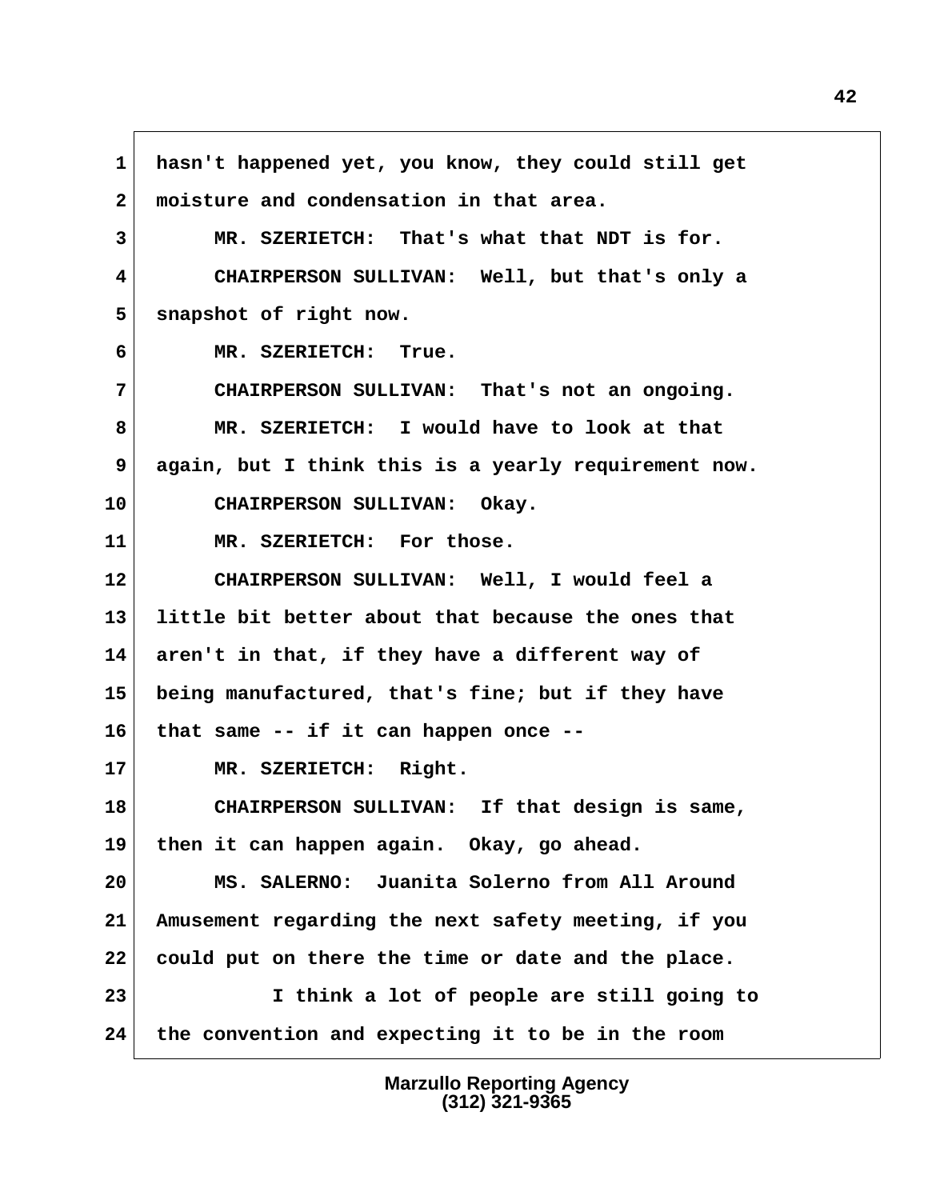1 hasn't happened yet, you know, they could still get
2 moisture and condensation in that area.
3 MR. SZERIETCH: That's what that NDT is for.
4 CHAIRPERSON SULLIVAN: Well, but that's only a
5 snapshot of right now.
6 MR. SZERIETCH: True.
7 CHAIRPERSON SULLIVAN: That's not an ongoing.
8 MR. SZERIETCH: I would have to look at that
9 again, but I think this is a yearly requirement now.
10 CHAIRPERSON SULLIVAN: Okay.
11 MR. SZERIETCH: For those.
12 CHAIRPERSON SULLIVAN: Well, I would feel a
13 little bit better about that because the ones that
14 aren't in that, if they have a different way of
15 being manufactured, that's fine; but if they have
16 that same -- if it can happen once --
17 MR. SZERIETCH: Right.
18 CHAIRPERSON SULLIVAN: If that design is same,
19 then it can happen again. Okay, go ahead.
20 MS. SALERNO: Juanita Solerno from All Around
21 Amusement regarding the next safety meeting, if you
22 could put on there the time or date and the place.
23 I think a lot of people are still going to
24 the convention and expecting it to be in the room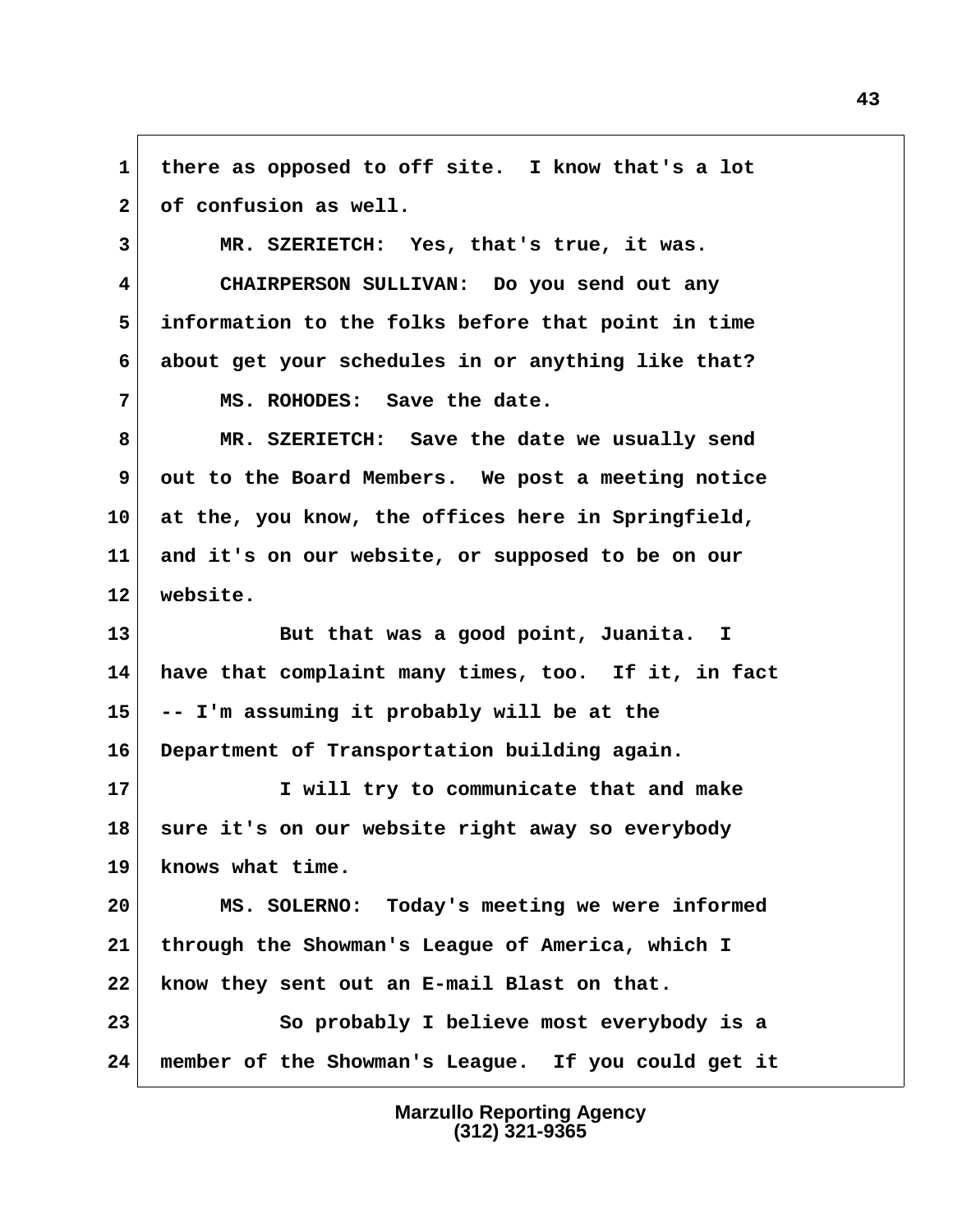there as opposed to off site. I know that's a lot of confusion as well.

MR. SZERIETCH: Yes, that's true, it was.

CHAIRPERSON SULLIVAN: Do you send out any information to the folks before that point in time about get your schedules in or anything like that?

MS. ROHODES: Save the date.

MR. SZERIETCH: Save the date we usually send out to the Board Members. We post a meeting notice at the, you know, the offices here in Springfield, and it's on our website, or supposed to be on our website.

But that was a good point, Juanita. I have that complaint many times, too. If it, in fact -- I'm assuming it probably will be at the Department of Transportation building again.

I will try to communicate that and make sure it's on our website right away so everybody knows what time.

MS. SOLERNO: Today's meeting we were informed through the Showman's League of America, which I know they sent out an E-mail Blast on that.

So probably I believe most everybody is a member of the Showman's League. If you could get it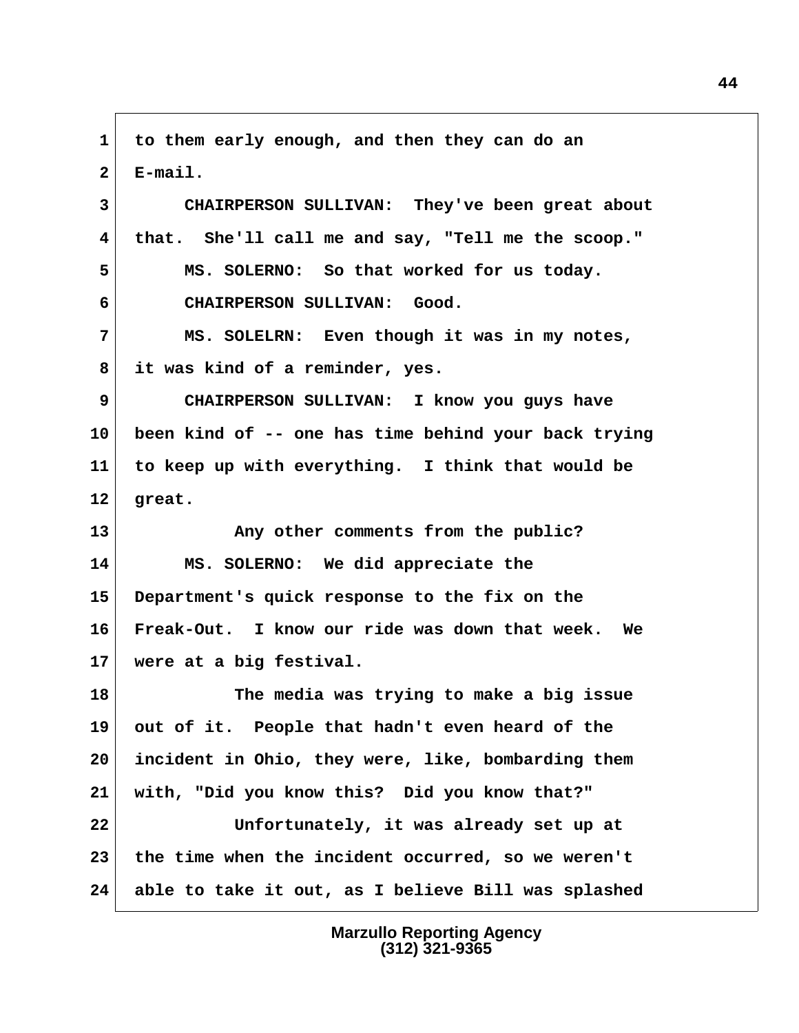1 to them early enough, and then they can do an
2 E-mail.
3 CHAIRPERSON SULLIVAN: They've been great about
4 that. She'll call me and say, "Tell me the scoop."
5 MS. SOLERNO: So that worked for us today.
6 CHAIRPERSON SULLIVAN: Good.
7 MS. SOLELRN: Even though it was in my notes,
8 it was kind of a reminder, yes.
9 CHAIRPERSON SULLIVAN: I know you guys have
10 been kind of -- one has time behind your back trying
11 to keep up with everything. I think that would be
12 great.
13 Any other comments from the public?
14 MS. SOLERNO: We did appreciate the
15 Department's quick response to the fix on the
16 Freak-Out. I know our ride was down that week. We
17 were at a big festival.
18 The media was trying to make a big issue
19 out of it. People that hadn't even heard of the
20 incident in Ohio, they were, like, bombarding them
21 with, "Did you know this? Did you know that?"
22 Unfortunately, it was already set up at
23 the time when the incident occurred, so we weren't
24 able to take it out, as I believe Bill was splashed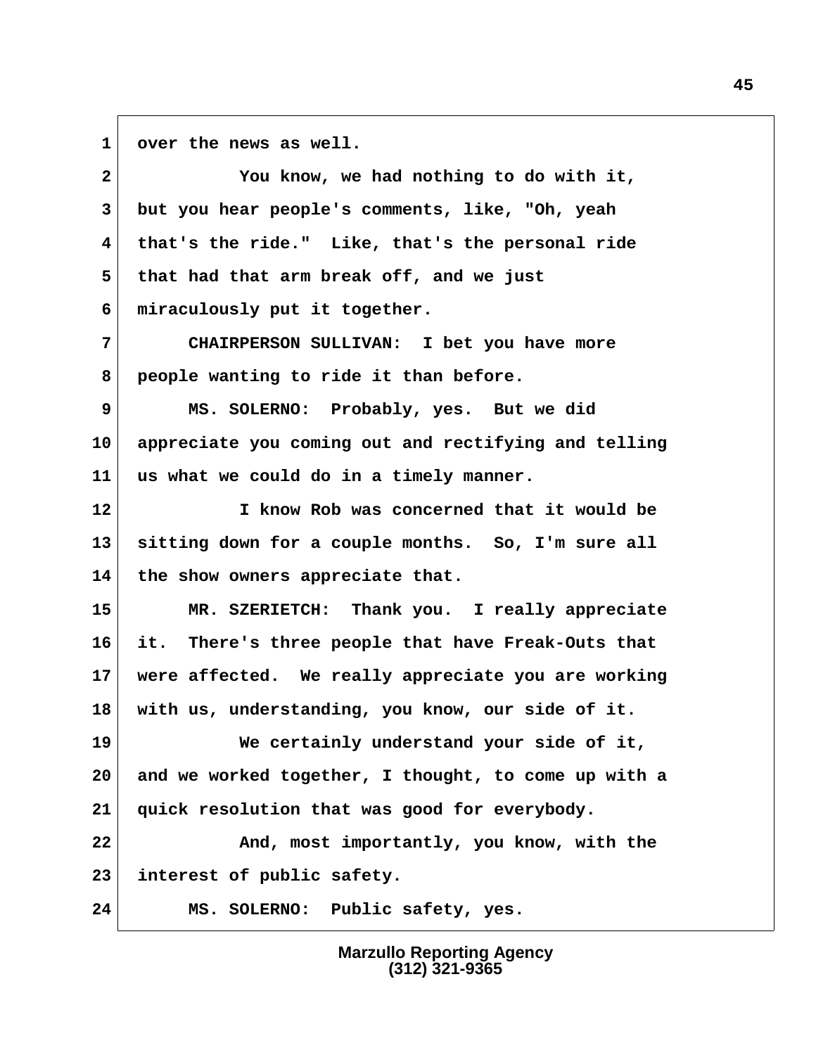1 over the news as well.

2 You know, we had nothing to do with it,

3 but you hear people's comments, like, "Oh, yeah

4 that's the ride." Like, that's the personal ride

5 that had that arm break off, and we just

6 miraculously put it together.

7 CHAIRPERSON SULLIVAN: I bet you have more

8 people wanting to ride it than before.

9 MS. SOLERNO: Probably, yes. But we did

10 appreciate you coming out and rectifying and telling

11 us what we could do in a timely manner.

12 I know Rob was concerned that it would be

13 sitting down for a couple months. So, I'm sure all

14 the show owners appreciate that.

15 MR. SZERIETCH: Thank you. I really appreciate

16 it. There's three people that have Freak-Outs that

17 were affected. We really appreciate you are working

18 with us, understanding, you know, our side of it.

19 We certainly understand your side of it,

20 and we worked together, I thought, to come up with a

21 quick resolution that was good for everybody.

22 And, most importantly, you know, with the

23 interest of public safety.

24 MS. SOLERNO: Public safety, yes.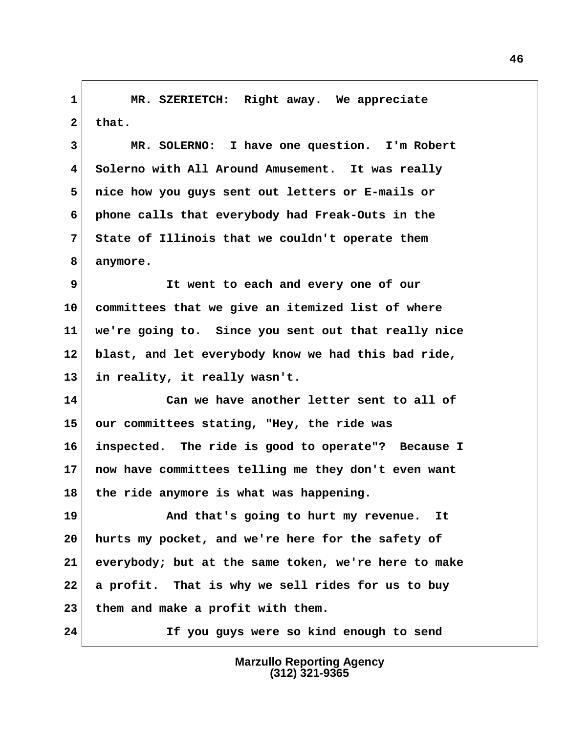1 MR. SZERIETCH: Right away. We appreciate
2 that.
3 MR. SOLERNO: I have one question. I'm Robert
4 Solerno with All Around Amusement. It was really
5 nice how you guys sent out letters or E-mails or
6 phone calls that everybody had Freak-Outs in the
7 State of Illinois that we couldn't operate them
8 anymore.
9 It went to each and every one of our
10 committees that we give an itemized list of where
11 we're going to. Since you sent out that really nice
12 blast, and let everybody know we had this bad ride,
13 in reality, it really wasn't.
14 Can we have another letter sent to all of
15 our committees stating, "Hey, the ride was
16 inspected. The ride is good to operate"? Because I
17 now have committees telling me they don't even want
18 the ride anymore is what was happening.
19 And that's going to hurt my revenue. It
20 hurts my pocket, and we're here for the safety of
21 everybody; but at the same token, we're here to make
22 a profit. That is why we sell rides for us to buy
23 them and make a profit with them.
24 If you guys were so kind enough to send

Marzullo Reporting Agency
(312) 321-9365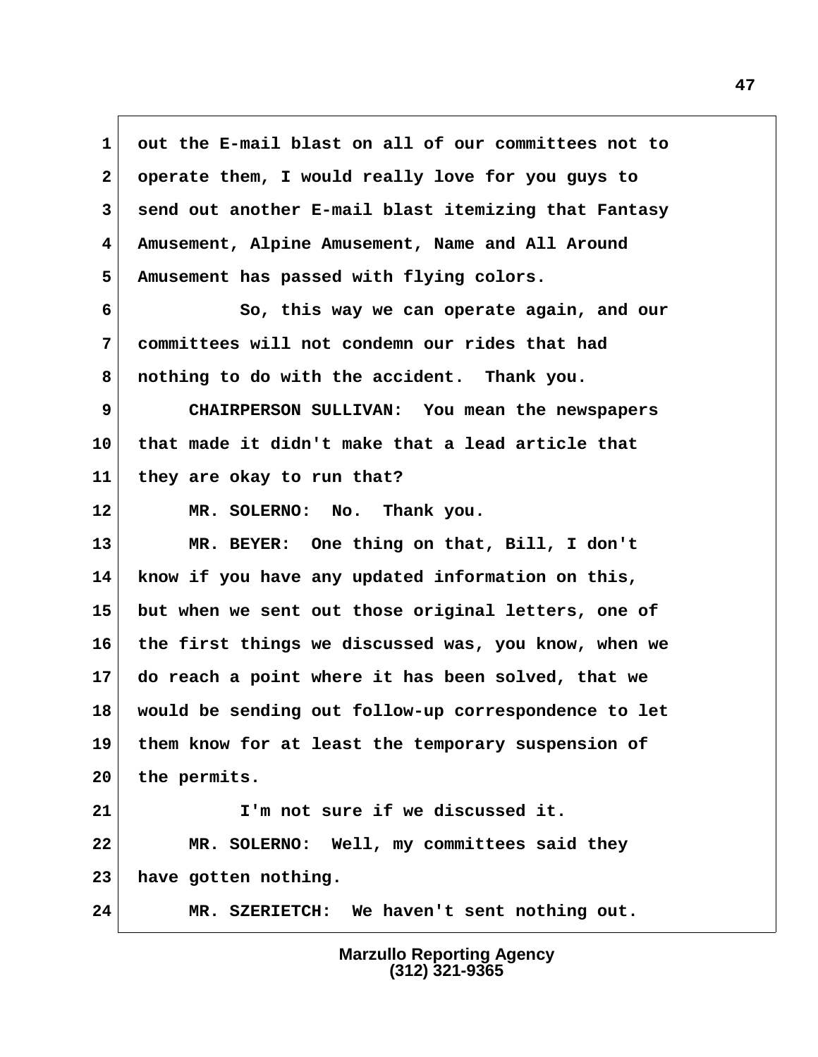1 out the E-mail blast on all of our committees not to
2 operate them, I would really love for you guys to
3 send out another E-mail blast itemizing that Fantasy
4 Amusement, Alpine Amusement, Name and All Around
5 Amusement has passed with flying colors.

6 So, this way we can operate again, and our
7 committees will not condemn our rides that had
8 nothing to do with the accident. Thank you.

9 CHAIRPERSON SULLIVAN: You mean the newspapers
10 that made it didn't make that a lead article that
11 they are okay to run that?

12 MR. SOLERNO: No. Thank you.

13 MR. BEYER: One thing on that, Bill, I don't
14 know if you have any updated information on this,
15 but when we sent out those original letters, one of
16 the first things we discussed was, you know, when we
17 do reach a point where it has been solved, that we
18 would be sending out follow-up correspondence to let
19 them know for at least the temporary suspension of
20 the permits.

21 I'm not sure if we discussed it.

22 MR. SOLERNO: Well, my committees said they
23 have gotten nothing.

24 MR. SZERIETCH: We haven't sent nothing out.

Marzullo Reporting Agency
(312) 321-9365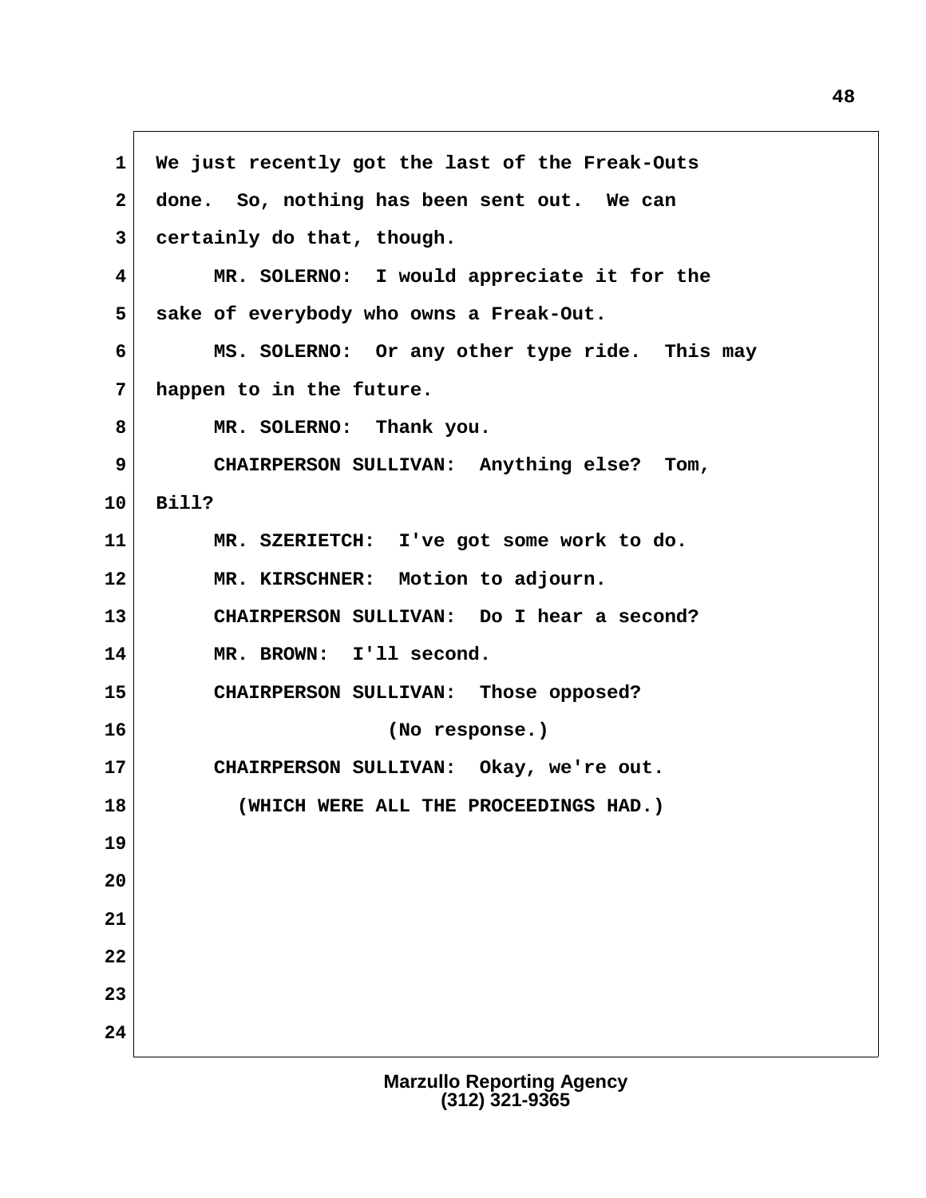1 We just recently got the last of the Freak-Outs
2 done. So, nothing has been sent out. We can
3 certainly do that, though.
4 MR. SOLERNO: I would appreciate it for the
5 sake of everybody who owns a Freak-Out.
6 MS. SOLERNO: Or any other type ride. This may
7 happen to in the future.
8 MR. SOLERNO: Thank you.
9 CHAIRPERSON SULLIVAN: Anything else? Tom,
10 Bill?
11 MR. SZERIETCH: I've got some work to do.
12 MR. KIRSCHNER: Motion to adjourn.
13 CHAIRPERSON SULLIVAN: Do I hear a second?
14 MR. BROWN: I'll second.
15 CHAIRPERSON SULLIVAN: Those opposed?
16 (No response.)
17 CHAIRPERSON SULLIVAN: Okay, we're out.
18 (WHICH WERE ALL THE PROCEEDINGS HAD.)
19
20
21
22
23
24

Marzullo Reporting Agency
(312) 321-9365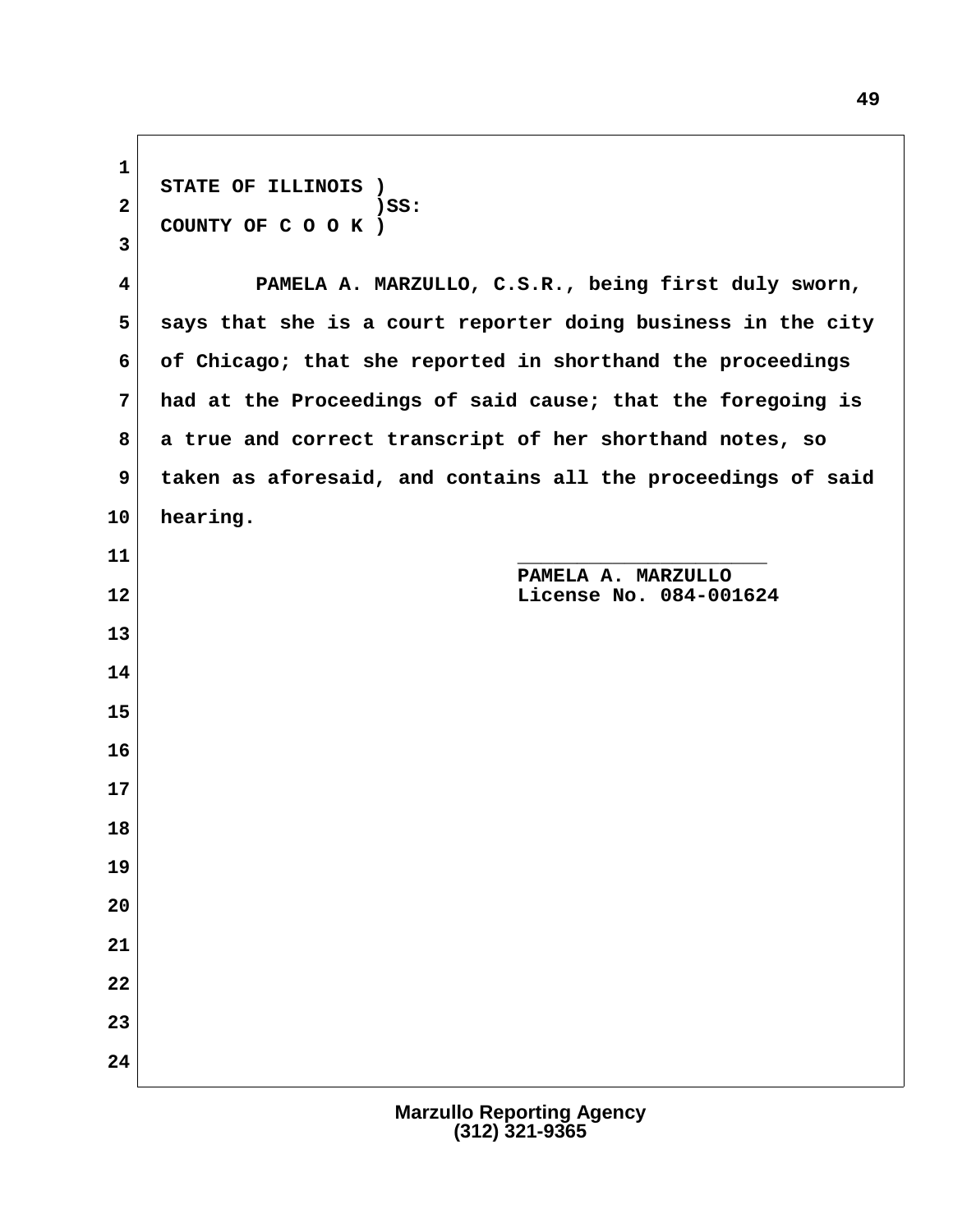STATE OF ILLINOIS )
)SS:
COUNTY OF C O O K )

PAMELA A. MARZULLO, C.S.R., being first duly sworn, says that she is a court reporter doing business in the city of Chicago; that she reported in shorthand the proceedings had at the Proceedings of said cause; that the foregoing is a true and correct transcript of her shorthand notes, so taken as aforesaid, and contains all the proceedings of said hearing.

\_\_\_\_\_\_\_\_\_\_\_\_\_\_\_\_\_\_\_\_\_

PAMELA A. MARZULLO
License No. 084-001624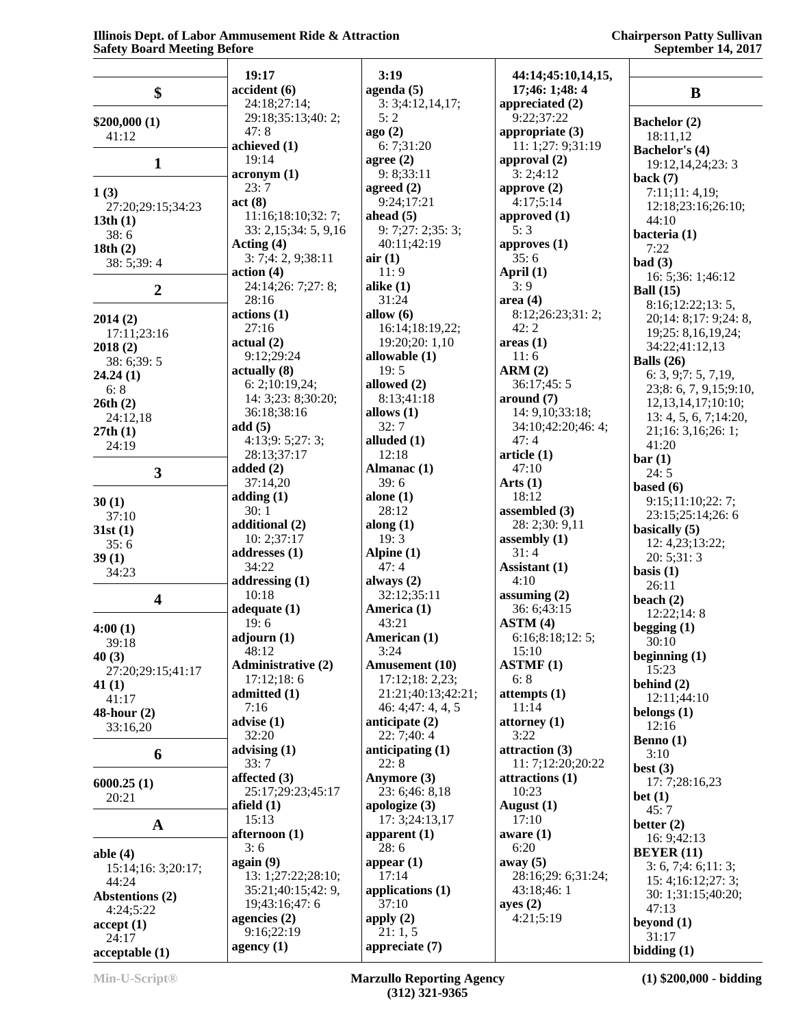## $

**$200,000 (1)**
41:12

## 1

**1 (3)**
27:20;29:15;34:23
**13th (1)**
38: 6
**18th (2)**
38: 5;39: 4

## 2

**2014 (2)**
17:11;23:16
**2018 (2)**
38: 6;39: 5
**24.24 (1)**
6: 8
**26th (2)**
24:12,18
**27th (1)**
24:19

## 3

**30 (1)**
37:10
**31st (1)**
35: 6
**39 (1)**
34:23

## 4

**4:00 (1)**
39:18
**40 (3)**
27:20;29:15;41:17
**41 (1)**
41:17
**48-hour (2)**
33:16,20

## 6

**6000.25 (1)**
20:21

## A

**able (4)**
15:14;16: 3;20:17;
44:24
**Abstentions (2)**
4:24;5:22
**accept (1)**
24:17
**acceptable (1)**
19:17
**accident (6)**
24:18;27:14;
29:18;35:13;40: 2;
47: 8
**achieved (1)**
19:14
**acronym (1)**
23: 7
**act (8)**
11:16;18:10;32: 7;
33: 2,15;34: 5, 9,16
**Acting (4)**
3: 7;4: 2, 9;38:11
**action (4)**
24:14;26: 7;27: 8;
28:16
**actions (1)**
27:16
**actual (2)**
9:12;29:24
**actually (8)**
6: 2;10:19,24;
14: 3;23: 8;30:20;
36:18;38:16
**add (5)**
4:13;9: 5;27: 3;
28:13;37:17
**added (2)**
37:14,20
**adding (1)**
30: 1
**additional (2)**
10: 2;37:17
**addresses (1)**
34:22
**addressing (1)**
10:18
**adequate (1)**
19: 6
**adjourn (1)**
48:12
**Administrative (2)**
17:12;18: 6
**admitted (1)**
7:16
**advise (1)**
32:20
**advising (1)**
33: 7
**affected (3)**
25:17;29:23;45:17
**afield (1)**
15:13
**afternoon (1)**
3: 6
**again (9)**
13: 1;27:22;28:10;
35:21;40:15;42: 9,
19;43:16;47: 6
**agencies (2)**
9:16;22:19
**agency (1)**
3:19
**agenda (5)**
3: 3;4:12,14,17;
5: 2
**ago (2)**
6: 7;31:20
**agree (2)**
9: 8;33:11
**agreed (2)**
9:24;17:21
**ahead (5)**
9: 7;27: 2;35: 3;
40:11;42:19
**air (1)**
11: 9
**alike (1)**
31:24
**allow (6)**
16:14;18:19,22;
19:20;20: 1,10
**allowable (1)**
19: 5
**allowed (2)**
8:13;41:18
**allows (1)**
32: 7
**alluded (1)**
12:18
**Almanac (1)**
39: 6
**alone (1)**
28:12
**along (1)**
19: 3
**Alpine (1)**
47: 4
**always (2)**
32:12;35:11
**America (1)**
43:21
**American (1)**
3:24
**Amusement (10)**
17:12;18: 2,23;
21:21;40:13;42:21;
46: 4;47: 4, 4, 5
**anticipate (2)**
22: 7;40: 4
**anticipating (1)**
22: 8
**Anymore (3)**
23: 6;46: 8,18
**apologize (3)**
17: 3;24:13,17
**apparent (1)**
28: 6
**appear (1)**
17:14
**applications (1)**
37:10
**apply (2)**
21: 1, 5
**appreciate (7)**
44:14;45:10,14,15,
17;46: 1;48: 4
**appreciated (2)**
9:22;37:22
**appropriate (3)**
11: 1;27: 9;31:19
**approval (2)**
3: 2;4:12
**approve (2)**
4:17;5:14
**approved (1)**
5: 3
**approves (1)**
35: 6
**April (1)**
3: 9
**area (4)**
8:12;26:23;31: 2;
42: 2
**areas (1)**
11: 6
**ARM (2)**
36:17;45: 5
**around (7)**
14: 9,10;33:18;
34:10;42:20;46: 4;
47: 4
**article (1)**
47:10
**Arts (1)**
18:12
**assembled (3)**
28: 2;30: 9,11
**assembly (1)**
31: 4
**Assistant (1)**
4:10
**assuming (2)**
36: 6;43:15
**ASTM (4)**
6:16;8:18;12: 5;
15:10
**ASTMF (1)**
6: 8
**attempts (1)**
11:14
**attorney (1)**
3:22
**attraction (3)**
11: 7;12:20;20:22
**attractions (1)**
10:23
**August (1)**
17:10
**aware (1)**
6:20
**away (5)**
28:16;29: 6;31:24;
43:18;46: 1
**ayes (2)**
4:21;5:19

## B

**Bachelor (2)**
18:11,12
**Bachelor's (4)**
19:12,14,24;23: 3
**back (7)**
7:11;11: 4,19;
12:18;23:16;26:10;
44:10
**bacteria (1)**
7:22
**bad (3)**
16: 5;36: 1;46:12
**Ball (15)**
8:16;12:22;13: 5,
20;14: 8;17: 9;24: 8,
19;25: 8,16,19,24;
34:22;41:12,13
**Balls (26)**
6: 3, 9;7: 5, 7,19,
23;8: 6, 7, 9,15;9:10,
12,13,14,17;10:10;
13: 4, 5, 6, 7;14:20,
21;16: 3,16;26: 1;
41:20
**bar (1)**
24: 5
**based (6)**
9:15;11:10;22: 7;
23:15;25:14;26: 6
**basically (5)**
12: 4,23;13:22;
20: 5;31: 3
**basis (1)**
26:11
**beach (2)**
12:22;14: 8
**begging (1)**
30:10
**beginning (1)**
15:23
**behind (2)**
12:11;44:10
**belongs (1)**
12:16
**Benno (1)**
3:10
**best (3)**
17: 7;28:16,23
**bet (1)**
45: 7
**better (2)**
16: 9;42:13
**BEYER (11)**
3: 6, 7;4: 6;11: 3;
15: 4;16:12;27: 3;
30: 1;31:15;40:20;
47:13
**beyond (1)**
31:17
**bidding (1)**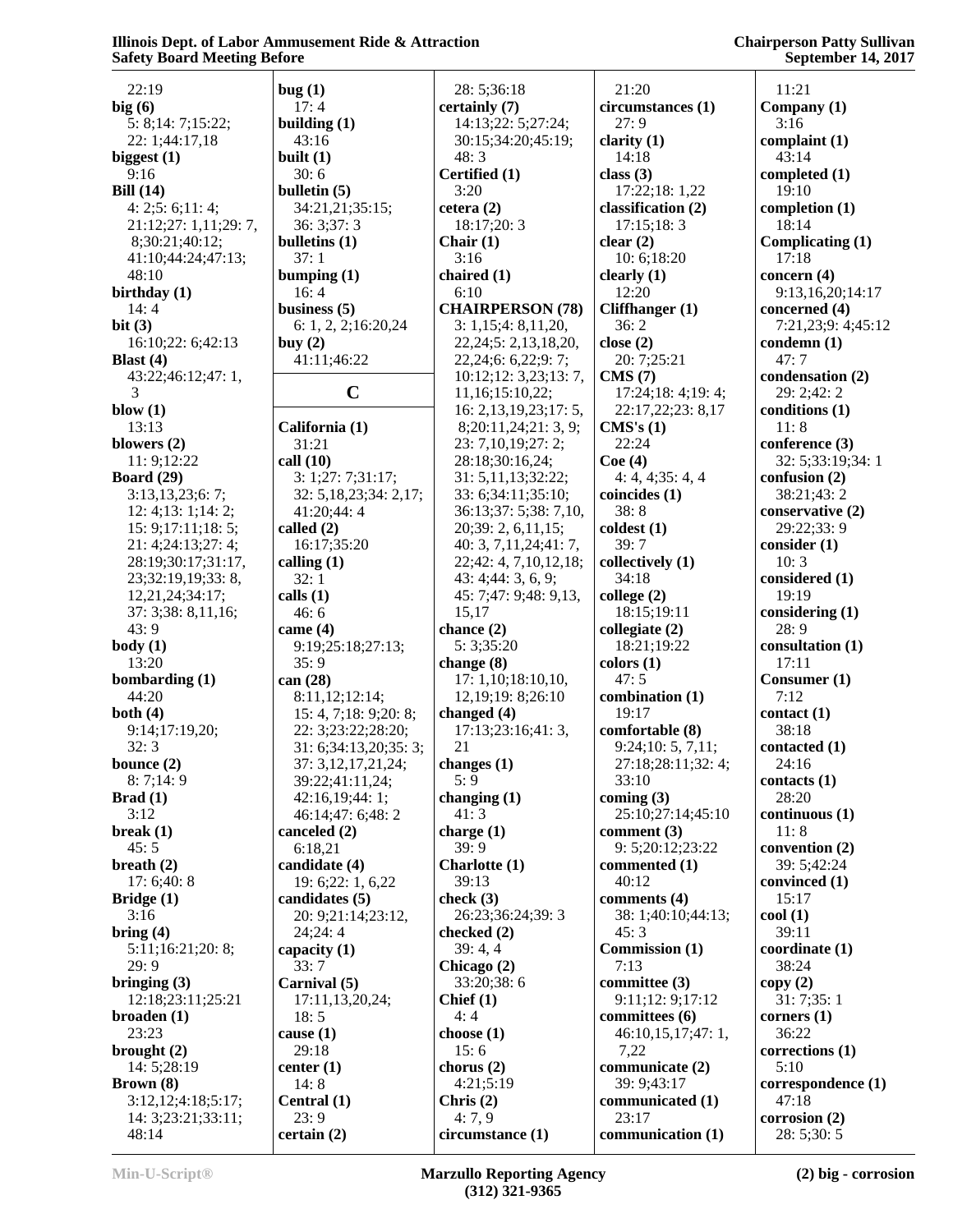22:19
**big (6)**
5: 8;14: 7;15:22;
22: 1;44:17,18
**biggest (1)**
9:16
**Bill (14)**
4: 2;5: 6;11: 4;
21:12;27: 1,11;29: 7,
8;30:21;40:12;
41:10;44:24;47:13;
48:10
**birthday (1)**
14: 4
**bit (3)**
16:10;22: 6;42:13
**Blast (4)**
43:22;46:12;47: 1,
3
**blow (1)**
13:13
**blowers (2)**
11: 9;12:22
**Board (29)**
3:13,13,23;6: 7;
12: 4;13: 1;14: 2;
15: 9;17:11;18: 5;
21: 4;24:13;27: 4;
28:19;30:17;31:17,
23;32:19,19;33: 8,
12,21,24;34:17;
37: 3;38: 8,11,16;
43: 9
**body (1)**
13:20
**bombarding (1)**
44:20
**both (4)**
9:14;17:19,20;
32: 3
**bounce (2)**
8: 7;14: 9
**Brad (1)**
3:12
**break (1)**
45: 5
**breath (2)**
17: 6;40: 8
**Bridge (1)**
3:16
**bring (4)**
5:11;16:21;20: 8;
29: 9
**bringing (3)**
12:18;23:11;25:21
**broaden (1)**
23:23
**brought (2)**
14: 5;28:19
**Brown (8)**
3:12,12;4:18;5:17;
14: 3;23:21;33:11;
48:14
**bug (1)**
17: 4
**building (1)**
43:16
**built (1)**
30: 6
**bulletin (5)**
34:21,21;35:15;
36: 3;37: 3
**bulletins (1)**
37: 1
**bumping (1)**
16: 4
**business (5)**
6: 1, 2, 2;16:20,24
**buy (2)**
41:11;46:22

## C

**California (1)**
31:21
**call (10)**
3: 1;27: 7;31:17;
32: 5,18,23;34: 2,17;
41:20;44: 4
**called (2)**
16:17;35:20
**calling (1)**
32: 1
**calls (1)**
46: 6
**came (4)**
9:19;25:18;27:13;
35: 9
**can (28)**
8:11,12;12:14;
15: 4, 7;18: 9;20: 8;
22: 3;23:22;28:20;
31: 6;34:13,20;35: 3;
37: 3,12,17,21,24;
39:22;41:11,24;
42:16,19;44: 1;
46:14;47: 6;48: 2
**canceled (2)**
6:18,21
**candidate (4)**
19: 6;22: 1, 6,22
**candidates (5)**
20: 9;21:14;23:12,
24;24: 4
**capacity (1)**
33: 7
**Carnival (5)**
17:11,13,20,24;
18: 5
**cause (1)**
29:18
**center (1)**
14: 8
**Central (1)**
23: 9
**certain (2)**
28: 5;36:18
**certainly (7)**
14:13;22: 5;27:24;
30:15;34:20;45:19;
48: 3
**Certified (1)**
3:20
**cetera (2)**
18:17;20: 3
**Chair (1)**
3:16
**chaired (1)**
6:10
**CHAIRPERSON (78)**
3: 1,15;4: 8,11,20,
22,24;5: 2,13,18,20,
22,24;6: 6,22;9: 7;
10:12;12: 3,23;13: 7,
11,16;15:10,22;
16: 2,13,19,23;17: 5,
8;20:11,24;21: 3, 9;
23: 7,10,19;27: 2;
28:18;30:16,24;
31: 5,11,13;32:22;
33: 6;34:11;35:10;
36:13;37: 5;38: 7,10,
20;39: 2, 6,11,15;
40: 3, 7,11,24;41: 7,
22;42: 4, 7,10,12,18;
43: 4;44: 3, 6, 9;
45: 7;47: 9;48: 9,13,
15,17
**chance (2)**
5: 3;35:20
**change (8)**
17: 1,10;18:10,10,
12,19;19: 8;26:10
**changed (4)**
17:13;23:16;41: 3,
21
**changes (1)**
5: 9
**changing (1)**
41: 3
**charge (1)**
39: 9
**Charlotte (1)**
39:13
**check (3)**
26:23;36:24;39: 3
**checked (2)**
39: 4, 4
**Chicago (2)**
33:20;38: 6
**Chief (1)**
4: 4
**choose (1)**
15: 6
**chorus (2)**
4:21;5:19
**Chris (2)**
4: 7, 9
**circumstance (1)**
21:20
**circumstances (1)**
27: 9
**clarity (1)**
14:18
**class (3)**
17:22;18: 1,22
**classification (2)**
17:15;18: 3
**clear (2)**
10: 6;18:20
**clearly (1)**
12:20
**Cliffhanger (1)**
36: 2
**close (2)**
20: 7;25:21
**CMS (7)**
17:24;18: 4;19: 4;
22:17,22;23: 8,17
**CMS's (1)**
22:24
**Coe (4)**
4: 4, 4;35: 4, 4
**coincides (1)**
38: 8
**coldest (1)**
39: 7
**collectively (1)**
34:18
**college (2)**
18:15;19:11
**collegiate (2)**
18:21;19:22
**colors (1)**
47: 5
**combination (1)**
19:17
**comfortable (8)**
9:24;10: 5, 7,11;
27:18;28:11;32: 4;
33:10
**coming (3)**
25:10;27:14;45:10
**comment (3)**
9: 5;20:12;23:22
**commented (1)**
40:12
**comments (4)**
38: 1;40:10;44:13;
45: 3
**Commission (1)**
7:13
**committee (3)**
9:11;12: 9;17:12
**committees (6)**
46:10,15,17;47: 1,
7,22
**communicate (2)**
39: 9;43:17
**communicated (1)**
23:17
**communication (1)**
11:21
**Company (1)**
3:16
**complaint (1)**
43:14
**completed (1)**
19:10
**completion (1)**
18:14
**Complicating (1)**
17:18
**concern (4)**
9:13,16,20;14:17
**concerned (4)**
7:21,23;9: 4;45:12
**condemn (1)**
47: 7
**condensation (2)**
29: 2;42: 2
**conditions (1)**
11: 8
**conference (3)**
32: 5;33:19;34: 1
**confusion (2)**
38:21;43: 2
**conservative (2)**
29:22;33: 9
**consider (1)**
10: 3
**considered (1)**
19:19
**considering (1)**
28: 9
**consultation (1)**
17:11
**Consumer (1)**
7:12
**contact (1)**
38:18
**contacted (1)**
24:16
**contacts (1)**
28:20
**continuous (1)**
11: 8
**convention (2)**
39: 5;42:24
**convinced (1)**
15:17
**cool (1)**
39:11
**coordinate (1)**
38:24
**copy (2)**
31: 7;35: 1
**corners (1)**
36:22
**corrections (1)**
5:10
**correspondence (1)**
47:18
**corrosion (2)**
28: 5;30: 5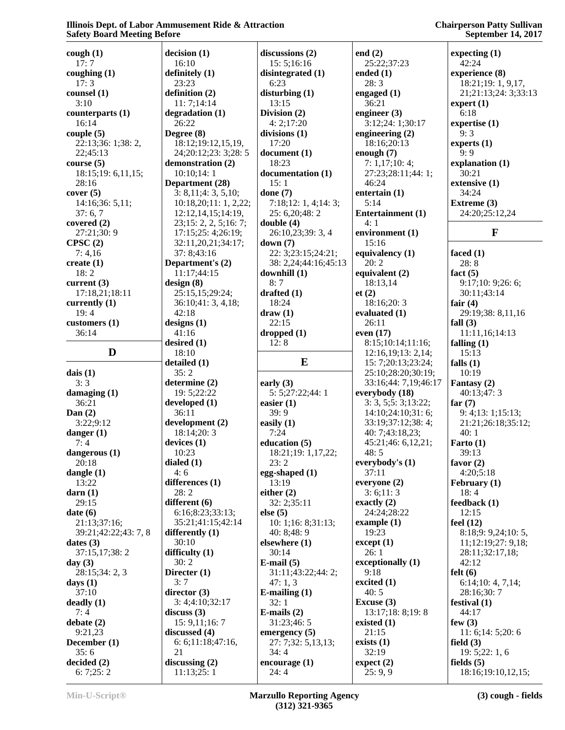**cough (1)**
17: 7
**coughing (1)**
17: 3
**counsel (1)**
3:10
**counterparts (1)**
16:14
**couple (5)**
22:13;36: 1;38: 2, 22;45:13
**course (5)**
18:15;19: 6,11,15; 28:16
**cover (5)**
14:16;36: 5,11; 37: 6, 7
**covered (2)**
27:21;30: 9
**CPSC (2)**
7: 4,16
**create (1)**
18: 2
**current (3)**
17:18,21;18:11
**currently (1)**
19: 4
**customers (1)**
36:14

## D

**dais (1)**
3: 3
**damaging (1)**
36:21
**Dan (2)**
3:22;9:12
**danger (1)**
7: 4
**dangerous (1)**
20:18
**dangle (1)**
13:22
**darn (1)**
29:15
**date (6)**
21:13;37:16; 39:21;42:22;43: 7, 8
**dates (3)**
37:15,17;38: 2
**day (3)**
28:15;34: 2, 3
**days (1)**
37:10
**deadly (1)**
7: 4
**debate (2)**
9:21,23
**December (1)**
35: 6
**decided (2)**
6: 7;25: 2
**decision (1)**
16:10
**definitely (1)**
23:23
**definition (2)**
11: 7;14:14
**degradation (1)**
26:22
**Degree (8)**
18:12;19:12,15,19, 24;20:12;23: 3;28: 5
**demonstration (2)**
10:10;14: 1
**Department (28)**
3: 8,11;4: 3, 5,10; 10:18,20;11: 1, 2,22; 12:12,14,15;14:19, 23;15: 2, 2, 5;16: 7; 17:15;25: 4;26:19; 32:11,20,21;34:17; 37: 8;43:16
**Department's (2)**
11:17;44:15
**design (8)**
25:15,15;29:24; 36:10;41: 3, 4,18; 42:18
**designs (1)**
41:16
**desired (1)**
18:10
**detailed (1)**
35: 2
**determine (2)**
19: 5;22:22
**developed (1)**
36:11
**development (2)**
18:14;20: 3
**devices (1)**
10:23
**dialed (1)**
4: 6
**differences (1)**
28: 2
**different (6)**
6:16;8:23;33:13; 35:21;41:15;42:14
**differently (1)**
30:10
**difficulty (1)**
30: 2
**Directer (1)**
3: 7
**director (3)**
3: 4;4:10;32:17
**discuss (3)**
15: 9,11;16: 7
**discussed (4)**
6: 6;11:18;47:16, 21
**discussing (2)**
11:13;25: 1
**discussions (2)**
15: 5;16:16
**disintegrated (1)**
6:23
**disturbing (1)**
13:15
**Division (2)**
4: 2;17:20
**divisions (1)**
17:20
**document (1)**
18:23
**documentation (1)**
15: 1
**done (7)**
7:18;12: 1, 4;14: 3; 25: 6,20;48: 2
**double (4)**
26:10,23;39: 3, 4
**down (7)**
22: 3;23:15;24:21; 38: 2,24;44:16;45:13
**downhill (1)**
8: 7
**drafted (1)**
18:24
**draw (1)**
22:15
**dropped (1)**
12: 8

## E

**early (3)**
5: 5;27:22;44: 1
**easier (1)**
39: 9
**easily (1)**
7:24
**education (5)**
18:21;19: 1,17,22; 23: 2
**egg-shaped (1)**
13:19
**either (2)**
32: 2;35:11
**else (5)**
10: 1;16: 8;31:13; 40: 8;48: 9
**elsewhere (1)**
30:14
**E-mail (5)**
31:11;43:22;44: 2; 47: 1, 3
**E-mailing (1)**
32: 1
**E-mails (2)**
31:23;46: 5
**emergency (5)**
27: 7;32: 5,13,13; 34: 4
**encourage (1)**
24: 4
**end (2)**
25:22;37:23
**ended (1)**
28: 3
**engaged (1)**
36:21
**engineer (3)**
3:12;24: 1;30:17
**engineering (2)**
18:16;20:13
**enough (7)**
7: 1,17;10: 4; 27:23;28:11;44: 1; 46:24
**entertain (1)**
5:14
**Entertainment (1)**
4: 1
**environment (1)**
15:16
**equivalency (1)**
20: 2
**equivalent (2)**
18:13,14
**et (2)**
18:16;20: 3
**evaluated (1)**
26:11
**even (17)**
8:15;10:14;11:16; 12:16,19;13: 2,14; 15: 7;20:13;23:24; 25:10;28:20;30:19; 33:16;44: 7,19;46:17
**everybody (18)**
3: 3, 5;5: 3;13:22; 14:10;24:10;31: 6; 33:19;37:12;38: 4; 40: 7;43:18,23; 45:21;46: 6,12,21; 48: 5
**everybody's (1)**
37:11
**everyone (2)**
3: 6;11: 3
**exactly (2)**
24:24;28:22
**example (1)**
19:23
**except (1)**
26: 1
**exceptionally (1)**
9:18
**excited (1)**
40: 5
**Excuse (3)**
13:17;18: 8;19: 8
**existed (1)**
21:15
**exists (1)**
32:19
**expect (2)**
25: 9, 9
**expecting (1)**
42:24
**experience (8)**
18:21;19: 1, 9,17, 21;21:13;24: 3;33:13
**expert (1)**
6:18
**expertise (1)**
9: 3
**experts (1)**
9: 9
**explanation (1)**
30:21
**extensive (1)**
34:24
**Extreme (3)**
24:20;25:12,24

## F

**faced (1)**
28: 8
**fact (5)**
9:17;10: 9;26: 6; 30:11;43:14
**fair (4)**
29:19;38: 8,11,16
**fall (3)**
11:11,16;14:13
**falling (1)**
15:13
**falls (1)**
10:19
**Fantasy (2)**
40:13;47: 3
**far (7)**
9: 4;13: 1;15:13; 21:21;26:18;35:12; 40: 1
**Farto (1)**
39:13
**favor (2)**
4:20;5:18
**February (1)**
18: 4
**feedback (1)**
12:15
**feel (12)**
8:18;9: 9,24;10: 5, 11;12:19;27: 9,18; 28:11;32:17,18; 42:12
**felt (6)**
6:14;10: 4, 7,14; 28:16;30: 7
**festival (1)**
44:17
**few (3)**
11: 6;14: 5;20: 6
**field (3)**
19: 5;22: 1, 6
**fields (5)**
18:16;19:10,12,15;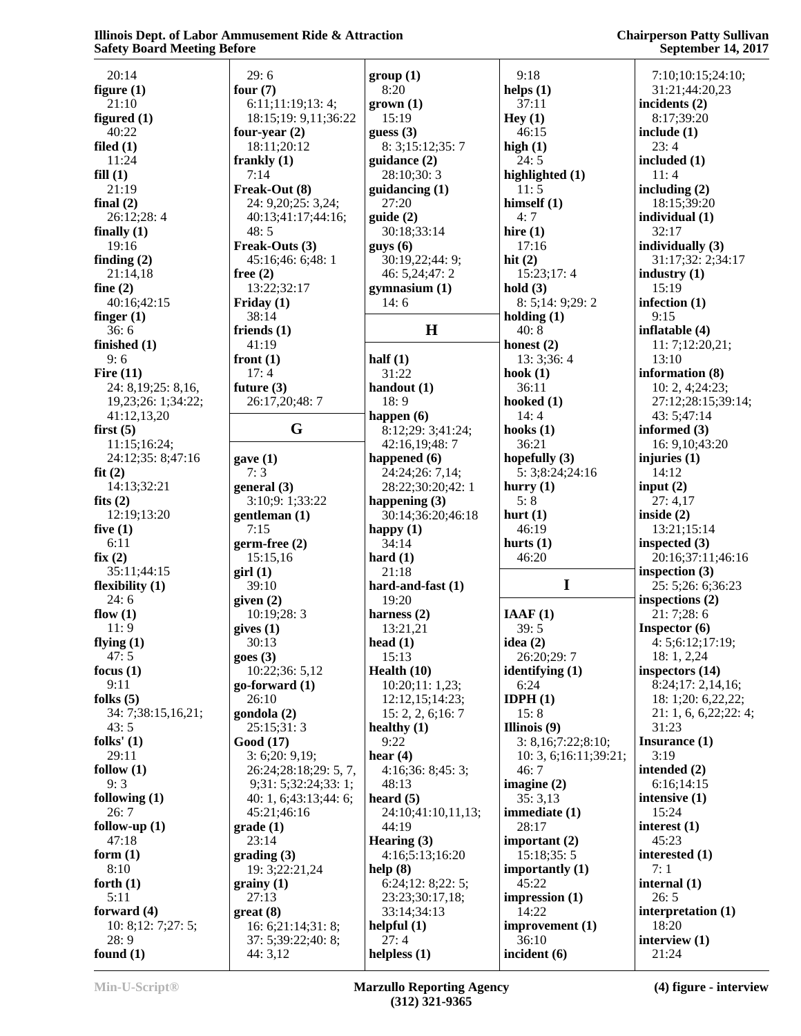20:14
**figure (1)**
21:10
**figured (1)**
40:22
**filed (1)**
11:24
**fill (1)**
21:19
**final (2)**
26:12;28: 4
**finally (1)**
19:16
**finding (2)**
21:14,18
**fine (2)**
40:16;42:15
**finger (1)**
36: 6
**finished (1)**
9: 6
**Fire (11)**
24: 8,19;25: 8,16, 19,23;26: 1;34:22; 41:12,13,20
**first (5)**
11:15;16:24; 24:12;35: 8;47:16
**fit (2)**
14:13;32:21
**fits (2)**
12:19;13:20
**five (1)**
6:11
**fix (2)**
35:11;44:15
**flexibility (1)**
24: 6
**flow (1)**
11: 9
**flying (1)**
47: 5
**focus (1)**
9:11
**folks (5)**
34: 7;38:15,16,21; 43: 5
**folks' (1)**
29:11
**follow (1)**
9: 3
**following (1)**
26: 7
**follow-up (1)**
47:18
**form (1)**
8:10
**forth (1)**
5:11
**forward (4)**
10: 8;12: 7;27: 5; 28: 9
**found (1)**
29: 6
**four (7)**
6:11;11:19;13: 4; 18:15;19: 9,11;36:22
**four-year (2)**
18:11;20:12
**frankly (1)**
7:14
**Freak-Out (8)**
24: 9,20;25: 3,24; 40:13;41:17;44:16; 48: 5
**Freak-Outs (3)**
45:16;46: 6;48: 1
**free (2)**
13:22;32:17
**Friday (1)**
38:14
**friends (1)**
41:19
**front (1)**
17: 4
**future (3)**
26:17,20;48: 7

## G

**gave (1)**
7: 3
**general (3)**
3:10;9: 1;33:22
**gentleman (1)**
7:15
**germ-free (2)**
15:15,16
**girl (1)**
39:10
**given (2)**
10:19;28: 3
**gives (1)**
30:13
**goes (3)**
10:22;36: 5,12
**go-forward (1)**
26:10
**gondola (2)**
25:15;31: 3
**Good (17)**
3: 6;20: 9,19; 26:24;28:18;29: 5, 7, 9;31: 5;32:24;33: 1; 40: 1, 6;43:13;44: 6; 45:21;46:16
**grade (1)**
23:14
**grading (3)**
19: 3;22:21,24
**grainy (1)**
27:13
**great (8)**
16: 6;21:14;31: 8; 37: 5;39:22;40: 8; 44: 3,12
**group (1)**
8:20
**grown (1)**
15:19
**guess (3)**
8: 3;15:12;35: 7
**guidance (2)**
28:10;30: 3
**guidancing (1)**
27:20
**guide (2)**
30:18;33:14
**guys (6)**
30:19,22;44: 9; 46: 5,24;47: 2
**gymnasium (1)**
14: 6

## H

**half (1)**
31:22
**handout (1)**
18: 9
**happen (6)**
8:12;29: 3;41:24; 42:16,19;48: 7
**happened (6)**
24:24;26: 7,14; 28:22;30:20;42: 1
**happening (3)**
30:14;36:20;46:18
**happy (1)**
34:14
**hard (1)**
21:18
**hard-and-fast (1)**
19:20
**harness (2)**
13:21,21
**head (1)**
15:13
**Health (10)**
10:20;11: 1,23; 12:12,15;14:23; 15: 2, 2, 6;16: 7
**healthy (1)**
9:22
**hear (4)**
4:16;36: 8;45: 3; 48:13
**heard (5)**
24:10;41:10,11,13; 44:19
**Hearing (3)**
4:16;5:13;16:20
**help (8)**
6:24;12: 8;22: 5; 23:23;30:17,18; 33:14;34:13
**helpful (1)**
27: 4
**helpless (1)**
9:18
**helps (1)**
37:11
**Hey (1)**
46:15
**high (1)**
24: 5
**highlighted (1)**
11: 5
**himself (1)**
4: 7
**hire (1)**
17:16
**hit (2)**
15:23;17: 4
**hold (3)**
8: 5;14: 9;29: 2
**holding (1)**
40: 8
**honest (2)**
13: 3;36: 4
**hook (1)**
36:11
**hooked (1)**
14: 4
**hooks (1)**
36:21
**hopefully (3)**
5: 3;8:24;24:16
**hurry (1)**
5: 8
**hurt (1)**
46:19
**hurts (1)**
46:20

## I

**IAAF (1)**
39: 5
**idea (2)**
26:20;29: 7
**identifying (1)**
6:24
**IDPH (1)**
15: 8
**Illinois (9)**
3: 8,16;7:22;8:10; 10: 3, 6;16:11;39:21; 46: 7
**imagine (2)**
35: 3,13
**immediate (1)**
28:17
**important (2)**
15:18;35: 5
**importantly (1)**
45:22
**impression (1)**
14:22
**improvement (1)**
36:10
**incident (6)**
7:10;10:15;24:10; 31:21;44:20,23
**incidents (2)**
8:17;39:20
**include (1)**
23: 4
**included (1)**
11: 4
**including (2)**
18:15;39:20
**individual (1)**
32:17
**individually (3)**
31:17;32: 2;34:17
**industry (1)**
15:19
**infection (1)**
9:15
**inflatable (4)**
11: 7;12:20,21; 13:10
**information (8)**
10: 2, 4;24:23; 27:12;28:15;39:14; 43: 5;47:14
**informed (3)**
16: 9,10;43:20
**injuries (1)**
14:12
**input (2)**
27: 4,17
**inside (2)**
13:21;15:14
**inspected (3)**
20:16;37:11;46:16
**inspection (3)**
25: 5;26: 6;36:23
**inspections (2)**
21: 7;28: 6
**Inspector (6)**
4: 5;6:12;17:19; 18: 1, 2,24
**inspectors (14)**
8:24;17: 2,14,16; 18: 1;20: 6,22,22; 21: 1, 6, 6,22;22: 4; 31:23
**Insurance (1)**
3:19
**intended (2)**
6:16;14:15
**intensive (1)**
15:24
**interest (1)**
45:23
**interested (1)**
7: 1
**internal (1)**
26: 5
**interpretation (1)**
18:20
**interview (1)**
21:24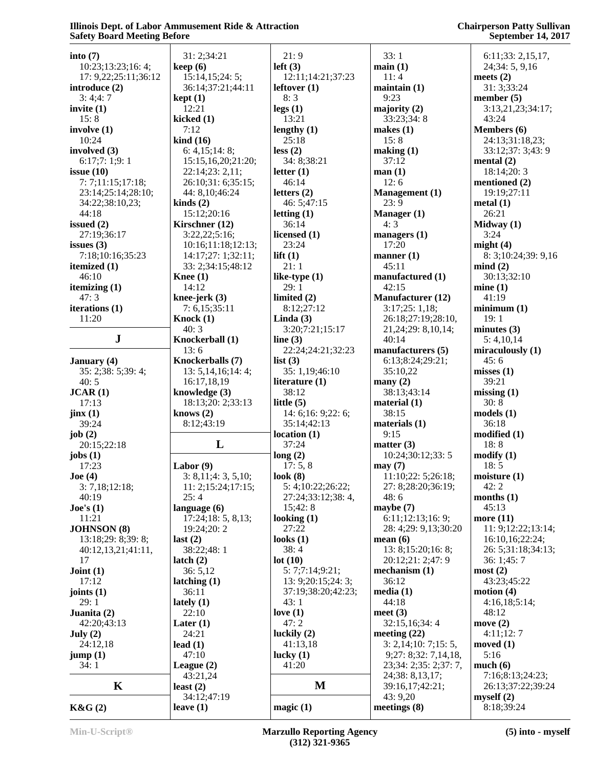**into (7)**
10:23;13:23;16: 4;
17: 9,22;25:11;36:12
**introduce (2)**
3: 4;4: 7
**invite (1)**
15: 8
**involve (1)**
10:24
**involved (3)**
6:17;7: 1;9: 1
**issue (10)**
7: 7;11:15;17:18;
23:14;25:14;28:10;
34:22;38:10,23;
44:18
**issued (2)**
27:19;36:17
**issues (3)**
7:18;10:16;35:23
**itemized (1)**
46:10
**itemizing (1)**
47: 3
**iterations (1)**
11:20

## J

**January (4)**
35: 2;38: 5;39: 4;
40: 5
**JCAR (1)**
17:13
**jinx (1)**
39:24
**job (2)**
20:15;22:18
**jobs (1)**
17:23
**Joe (4)**
3: 7,18;12:18;
40:19
**Joe's (1)**
11:21
**JOHNSON (8)**
13:18;29: 8;39: 8;
40:12,13,21;41:11,
17
**Joint (1)**
17:12
**joints (1)**
29: 1
**Juanita (2)**
42:20;43:13
**July (2)**
24:12,18
**jump (1)**
34: 1

## K

**K&G (2)**
31: 2;34:21
**keep (6)**
15:14,15;24: 5;
36:14;37:21;44:11
**kept (1)**
12:21
**kicked (1)**
7:12
**kind (16)**
6: 4,15;14: 8;
15:15,16,20;21:20;
22:14;23: 2,11;
26:10;31: 6;35:15;
44: 8,10;46:24
**kinds (2)**
15:12;20:16
**Kirschner (12)**
3:22,22;5:16;
10:16;11:18;12:13;
14:17;27: 1;32:11;
33: 2;34:15;48:12
**Knee (1)**
14:12
**knee-jerk (3)**
7: 6,15;35:11
**Knock (1)**
40: 3
**Knockerball (1)**
13: 6
**Knockerballs (7)**
13: 5,14,16;14: 4;
16:17,18,19
**knowledge (3)**
18:13;20: 2;33:13
**knows (2)**
8:12;43:19

## L

**Labor (9)**
3: 8,11;4: 3, 5,10;
11: 2;15:24;17:15;
25: 4
**language (6)**
17:24;18: 5, 8,13;
19:24;20: 2
**last (2)**
38:22;48: 1
**latch (2)**
36: 5,12
**latching (1)**
36:11
**lately (1)**
22:10
**Later (1)**
24:21
**lead (1)**
47:10
**League (2)**
43:21,24
**least (2)**
34:12;47:19
**leave (1)**
21: 9
**left (3)**
12:11;14:21;37:23
**leftover (1)**
8: 3
**legs (1)**
13:21
**lengthy (1)**
25:18
**less (2)**
34: 8;38:21
**letter (1)**
46:14
**letters (2)**
46: 5;47:15
**letting (1)**
36:14
**licensed (1)**
23:24
**lift (1)**
21: 1
**like-type (1)**
29: 1
**limited (2)**
8:12;27:12
**Linda (3)**
3:20;7:21;15:17
**line (3)**
22:24;24:21;32:23
**list (3)**
35: 1,19;46:10
**literature (1)**
38:12
**little (5)**
14: 6;16: 9;22: 6;
35:14;42:13
**location (1)**
37:24
**long (2)**
17: 5, 8
**look (8)**
5: 4;10:22;26:22;
27:24;33:12;38: 4,
15;42: 8
**looking (1)**
27:22
**looks (1)**
38: 4
**lot (10)**
5: 7;7:14;9:21;
13: 9;20:15;24: 3;
37:19;38:20;42:23;
43: 1
**love (1)**
47: 2
**luckily (2)**
41:13,18
**lucky (1)**
41:20

## M

**magic (1)**
33: 1
**main (1)**
11: 4
**maintain (1)**
9:23
**majority (2)**
33:23;34: 8
**makes (1)**
15: 8
**making (1)**
37:12
**man (1)**
12: 6
**Management (1)**
23: 9
**Manager (1)**
4: 3
**managers (1)**
17:20
**manner (1)**
45:11
**manufactured (1)**
42:15
**Manufacturer (12)**
3:17;25: 1,18;
26:18;27:19;28:10,
21,24;29: 8,10,14;
40:14
**manufacturers (5)**
6:13;8:24;29:21;
35:10,22
**many (2)**
38:13;43:14
**material (1)**
38:15
**materials (1)**
9:15
**matter (3)**
10:24;30:12;33: 5
**may (7)**
11:10;22: 5;26:18;
27: 8;28:20;36:19;
48: 6
**maybe (7)**
6:11;12:13;16: 9;
28: 4;29: 9,13;30:20
**mean (6)**
13: 8;15:20;16: 8;
20:12;21: 2;47: 9
**mechanism (1)**
36:12
**media (1)**
44:18
**meet (3)**
32:15,16;34: 4
**meeting (22)**
3: 2,14;10: 7;15: 5,
9;27: 8;32: 7,14,18,
23;34: 2;35: 2;37: 7,
24;38: 8,13,17;
39:16,17;42:21;
43: 9,20
**meetings (8)**
6:11;33: 2,15,17,
24;34: 5, 9,16
**meets (2)**
31: 3;33:24
**member (5)**
3:13,21,23;34:17;
43:24
**Members (6)**
24:13;31:18,23;
33:12;37: 3;43: 9
**mental (2)**
18:14;20: 3
**mentioned (2)**
19:19;27:11
**metal (1)**
26:21
**Midway (1)**
3:24
**might (4)**
8: 3;10:24;39: 9,16
**mind (2)**
30:13;32:10
**mine (1)**
41:19
**minimum (1)**
19: 1
**minutes (3)**
5: 4,10,14
**miraculously (1)**
45: 6
**misses (1)**
39:21
**missing (1)**
30: 8
**models (1)**
36:18
**modified (1)**
18: 8
**modify (1)**
18: 5
**moisture (1)**
42: 2
**months (1)**
45:13
**more (11)**
11: 9;12:22;13:14;
16:10,16;22:24;
26: 5;31:18;34:13;
36: 1;45: 7
**most (2)**
43:23;45:22
**motion (4)**
4:16,18;5:14;
48:12
**move (2)**
4:11;12: 7
**moved (1)**
5:16
**much (6)**
7:16;8:13;24:23;
26:13;37:22;39:24
**myself (2)**
8:18;39:24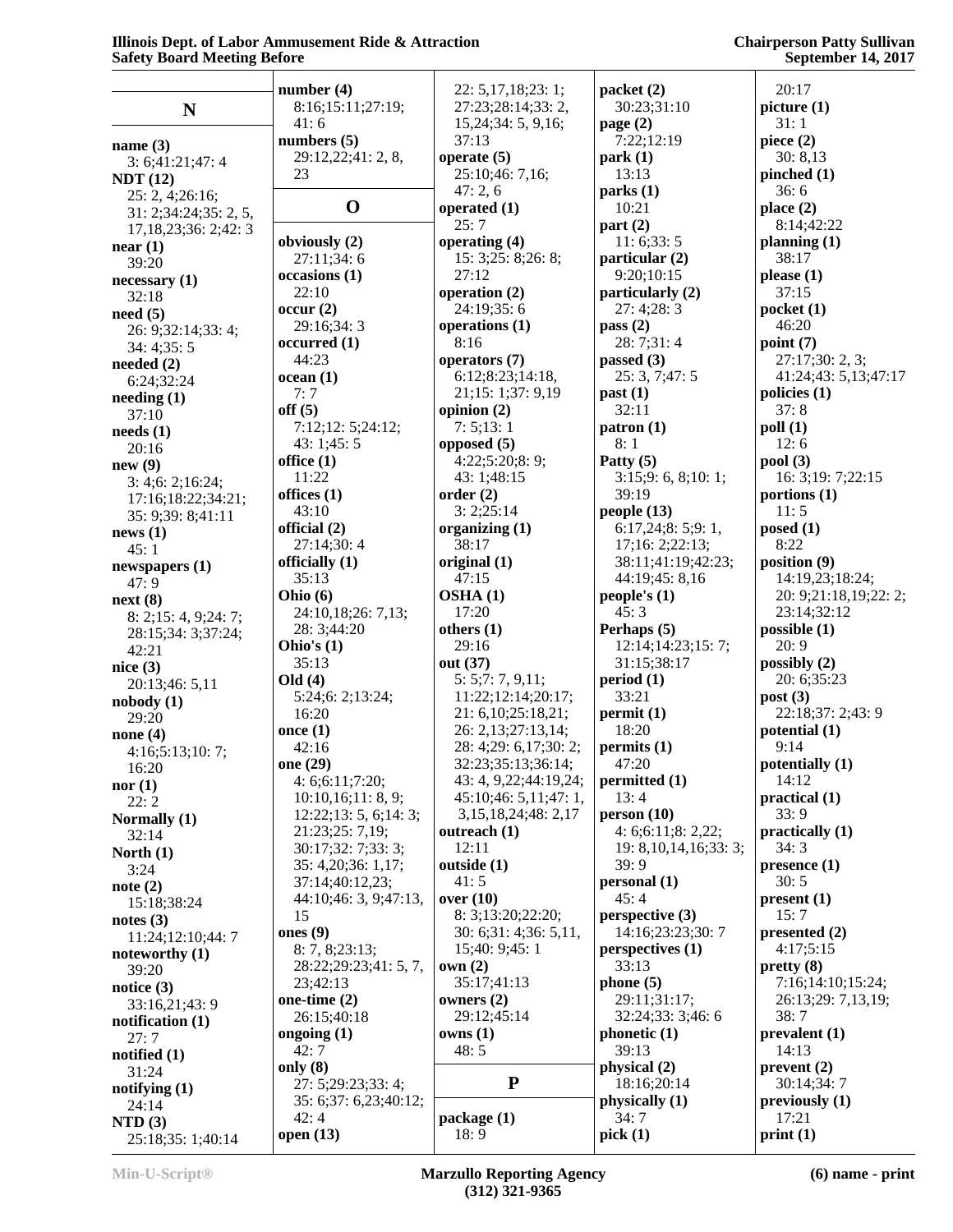## N

**name (3)**
3: 6;41:21;47: 4

**NDT (12)**
25: 2, 4;26:16;
31: 2;34:24;35: 2, 5,
17,18,23;36: 2;42: 3

**near (1)**
39:20

**necessary (1)**
32:18

**need (5)**
26: 9;32:14;33: 4;
34: 4;35: 5

**needed (2)**
6:24;32:24

**needing (1)**
37:10

**needs (1)**
20:16

**new (9)**
3: 4;6: 2;16:24;
17:16;18:22;34:21;
35: 9;39: 8;41:11

**news (1)**
45: 1

**newspapers (1)**
47: 9

**next (8)**
8: 2;15: 4, 9;24: 7;
28:15;34: 3;37:24;
42:21

**nice (3)**
20:13;46: 5,11

**nobody (1)**
29:20

**none (4)**
4:16;5:13;10: 7;
16:20

**nor (1)**
22: 2

**Normally (1)**
32:14

**North (1)**
3:24

**note (2)**
15:18;38:24

**notes (3)**
11:24;12:10;44: 7

**noteworthy (1)**
39:20

**notice (3)**
33:16,21;43: 9

**notification (1)**
27: 7

**notified (1)**
31:24

**notifying (1)**
24:14

**NTD (3)**
25:18;35: 1;40:14

**number (4)**
8:16;15:11;27:19;
41: 6

**numbers (5)**
29:12,22;41: 2, 8,
23

## O

**obviously (2)**
27:11;34: 6

**occasions (1)**
22:10

**occur (2)**
29:16;34: 3

**occurred (1)**
44:23

**ocean (1)**
7: 7

**off (5)**
7:12;12: 5;24:12;
43: 1;45: 5

**office (1)**
11:22

**offices (1)**
43:10

**official (2)**
27:14;30: 4

**officially (1)**
35:13

**Ohio (6)**
24:10,18;26: 7,13;
28: 3;44:20

**Ohio's (1)**
35:13

**Old (4)**
5:24;6: 2;13:24;
16:20

**once (1)**
42:16

**one (29)**
4: 6;6:11;7:20;
10:10,16;11: 8, 9;
12:22;13: 5, 6;14: 3;
21:23;25: 7,19;
30:17;32: 7;33: 3;
35: 4,20;36: 1,17;
37:14;40:12,23;
44:10;46: 3, 9;47:13,
15

**ones (9)**
8: 7, 8;23:13;
28:22;29:23;41: 5, 7,
23;42:13

**one-time (2)**
26:15;40:18

**ongoing (1)**
42: 7

**only (8)**
27: 5;29:23;33: 4;
35: 6;37: 6,23;40:12;
42: 4

**open (13)**
22: 5,17,18;23: 1;
27:23;28:14;33: 2,
15,24;34: 5, 9,16;
37:13

**operate (5)**
25:10;46: 7,16;
47: 2, 6

**operated (1)**
25: 7

**operating (4)**
15: 3;25: 8;26: 8;
27:12

**operation (2)**
24:19;35: 6

**operations (1)**
8:16

**operators (7)**
6:12;8:23;14:18,
21;15: 1;37: 9,19

**opinion (2)**
7: 5;13: 1

**opposed (5)**
4:22;5:20;8: 9;
43: 1;48:15

**order (2)**
3: 2;25:14

**organizing (1)**
38:17

**original (1)**
47:15

**OSHA (1)**
17:20

**others (1)**
29:16

**out (37)**
5: 5;7: 7, 9,11;
11:22;12:14;20:17;
21: 6,10;25:18,21;
26: 2,13;27:13,14;
28: 4;29: 6,17;30: 2;
32:23;35:13;36:14;
43: 4, 9,22;44:19,24;
45:10;46: 5,11;47: 1,
3,15,18,24;48: 2,17

**outreach (1)**
12:11

**outside (1)**
41: 5

**over (10)**
8: 3;13:20;22:20;
30: 6;31: 4;36: 5,11,
15;40: 9;45: 1

**own (2)**
35:17;41:13

**owners (2)**
29:12;45:14

**owns (1)**
48: 5

## P

**package (1)**
18: 9

**packet (2)**
30:23;31:10

**page (2)**
7:22;12:19

**park (1)**
13:13

**parks (1)**
10:21

**part (2)**
11: 6;33: 5

**particular (2)**
9:20;10:15

**particularly (2)**
27: 4;28: 3

**pass (2)**
28: 7;31: 4

**passed (3)**
25: 3, 7;47: 5

**past (1)**
32:11

**patron (1)**
8: 1

**Patty (5)**
3:15;9: 6, 8;10: 1;
39:19

**people (13)**
6:17,24;8: 5;9: 1,
17;16: 2;22:13;
38:11;41:19;42:23;
44:19;45: 8,16

**people's (1)**
45: 3

**Perhaps (5)**
12:14;14:23;15: 7;
31:15;38:17

**period (1)**
33:21

**permit (1)**
18:20

**permits (1)**
47:20

**permitted (1)**
13: 4

**person (10)**
4: 6;6:11;8: 2,22;
19: 8,10,14,16;33: 3;
39: 9

**personal (1)**
45: 4

**perspective (3)**
14:16;23:23;30: 7

**perspectives (1)**
33:13

**phone (5)**
29:11;31:17;
32:24;33: 3;46: 6

**phonetic (1)**
39:13

**physical (2)**
18:16;20:14

**physically (1)**
34: 7

**pick (1)**
20:17

**picture (1)**
31: 1

**piece (2)**
30: 8,13

**pinched (1)**
36: 6

**place (2)**
8:14;42:22

**planning (1)**
38:17

**please (1)**
37:15

**pocket (1)**
46:20

**point (7)**
27:17;30: 2, 3;
41:24;43: 5,13;47:17

**policies (1)**
37: 8

**poll (1)**
12: 6

**pool (3)**
16: 3;19: 7;22:15

**portions (1)**
11: 5

**posed (1)**
8:22

**position (9)**
14:19,23;18:24;
20: 9;21:18,19;22: 2;
23:14;32:12

**possible (1)**
20: 9

**possibly (2)**
20: 6;35:23

**post (3)**
22:18;37: 2;43: 9

**potential (1)**
9:14

**potentially (1)**
14:12

**practical (1)**
33: 9

**practically (1)**
34: 3

**presence (1)**
30: 5

**present (1)**
15: 7

**presented (2)**
4:17;5:15

**pretty (8)**
7:16;14:10;15:24;
26:13;29: 7,13,19;
38: 7

**prevalent (1)**
14:13

**prevent (2)**
30:14;34: 7

**previously (1)**
17:21

**print (1)**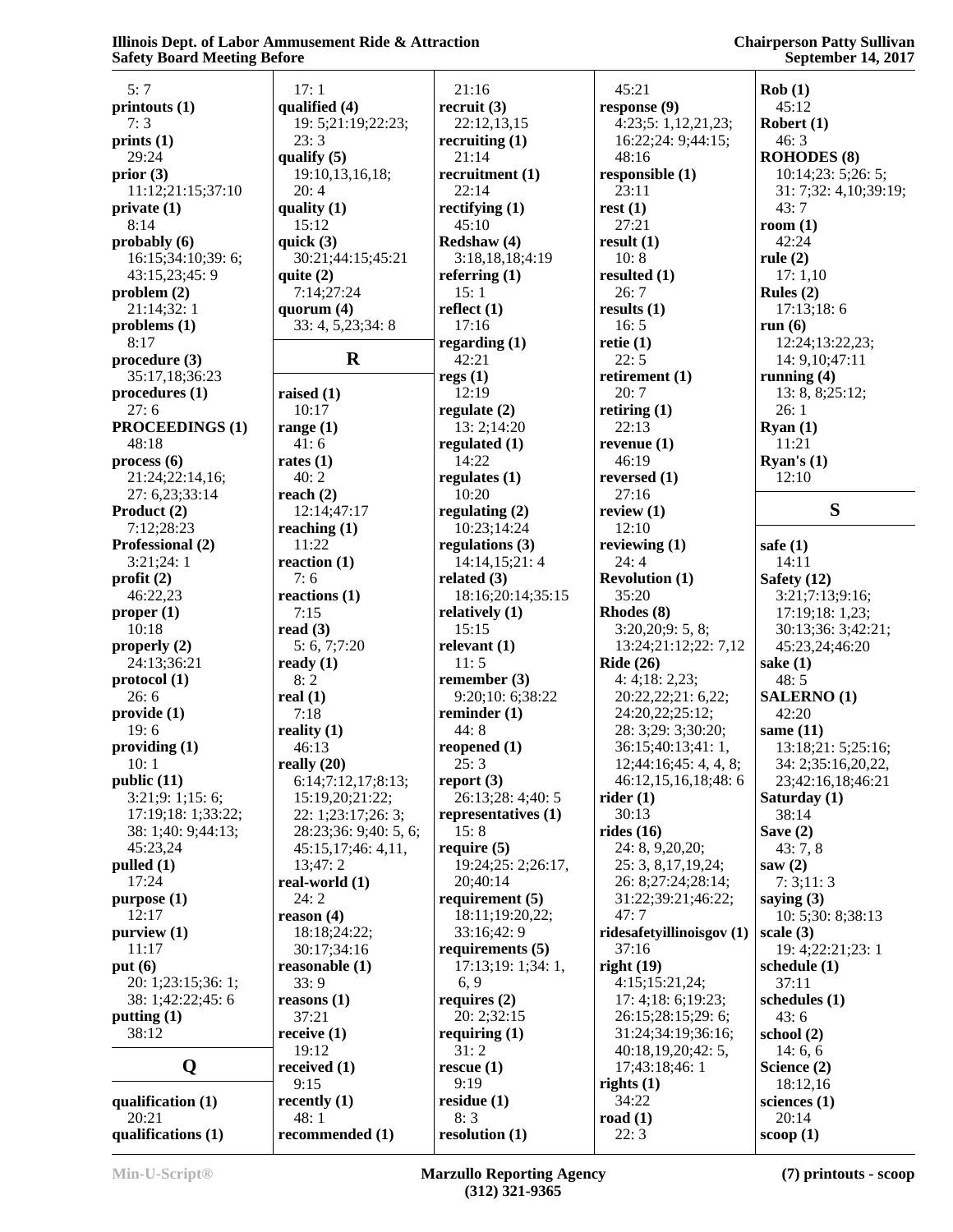5: 7
**printouts (1)**
7: 3
**prints (1)**
29:24
**prior (3)**
11:12;21:15;37:10
**private (1)**
8:14
**probably (6)**
16:15;34:10;39: 6;
43:15,23;45: 9
**problem (2)**
21:14;32: 1
**problems (1)**
8:17
**procedure (3)**
35:17,18;36:23
**procedures (1)**
27: 6
**PROCEEDINGS (1)**
48:18
**process (6)**
21:24;22:14,16;
27: 6,23;33:14
**Product (2)**
7:12;28:23
**Professional (2)**
3:21;24: 1
**profit (2)**
46:22,23
**proper (1)**
10:18
**properly (2)**
24:13;36:21
**protocol (1)**
26: 6
**provide (1)**
19: 6
**providing (1)**
10: 1
**public (11)**
3:21;9: 1;15: 6;
17:19;18: 1;33:22;
38: 1;40: 9;44:13;
45:23,24
**pulled (1)**
17:24
**purpose (1)**
12:17
**purview (1)**
11:17
**put (6)**
20: 1;23:15;36: 1;
38: 1;42:22;45: 6
**putting (1)**
38:12

## Q

**qualification (1)**
20:21
**qualifications (1)**
17: 1
**qualified (4)**
19: 5;21:19;22:23;
23: 3
**qualify (5)**
19:10,13,16,18;
20: 4
**quality (1)**
15:12
**quick (3)**
30:21;44:15;45:21
**quite (2)**
7:14;27:24
**quorum (4)**
33: 4, 5,23;34: 8

## R

**raised (1)**
10:17
**range (1)**
41: 6
**rates (1)**
40: 2
**reach (2)**
12:14;47:17
**reaching (1)**
11:22
**reaction (1)**
7: 6
**reactions (1)**
7:15
**read (3)**
5: 6, 7;7:20
**ready (1)**
8: 2
**real (1)**
7:18
**reality (1)**
46:13
**really (20)**
6:14;7:12,17;8:13;
15:19,20;21:22;
22: 1;23:17;26: 3;
28:23;36: 9;40: 5, 6;
45:15,17;46: 4,11,
13;47: 2
**real-world (1)**
24: 2
**reason (4)**
18:18;24:22;
30:17;34:16
**reasonable (1)**
33: 9
**reasons (1)**
37:21
**receive (1)**
19:12
**received (1)**
9:15
**recently (1)**
48: 1
**recommended (1)**
21:16
**recruit (3)**
22:12,13,15
**recruiting (1)**
21:14
**recruitment (1)**
22:14
**rectifying (1)**
45:10
**Redshaw (4)**
3:18,18,18;4:19
**referring (1)**
15: 1
**reflect (1)**
17:16
**regarding (1)**
42:21
**regs (1)**
12:19
**regulate (2)**
13: 2;14:20
**regulated (1)**
14:22
**regulates (1)**
10:20
**regulating (2)**
10:23;14:24
**regulations (3)**
14:14,15;21: 4
**related (3)**
18:16;20:14;35:15
**relatively (1)**
15:15
**relevant (1)**
11: 5
**remember (3)**
9:20;10: 6;38:22
**reminder (1)**
44: 8
**reopened (1)**
25: 3
**report (3)**
26:13;28: 4;40: 5
**representatives (1)**
15: 8
**require (5)**
19:24;25: 2;26:17,
20;40:14
**requirement (5)**
18:11;19:20,22;
33:16;42: 9
**requirements (5)**
17:13;19: 1;34: 1,
6, 9
**requires (2)**
20: 2;32:15
**requiring (1)**
31: 2
**rescue (1)**
9:19
**residue (1)**
8: 3
**resolution (1)**
45:21
**response (9)**
4:23;5: 1,12,21,23;
16:22;24: 9;44:15;
48:16
**responsible (1)**
23:11
**rest (1)**
27:21
**result (1)**
10: 8
**resulted (1)**
26: 7
**results (1)**
16: 5
**retie (1)**
22: 5
**retirement (1)**
20: 7
**retiring (1)**
22:13
**revenue (1)**
46:19
**reversed (1)**
27:16
**review (1)**
12:10
**reviewing (1)**
24: 4
**Revolution (1)**
35:20
**Rhodes (8)**
3:20,20;9: 5, 8;
13:24;21:12;22: 7,12
**Ride (26)**
4: 4;18: 2,23;
20:22,22;21: 6,22;
24:20,22;25:12;
28: 3;29: 3;30:20;
36:15;40:13;41: 1,
12;44:16;45: 4, 8;
46:12,15,16,18;48: 6
**rider (1)**
30:13
**rides (16)**
24: 8, 9,20,20;
25: 3, 8,17,19,24;
26: 8;27:24;28:14;
31:22;39:21;46:22;
47: 7
**ridesafetyillinoisgov (1)**
37:16
**right (19)**
4:15;15:21,24;
17: 4;18: 6;19:23;
26:15;28:15;29: 6;
31:24;34:19;36:16;
40:18,19,20;42: 5,
17;43:18;46: 1
**rights (1)**
34:22
**road (1)**
22: 3
**Rob (1)**
45:12
**Robert (1)**
46: 3
**ROHODES (8)**
10:14;23: 5;26: 5;
31: 7;32: 4,10;39:19;
43: 7
**room (1)**
42:24
**rule (2)**
17: 1,10
**Rules (2)**
17:13;18: 6
**run (6)**
12:24;13:22,23;
14: 9,10;47:11
**running (4)**
13: 8, 8;25:12;
26: 1
**Ryan (1)**
11:21
**Ryan's (1)**
12:10

## S

**safe (1)**
14:11
**Safety (12)**
3:21;7:13;9:16;
17:19;18: 1,23;
30:13;36: 3;42:21;
45:23,24;46:20
**sake (1)**
48: 5
**SALERNO (1)**
42:20
**same (11)**
13:18;21: 5;25:16;
34: 2;35:16,20,22,
23;42:16,18;46:21
**Saturday (1)**
38:14
**Save (2)**
43: 7, 8
**saw (2)**
7: 3;11: 3
**saying (3)**
10: 5;30: 8;38:13
**scale (3)**
19: 4;22:21;23: 1
**schedule (1)**
37:11
**schedules (1)**
43: 6
**school (2)**
14: 6, 6
**Science (2)**
18:12,16
**sciences (1)**
20:14
**scoop (1)**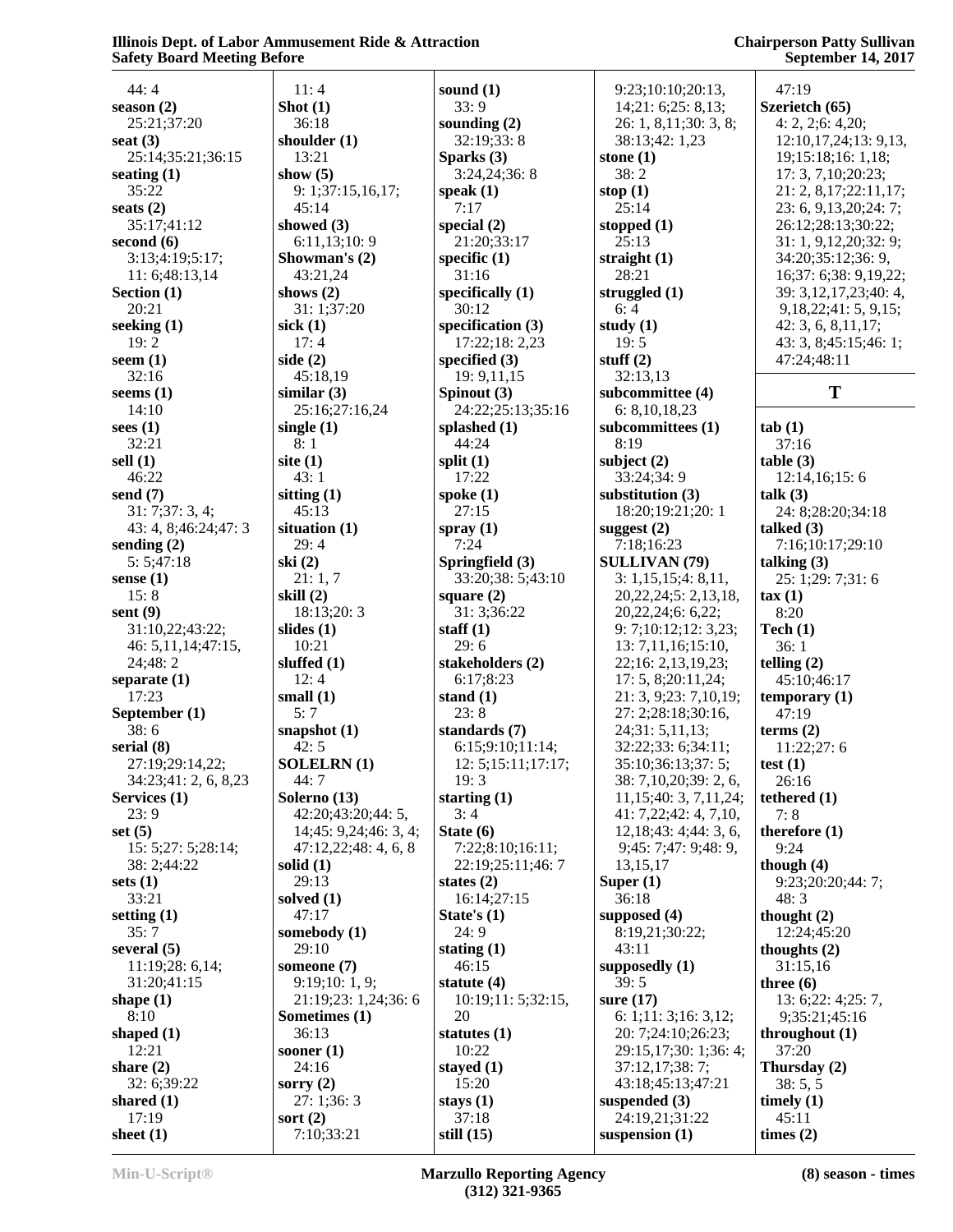44: 4
**season (2)**
25:21;37:20
**seat (3)**
25:14;35:21;36:15
**seating (1)**
35:22
**seats (2)**
35:17;41:12
**second (6)**
3:13;4:19;5:17;
11: 6;48:13,14
**Section (1)**
20:21
**seeking (1)**
19: 2
**seem (1)**
32:16
**seems (1)**
14:10
**sees (1)**
32:21
**sell (1)**
46:22
**send (7)**
31: 7;37: 3, 4;
43: 4, 8;46:24;47: 3
**sending (2)**
5: 5;47:18
**sense (1)**
15: 8
**sent (9)**
31:10,22;43:22;
46: 5,11,14;47:15,
24;48: 2
**separate (1)**
17:23
**September (1)**
38: 6
**serial (8)**
27:19;29:14,22;
34:23;41: 2, 6, 8,23
**Services (1)**
23: 9
**set (5)**
15: 5;27: 5;28:14;
38: 2;44:22
**sets (1)**
33:21
**setting (1)**
35: 7
**several (5)**
11:19;28: 6,14;
31:20;41:15
**shape (1)**
8:10
**shaped (1)**
12:21
**share (2)**
32: 6;39:22
**shared (1)**
17:19
**sheet (1)**
11: 4
**Shot (1)**
36:18
**shoulder (1)**
13:21
**show (5)**
9: 1;37:15,16,17;
45:14
**showed (3)**
6:11,13;10: 9
**Showman's (2)**
43:21,24
**shows (2)**
31: 1;37:20
**sick (1)**
17: 4
**side (2)**
45:18,19
**similar (3)**
25:16;27:16,24
**single (1)**
8: 1
**site (1)**
43: 1
**sitting (1)**
45:13
**situation (1)**
29: 4
**ski (2)**
21: 1, 7
**skill (2)**
18:13;20: 3
**slides (1)**
10:21
**sluffed (1)**
12: 4
**small (1)**
5: 7
**snapshot (1)**
42: 5
**SOLELRN (1)**
44: 7
**Solerno (13)**
42:20;43:20;44: 5,
14;45: 9,24;46: 3, 4;
47:12,22;48: 4, 6, 8
**solid (1)**
29:13
**solved (1)**
47:17
**somebody (1)**
29:10
**someone (7)**
9:19;10: 1, 9;
21:19;23: 1,24;36: 6
**Sometimes (1)**
36:13
**sooner (1)**
24:16
**sorry (2)**
27: 1;36: 3
**sort (2)**
7:10;33:21
**sound (1)**
33: 9
**sounding (2)**
32:19;33: 8
**Sparks (3)**
3:24,24;36: 8
**speak (1)**
7:17
**special (2)**
21:20;33:17
**specific (1)**
31:16
**specifically (1)**
30:12
**specification (3)**
17:22;18: 2,23
**specified (3)**
19: 9,11,15
**Spinout (3)**
24:22;25:13;35:16
**splashed (1)**
44:24
**split (1)**
17:22
**spoke (1)**
27:15
**spray (1)**
7:24
**Springfield (3)**
33:20;38: 5;43:10
**square (2)**
31: 3;36:22
**staff (1)**
29: 6
**stakeholders (2)**
6:17;8:23
**stand (1)**
23: 8
**standards (7)**
6:15;9:10;11:14;
12: 5;15:11;17:17;
19: 3
**starting (1)**
3: 4
**State (6)**
7:22;8:10;16:11;
22:19;25:11;46: 7
**states (2)**
16:14;27:15
**State's (1)**
24: 9
**stating (1)**
46:15
**statute (4)**
10:19;11: 5;32:15,
20
**statutes (1)**
10:22
**stayed (1)**
15:20
**stays (1)**
37:18
**still (15)**
9:23;10:10;20:13,
14;21: 6;25: 8,13;
26: 1, 8,11;30: 3, 8;
38:13;42: 1,23
**stone (1)**
38: 2
**stop (1)**
25:14
**stopped (1)**
25:13
**straight (1)**
28:21
**struggled (1)**
6: 4
**study (1)**
19: 5
**stuff (2)**
32:13,13
**subcommittee (4)**
6: 8,10,18,23
**subcommittees (1)**
8:19
**subject (2)**
33:24;34: 9
**substitution (3)**
18:20;19:21;20: 1
**suggest (2)**
7:18;16:23
**SULLIVAN (79)**
3: 1,15,15;4: 8,11,
20,22,24;5: 2,13,18,
20,22,24;6: 6,22;
9: 7;10:12;12: 3,23;
13: 7,11,16;15:10,
22;16: 2,13,19,23;
17: 5, 8;20:11,24;
21: 3, 9;23: 7,10,19;
27: 2;28:18;30:16,
24;31: 5,11,13;
32:22;33: 6;34:11;
35:10;36:13;37: 5;
38: 7,10,20;39: 2, 6,
11,15;40: 3, 7,11,24;
41: 7,22;42: 4, 7,10,
12,18;43: 4;44: 3, 6,
9;45: 7;47: 9;48: 9,
13,15,17
**Super (1)**
36:18
**supposed (4)**
8:19,21;30:22;
43:11
**supposedly (1)**
39: 5
**sure (17)**
6: 1;11: 3;16: 3,12;
20: 7;24:10;26:23;
29:15,17;30: 1;36: 4;
37:12,17;38: 7;
43:18;45:13;47:21
**suspended (3)**
24:19,21;31:22
**suspension (1)**
47:19
**Szerietch (65)**
4: 2, 2;6: 4,20;
12:10,17,24;13: 9,13,
19;15:18;16: 1,18;
17: 3, 7,10;20:23;
21: 2, 8,17;22:11,17;
23: 6, 9,13,20;24: 7;
26:12;28:13;30:22;
31: 1, 9,12,20;32: 9;
34:20;35:12;36: 9,
16;37: 6;38: 9,19,22;
39: 3,12,17,23;40: 4,
9,18,22;41: 5, 9,15;
42: 3, 6, 8,11,17;
43: 3, 8;45:15;46: 1;
47:24;48:11

## T

**tab (1)**
37:16
**table (3)**
12:14,16;15: 6
**talk (3)**
24: 8;28:20;34:18
**talked (3)**
7:16;10:17;29:10
**talking (3)**
25: 1;29: 7;31: 6
**tax (1)**
8:20
**Tech (1)**
36: 1
**telling (2)**
45:10;46:17
**temporary (1)**
47:19
**terms (2)**
11:22;27: 6
**test (1)**
26:16
**tethered (1)**
7: 8
**therefore (1)**
9:24
**though (4)**
9:23;20:20;44: 7;
48: 3
**thought (2)**
12:24;45:20
**thoughts (2)**
31:15,16
**three (6)**
13: 6;22: 4;25: 7,
9;35:21;45:16
**throughout (1)**
37:20
**Thursday (2)**
38: 5, 5
**timely (1)**
45:11
**times (2)**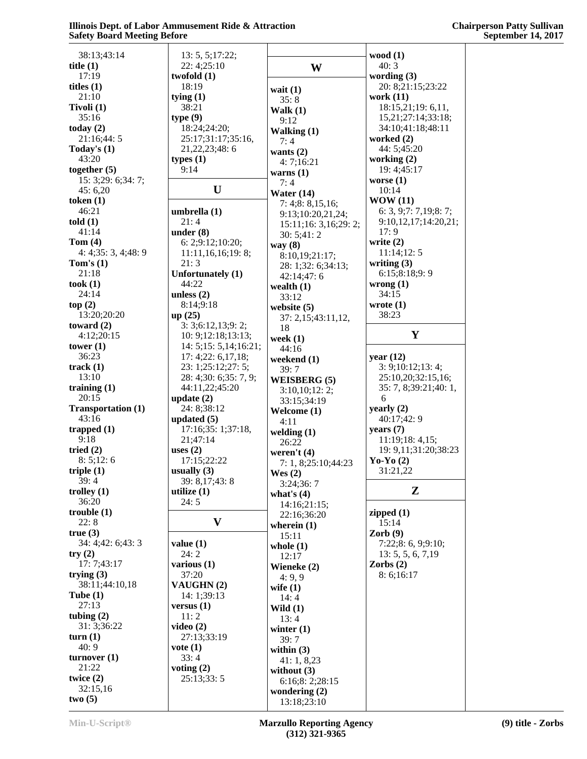38:13;43:14
**title (1)**
17:19
**titles (1)**
21:10
**Tivoli (1)**
35:16
**today (2)**
21:16;44: 5
**Today's (1)**
43:20
**together (5)**
15: 3;29: 6;34: 7;
45: 6,20
**token (1)**
46:21
**told (1)**
41:14
**Tom (4)**
4: 4;35: 3, 4;48: 9
**Tom's (1)**
21:18
**took (1)**
24:14
**top (2)**
13:20;20:20
**toward (2)**
4:12;20:15
**tower (1)**
36:23
**track (1)**
13:10
**training (1)**
20:15
**Transportation (1)**
43:16
**trapped (1)**
9:18
**tried (2)**
8: 5;12: 6
**triple (1)**
39: 4
**trolley (1)**
36:20
**trouble (1)**
22: 8
**true (3)**
34: 4;42: 6;43: 3
**try (2)**
17: 7;43:17
**trying (3)**
38:11;44:10,18
**Tube (1)**
27:13
**tubing (2)**
31: 3;36:22
**turn (1)**
40: 9
**turnover (1)**
21:22
**twice (2)**
32:15,16
**two (5)**
13: 5, 5;17:22;
22: 4;25:10
**twofold (1)**
18:19
**tying (1)**
38:21
**type (9)**
18:24;24:20;
25:17;31:17;35:16,
21,22,23;48: 6
**types (1)**
9:14

## U

**umbrella (1)**
21: 4
**under (8)**
6: 2;9:12;10:20;
11:11,16,16;19: 8;
21: 3
**Unfortunately (1)**
44:22
**unless (2)**
8:14;9:18
**up (25)**
3: 3;6:12,13;9: 2;
10: 9;12:18;13:13;
14: 5;15: 5,14;16:21;
17: 4;22: 6,17,18;
23: 1;25:12;27: 5;
28: 4;30: 6;35: 7, 9;
44:11,22;45:20
**update (2)**
24: 8;38:12
**updated (5)**
17:16;35: 1;37:18,
21;47:14
**uses (2)**
17:15;22:22
**usually (3)**
39: 8,17;43: 8
**utilize (1)**
24: 5

## V

**value (1)**
24: 2
**various (1)**
37:20
**VAUGHN (2)**
14: 1;39:13
**versus (1)**
11: 2
**video (2)**
27:13;33:19
**vote (1)**
33: 4
**voting (2)**
25:13;33: 5

## W

**wait (1)**
35: 8
**Walk (1)**
9:12
**Walking (1)**
7: 4
**wants (2)**
4: 7;16:21
**warns (1)**
7: 4
**Water (14)**
7: 4;8: 8,15,16;
9:13;10:20,21,24;
15:11;16: 3,16;29: 2;
30: 5;41: 2
**way (8)**
8:10,19;21:17;
28: 1;32: 6;34:13;
42:14;47: 6
**wealth (1)**
33:12
**website (5)**
37: 2,15;43:11,12,
18
**week (1)**
44:16
**weekend (1)**
39: 7
**WEISBERG (5)**
3:10,10;12: 2;
33:15;34:19
**Welcome (1)**
4:11
**welding (1)**
26:22
**weren't (4)**
7: 1, 8;25:10;44:23
**Wes (2)**
3:24;36: 7
**what's (4)**
14:16;21:15;
22:16;36:20
**wherein (1)**
15:11
**whole (1)**
12:17
**Wieneke (2)**
4: 9, 9
**wife (1)**
14: 4
**Wild (1)**
13: 4
**winter (1)**
39: 7
**within (3)**
41: 1, 8,23
**without (3)**
6:16;8: 2;28:15
**wondering (2)**
13:18;23:10
**wood (1)**
40: 3
**wording (3)**
20: 8;21:15;23:22
**work (11)**
18:15,21;19: 6,11,
15,21;27:14;33:18;
34:10;41:18;48:11
**worked (2)**
44: 5;45:20
**working (2)**
19: 4;45:17
**worse (1)**
10:14
**WOW (11)**
6: 3, 9;7: 7,19;8: 7;
9:10,12,17;14:20,21;
17: 9
**write (2)**
11:14;12: 5
**writing (3)**
6:15;8:18;9: 9
**wrong (1)**
34:15
**wrote (1)**
38:23

## Y

**year (12)**
3: 9;10:12;13: 4;
25:10,20;32:15,16;
35: 7, 8;39:21;40: 1,
6
**yearly (2)**
40:17;42: 9
**years (7)**
11:19;18: 4,15;
19: 9,11;31:20;38:23
**Yo-Yo (2)**
31:21,22

## Z

**zipped (1)**
15:14
**Zorb (9)**
7:22;8: 6, 9;9:10;
13: 5, 5, 6, 7,19
**Zorbs (2)**
8: 6;16:17